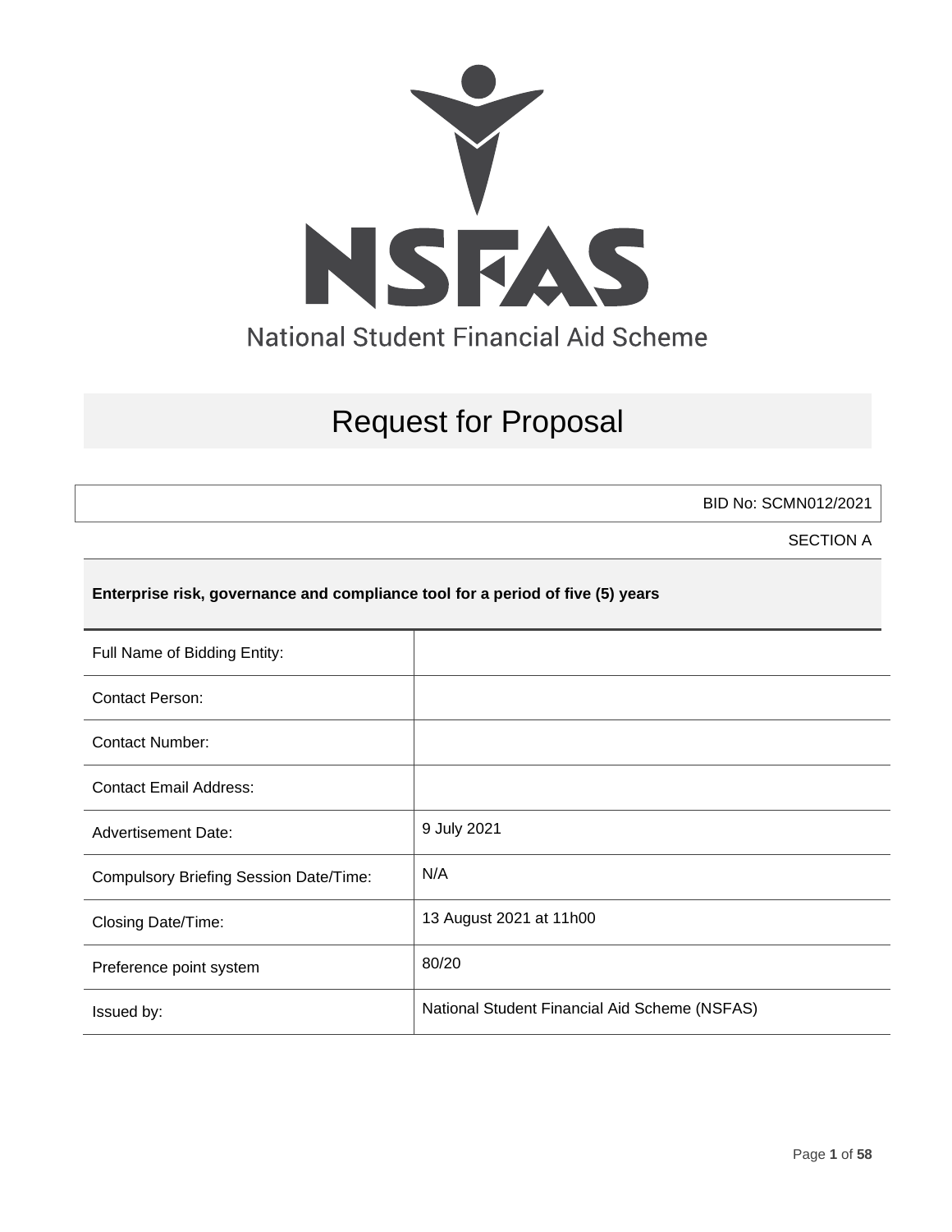NSFAS

National Student Financial Aid Scheme

# Request for Proposal

BID No: SCMN012/2021

SECTION A

**Enterprise risk, governance and compliance tool for a period of five (5) years**

| | |
|---|---|
| Full Name of Bidding Entity: | |
| Contact Person: | |
| Contact Number: | |
| Contact Email Address: | |
| Advertisement Date: | 9 July 2021 |
| Compulsory Briefing Session Date/Time: | N/A |
| Closing Date/Time: | 13 August 2021 at 11h00 |
| Preference point system | 80/20 |
| Issued by: | National Student Financial Aid Scheme (NSFAS) |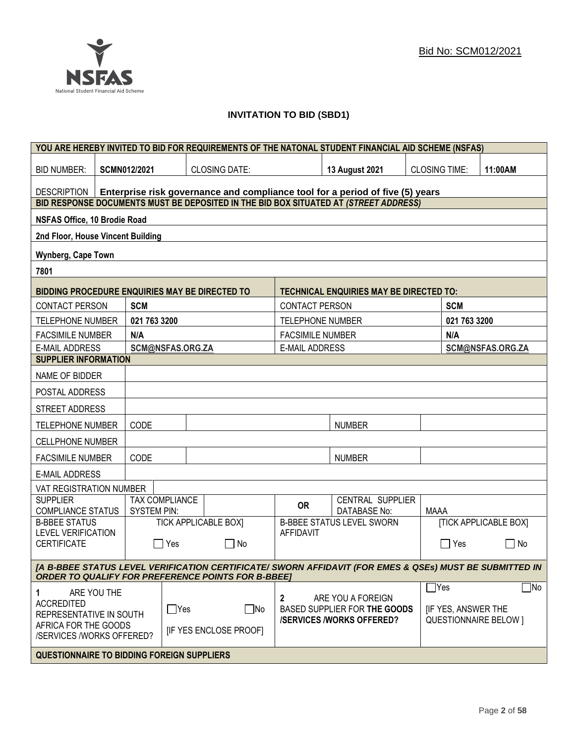Bid No: SCM012/2021

# INVITATION TO BID (SBD1)

| YOU ARE HEREBY INVITED TO BID FOR REQUIREMENTS OF THE NATONAL STUDENT FINANCIAL AID SCHEME (NSFAS) | | | | | |
|---|---|---|---|---|---|
| BID NUMBER: | **SCMN012/2021** | CLOSING DATE: | **13 August 2021** | CLOSING TIME: | **11:00AM** |
| DESCRIPTION | **Enterprise risk governance and compliance tool for a period of five (5) years** | | | | |

**BID RESPONSE DOCUMENTS MUST BE DEPOSITED IN THE BID BOX SITUATED AT *(STREET ADDRESS)***

**NSFAS Office, 10 Brodie Road**

**2nd Floor, House Vincent Building**

**Wynberg, Cape Town**

**7801**

| BIDDING PROCEDURE ENQUIRIES MAY BE DIRECTED TO | | TECHNICAL ENQUIRIES MAY BE DIRECTED TO: | |
|---|---|---|---|
| CONTACT PERSON | **SCM** | CONTACT PERSON | **SCM** |
| TELEPHONE NUMBER | **021 763 3200** | TELEPHONE NUMBER | **021 763 3200** |
| FACSIMILE NUMBER | **N/A** | FACSIMILE NUMBER | **N/A** |
| E-MAIL ADDRESS | **SCM@NSFAS.ORG.ZA** | E-MAIL ADDRESS | **SCM@NSFAS.ORG.ZA** |

**SUPPLIER INFORMATION**

| | | | | |
|---|---|---|---|---|
| NAME OF BIDDER | | | | |
| POSTAL ADDRESS | | | | |
| STREET ADDRESS | | | | |
| TELEPHONE NUMBER | CODE | | NUMBER | |
| CELLPHONE NUMBER | | | | |
| FACSIMILE NUMBER | CODE | | NUMBER | |
| E-MAIL ADDRESS | | | | |
| VAT REGISTRATION NUMBER | | | | |
| SUPPLIER COMPLIANCE STATUS | TAX COMPLIANCE SYSTEM PIN: | | **OR** CENTRAL SUPPLIER DATABASE No: | MAAA |
| B-BBEE STATUS LEVEL VERIFICATION CERTIFICATE | TICK APPLICABLE BOX] ☐ Yes ☐ No | | B-BBEE STATUS LEVEL SWORN AFFIDAVIT | [TICK APPLICABLE BOX] ☐ Yes ☐ No |

***[A B-BBEE STATUS LEVEL VERIFICATION CERTIFICATE/ SWORN AFFIDAVIT (FOR EMES & QSEs) MUST BE SUBMITTED IN ORDER TO QUALIFY FOR PREFERENCE POINTS FOR B-BBEE]***

| | | | |
|---|---|---|---|
| **1** ARE YOU THE ACCREDITED REPRESENTATIVE IN SOUTH AFRICA FOR THE GOODS /SERVICES /WORKS OFFERED? | ☐Yes ☐No [IF YES ENCLOSE PROOF] | **2** ARE YOU A FOREIGN BASED SUPPLIER FOR **THE GOODS /SERVICES /WORKS OFFERED?** | ☐Yes ☐No [IF YES, ANSWER THE QUESTIONNAIRE BELOW ] |

**QUESTIONNAIRE TO BIDDING FOREIGN SUPPLIERS**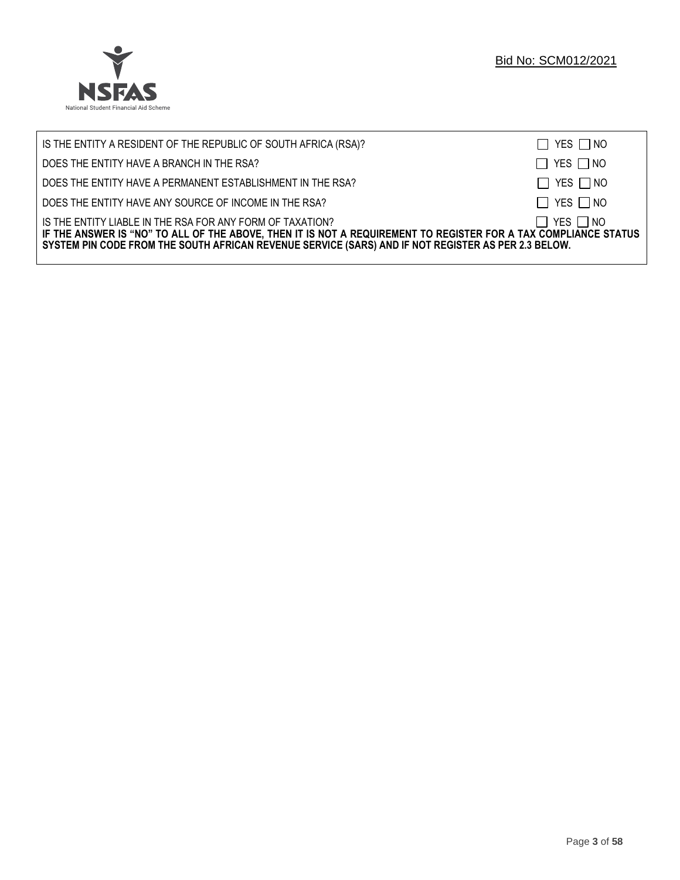| | |
|---|---|
| IS THE ENTITY A RESIDENT OF THE REPUBLIC OF SOUTH AFRICA (RSA)? | ☐ YES ☐ NO |
| DOES THE ENTITY HAVE A BRANCH IN THE RSA? | ☐ YES ☐ NO |
| DOES THE ENTITY HAVE A PERMANENT ESTABLISHMENT IN THE RSA? | ☐ YES ☐ NO |
| DOES THE ENTITY HAVE ANY SOURCE OF INCOME IN THE RSA? | ☐ YES ☐ NO |
| IS THE ENTITY LIABLE IN THE RSA FOR ANY FORM OF TAXATION? | ☐ YES ☐ NO |

**IF THE ANSWER IS "NO" TO ALL OF THE ABOVE, THEN IT IS NOT A REQUIREMENT TO REGISTER FOR A TAX COMPLIANCE STATUS SYSTEM PIN CODE FROM THE SOUTH AFRICAN REVENUE SERVICE (SARS) AND IF NOT REGISTER AS PER 2.3 BELOW.**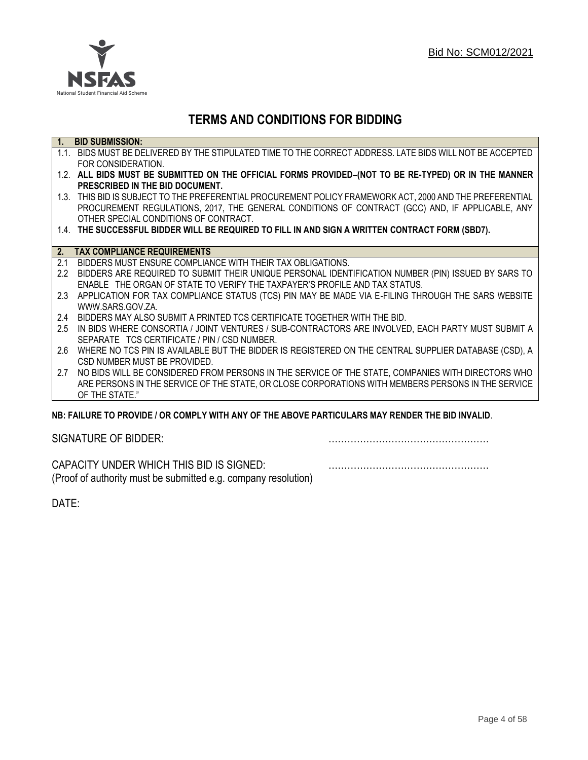Bid No: SCM012/2021

# TERMS AND CONDITIONS FOR BIDDING

**1. BID SUBMISSION:**

1.1. BIDS MUST BE DELIVERED BY THE STIPULATED TIME TO THE CORRECT ADDRESS. LATE BIDS WILL NOT BE ACCEPTED FOR CONSIDERATION.

1.2. **ALL BIDS MUST BE SUBMITTED ON THE OFFICIAL FORMS PROVIDED–(NOT TO BE RE-TYPED) OR IN THE MANNER PRESCRIBED IN THE BID DOCUMENT.**

1.3. THIS BID IS SUBJECT TO THE PREFERENTIAL PROCUREMENT POLICY FRAMEWORK ACT, 2000 AND THE PREFERENTIAL PROCUREMENT REGULATIONS, 2017, THE GENERAL CONDITIONS OF CONTRACT (GCC) AND, IF APPLICABLE, ANY OTHER SPECIAL CONDITIONS OF CONTRACT.

1.4. **THE SUCCESSFUL BIDDER WILL BE REQUIRED TO FILL IN AND SIGN A WRITTEN CONTRACT FORM (SBD7).**

**2. TAX COMPLIANCE REQUIREMENTS**

2.1 BIDDERS MUST ENSURE COMPLIANCE WITH THEIR TAX OBLIGATIONS.

2.2 BIDDERS ARE REQUIRED TO SUBMIT THEIR UNIQUE PERSONAL IDENTIFICATION NUMBER (PIN) ISSUED BY SARS TO ENABLE THE ORGAN OF STATE TO VERIFY THE TAXPAYER'S PROFILE AND TAX STATUS.

2.3 APPLICATION FOR TAX COMPLIANCE STATUS (TCS) PIN MAY BE MADE VIA E-FILING THROUGH THE SARS WEBSITE WWW.SARS.GOV.ZA.

2.4 BIDDERS MAY ALSO SUBMIT A PRINTED TCS CERTIFICATE TOGETHER WITH THE BID.

2.5 IN BIDS WHERE CONSORTIA / JOINT VENTURES / SUB-CONTRACTORS ARE INVOLVED, EACH PARTY MUST SUBMIT A SEPARATE TCS CERTIFICATE / PIN / CSD NUMBER.

2.6 WHERE NO TCS PIN IS AVAILABLE BUT THE BIDDER IS REGISTERED ON THE CENTRAL SUPPLIER DATABASE (CSD), A CSD NUMBER MUST BE PROVIDED.

2.7 NO BIDS WILL BE CONSIDERED FROM PERSONS IN THE SERVICE OF THE STATE, COMPANIES WITH DIRECTORS WHO ARE PERSONS IN THE SERVICE OF THE STATE, OR CLOSE CORPORATIONS WITH MEMBERS PERSONS IN THE SERVICE OF THE STATE."

**NB: FAILURE TO PROVIDE / OR COMPLY WITH ANY OF THE ABOVE PARTICULARS MAY RENDER THE BID INVALID**.

SIGNATURE OF BIDDER: ……………………………………………

CAPACITY UNDER WHICH THIS BID IS SIGNED: ……………………………………………
(Proof of authority must be submitted e.g. company resolution)

DATE: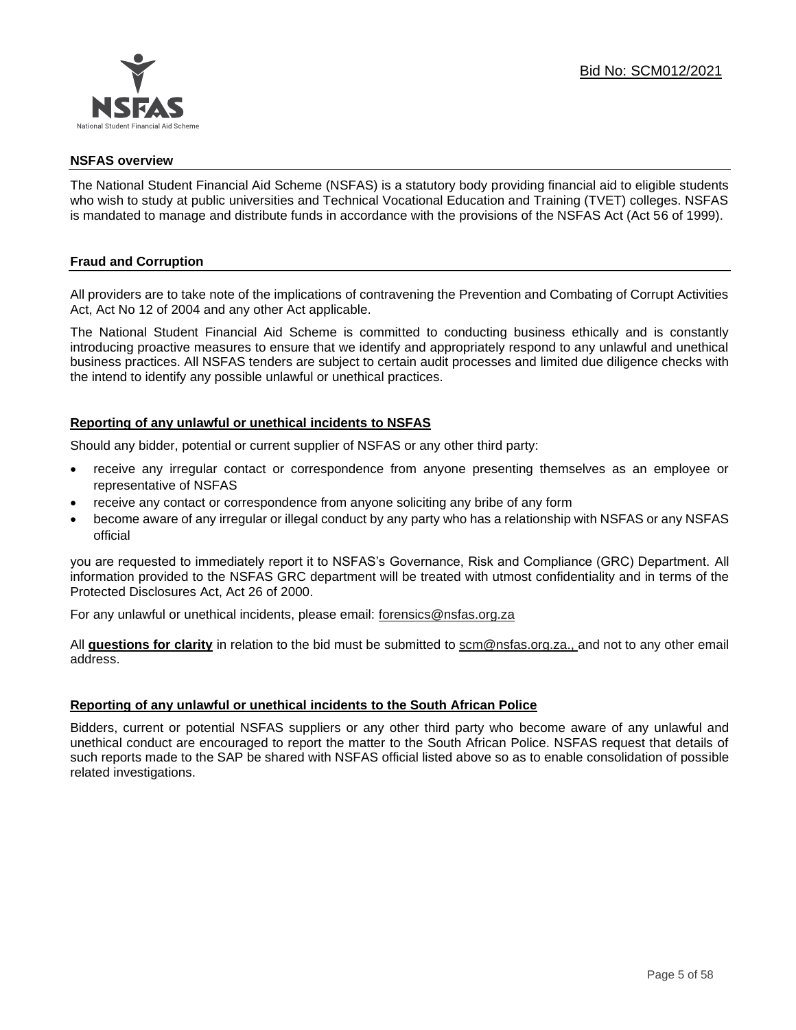Bid No: SCM012/2021

## NSFAS overview

The National Student Financial Aid Scheme (NSFAS) is a statutory body providing financial aid to eligible students who wish to study at public universities and Technical Vocational Education and Training (TVET) colleges. NSFAS is mandated to manage and distribute funds in accordance with the provisions of the NSFAS Act (Act 56 of 1999).

## Fraud and Corruption

All providers are to take note of the implications of contravening the Prevention and Combating of Corrupt Activities Act, Act No 12 of 2004 and any other Act applicable.

The National Student Financial Aid Scheme is committed to conducting business ethically and is constantly introducing proactive measures to ensure that we identify and appropriately respond to any unlawful and unethical business practices. All NSFAS tenders are subject to certain audit processes and limited due diligence checks with the intend to identify any possible unlawful or unethical practices.

### Reporting of any unlawful or unethical incidents to NSFAS

Should any bidder, potential or current supplier of NSFAS or any other third party:

- receive any irregular contact or correspondence from anyone presenting themselves as an employee or representative of NSFAS
- receive any contact or correspondence from anyone soliciting any bribe of any form
- become aware of any irregular or illegal conduct by any party who has a relationship with NSFAS or any NSFAS official

you are requested to immediately report it to NSFAS's Governance, Risk and Compliance (GRC) Department. All information provided to the NSFAS GRC department will be treated with utmost confidentiality and in terms of the Protected Disclosures Act, Act 26 of 2000.

For any unlawful or unethical incidents, please email: forensics@nsfas.org.za

All **questions for clarity** in relation to the bid must be submitted to scm@nsfas.org.za., and not to any other email address.

### Reporting of any unlawful or unethical incidents to the South African Police

Bidders, current or potential NSFAS suppliers or any other third party who become aware of any unlawful and unethical conduct are encouraged to report the matter to the South African Police. NSFAS request that details of such reports made to the SAP be shared with NSFAS official listed above so as to enable consolidation of possible related investigations.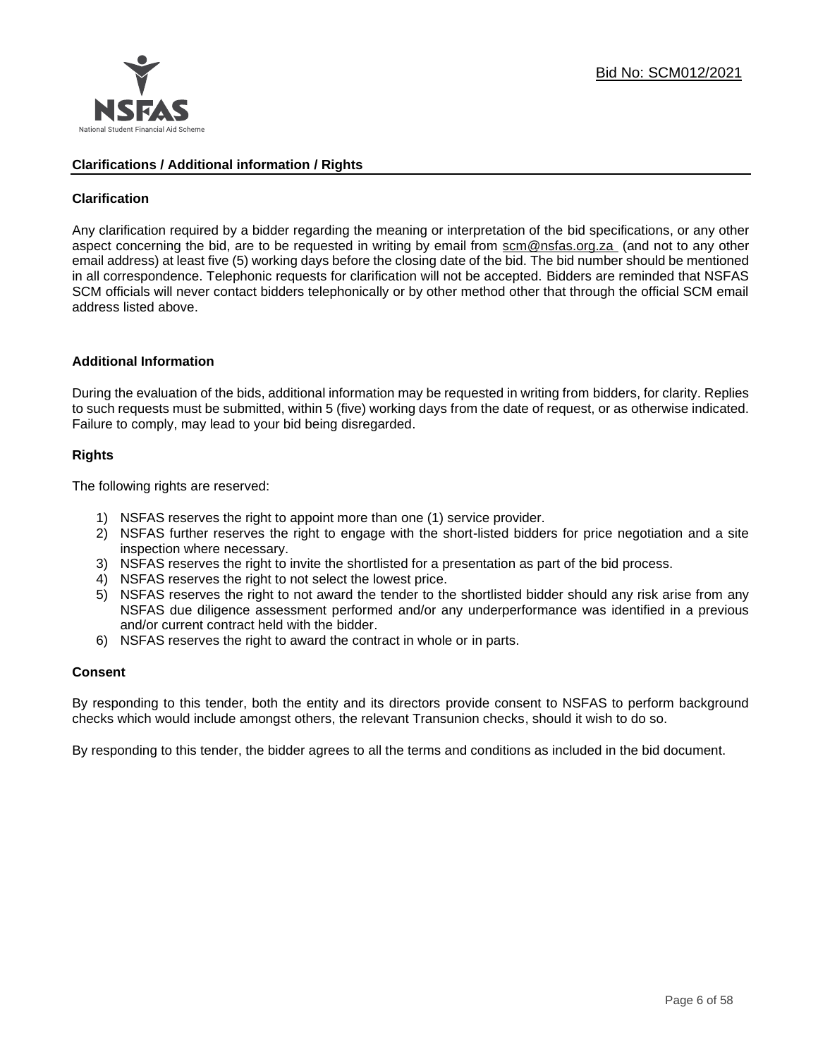## Clarifications / Additional information / Rights

### Clarification

Any clarification required by a bidder regarding the meaning or interpretation of the bid specifications, or any other aspect concerning the bid, are to be requested in writing by email from scm@nsfas.org.za (and not to any other email address) at least five (5) working days before the closing date of the bid. The bid number should be mentioned in all correspondence. Telephonic requests for clarification will not be accepted. Bidders are reminded that NSFAS SCM officials will never contact bidders telephonically or by other method other that through the official SCM email address listed above.

### Additional Information

During the evaluation of the bids, additional information may be requested in writing from bidders, for clarity. Replies to such requests must be submitted, within 5 (five) working days from the date of request, or as otherwise indicated. Failure to comply, may lead to your bid being disregarded.

### Rights

The following rights are reserved:

1) NSFAS reserves the right to appoint more than one (1) service provider.
2) NSFAS further reserves the right to engage with the short-listed bidders for price negotiation and a site inspection where necessary.
3) NSFAS reserves the right to invite the shortlisted for a presentation as part of the bid process.
4) NSFAS reserves the right to not select the lowest price.
5) NSFAS reserves the right to not award the tender to the shortlisted bidder should any risk arise from any NSFAS due diligence assessment performed and/or any underperformance was identified in a previous and/or current contract held with the bidder.
6) NSFAS reserves the right to award the contract in whole or in parts.

### Consent

By responding to this tender, both the entity and its directors provide consent to NSFAS to perform background checks which would include amongst others, the relevant Transunion checks, should it wish to do so.

By responding to this tender, the bidder agrees to all the terms and conditions as included in the bid document.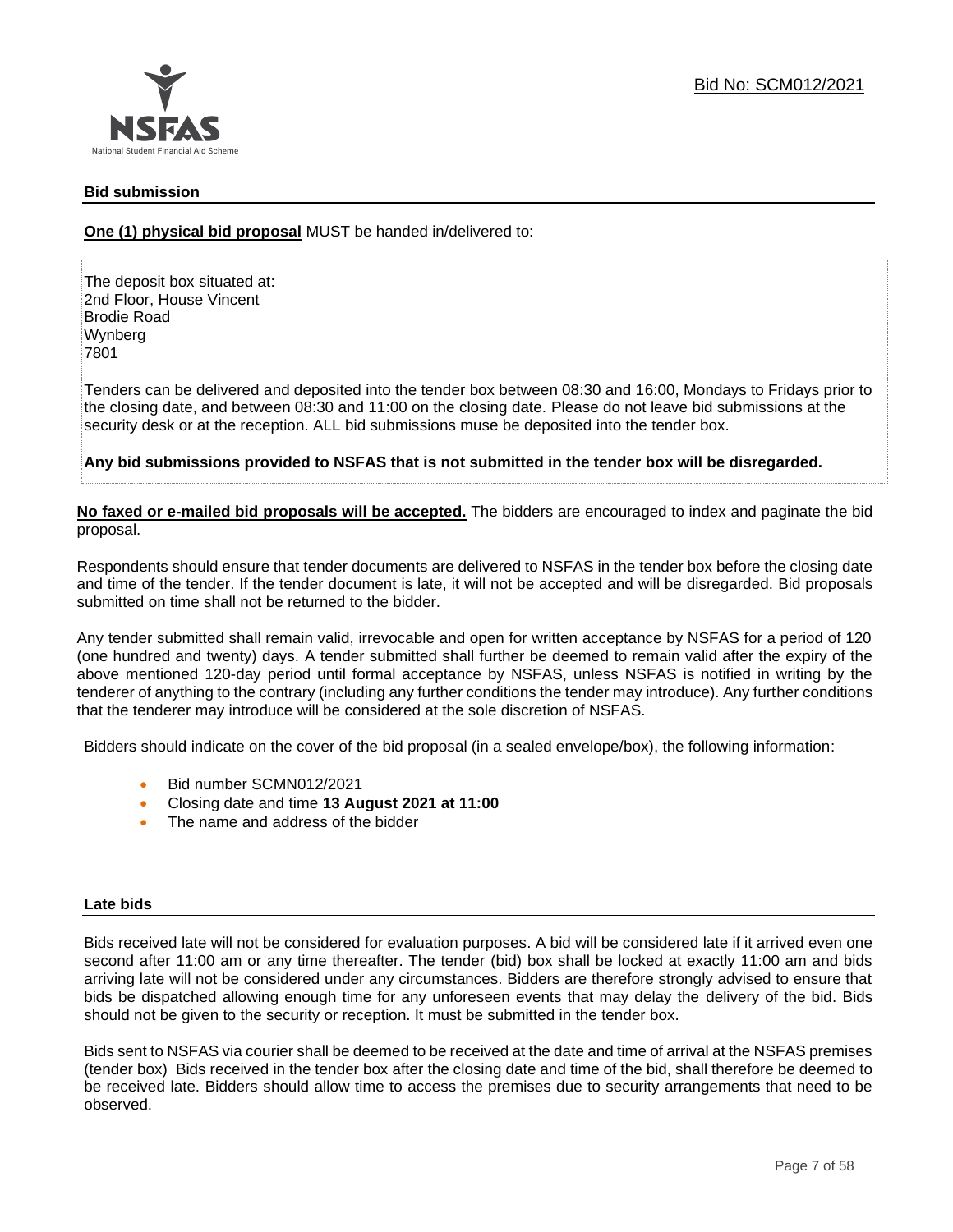Bid No: SCM012/2021

## Bid submission

**One (1) physical bid proposal** MUST be handed in/delivered to:

The deposit box situated at:
2nd Floor, House Vincent
Brodie Road
Wynberg
7801

Tenders can be delivered and deposited into the tender box between 08:30 and 16:00, Mondays to Fridays prior to the closing date, and between 08:30 and 11:00 on the closing date. Please do not leave bid submissions at the security desk or at the reception. ALL bid submissions muse be deposited into the tender box.

**Any bid submissions provided to NSFAS that is not submitted in the tender box will be disregarded.**

**No faxed or e-mailed bid proposals will be accepted.** The bidders are encouraged to index and paginate the bid proposal.

Respondents should ensure that tender documents are delivered to NSFAS in the tender box before the closing date and time of the tender. If the tender document is late, it will not be accepted and will be disregarded. Bid proposals submitted on time shall not be returned to the bidder.

Any tender submitted shall remain valid, irrevocable and open for written acceptance by NSFAS for a period of 120 (one hundred and twenty) days. A tender submitted shall further be deemed to remain valid after the expiry of the above mentioned 120-day period until formal acceptance by NSFAS, unless NSFAS is notified in writing by the tenderer of anything to the contrary (including any further conditions the tender may introduce). Any further conditions that the tenderer may introduce will be considered at the sole discretion of NSFAS.

Bidders should indicate on the cover of the bid proposal (in a sealed envelope/box), the following information:

- Bid number SCMN012/2021
- Closing date and time **13 August 2021 at 11:00**
- The name and address of the bidder

## Late bids

Bids received late will not be considered for evaluation purposes. A bid will be considered late if it arrived even one second after 11:00 am or any time thereafter. The tender (bid) box shall be locked at exactly 11:00 am and bids arriving late will not be considered under any circumstances. Bidders are therefore strongly advised to ensure that bids be dispatched allowing enough time for any unforeseen events that may delay the delivery of the bid. Bids should not be given to the security or reception. It must be submitted in the tender box.

Bids sent to NSFAS via courier shall be deemed to be received at the date and time of arrival at the NSFAS premises (tender box) Bids received in the tender box after the closing date and time of the bid, shall therefore be deemed to be received late. Bidders should allow time to access the premises due to security arrangements that need to be observed.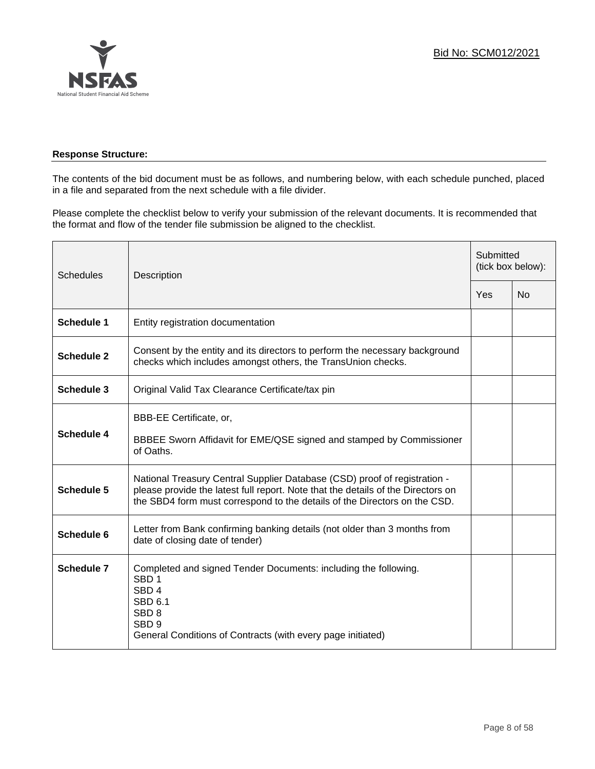Bid No: SCM012/2021

**Response Structure:**

The contents of the bid document must be as follows, and numbering below, with each schedule punched, placed in a file and separated from the next schedule with a file divider.

Please complete the checklist below to verify your submission of the relevant documents. It is recommended that the format and flow of the tender file submission be aligned to the checklist.

| Schedules | Description | Submitted (tick box below): | |
|---|---|---|---|
| | | Yes | No |
| **Schedule 1** | Entity registration documentation | | |
| **Schedule 2** | Consent by the entity and its directors to perform the necessary background checks which includes amongst others, the TransUnion checks. | | |
| **Schedule 3** | Original Valid Tax Clearance Certificate/tax pin | | |
| **Schedule 4** | BBB-EE Certificate, or,<br>BBBEE Sworn Affidavit for EME/QSE signed and stamped by Commissioner of Oaths. | | |
| **Schedule 5** | National Treasury Central Supplier Database (CSD) proof of registration - please provide the latest full report. Note that the details of the Directors on the SBD4 form must correspond to the details of the Directors on the CSD. | | |
| **Schedule 6** | Letter from Bank confirming banking details (not older than 3 months from date of closing date of tender) | | |
| **Schedule 7** | Completed and signed Tender Documents: including the following.<br>SBD 1<br>SBD 4<br>SBD 6.1<br>SBD 8<br>SBD 9<br>General Conditions of Contracts (with every page initiated) | | |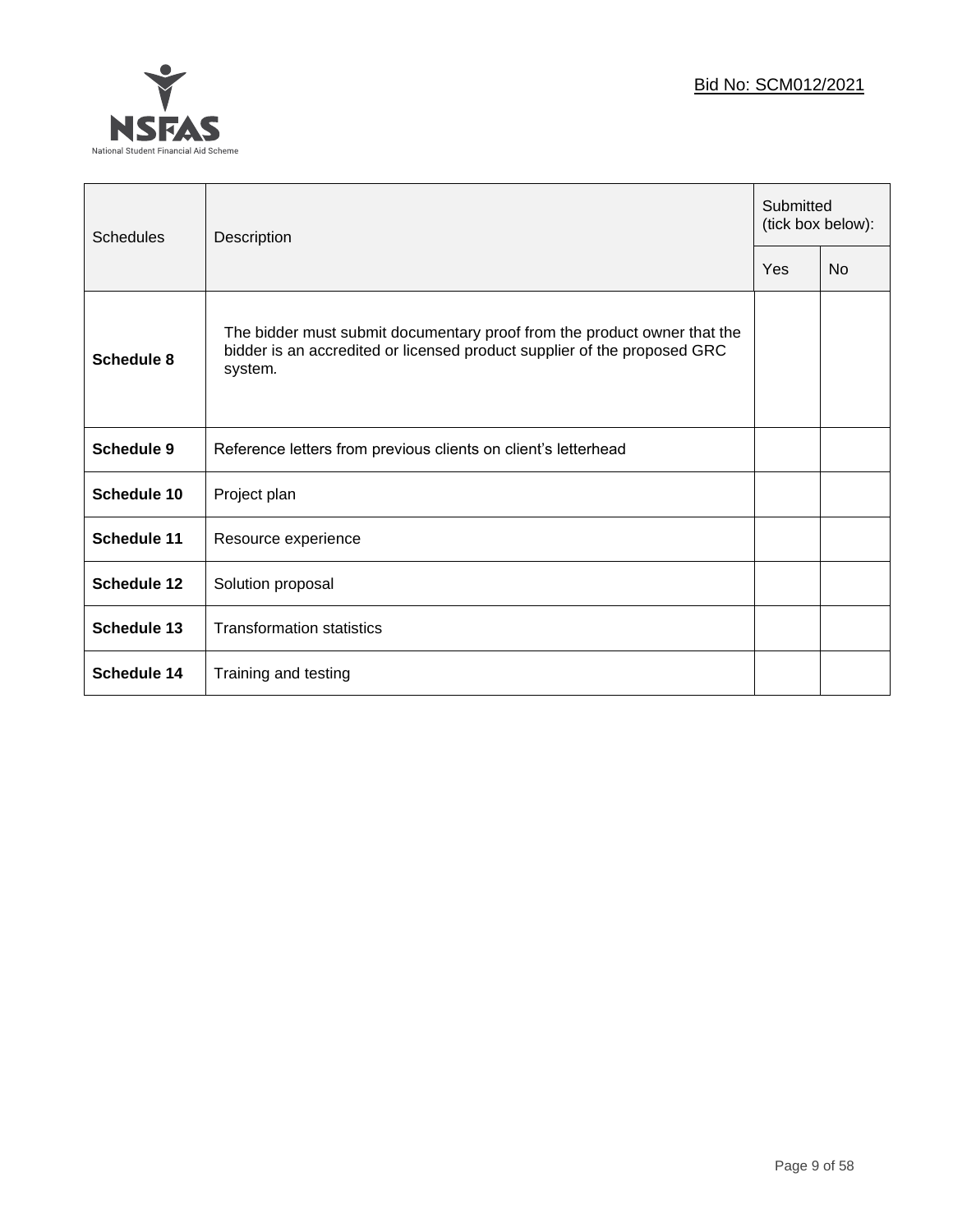| Schedules | Description | Submitted (tick box below): | |
|---|---|---|---|
| | | Yes | No |
| **Schedule 8** | The bidder must submit documentary proof from the product owner that the bidder is an accredited or licensed product supplier of the proposed GRC system. | | |
| **Schedule 9** | Reference letters from previous clients on client's letterhead | | |
| **Schedule 10** | Project plan | | |
| **Schedule 11** | Resource experience | | |
| **Schedule 12** | Solution proposal | | |
| **Schedule 13** | Transformation statistics | | |
| **Schedule 14** | Training and testing | | |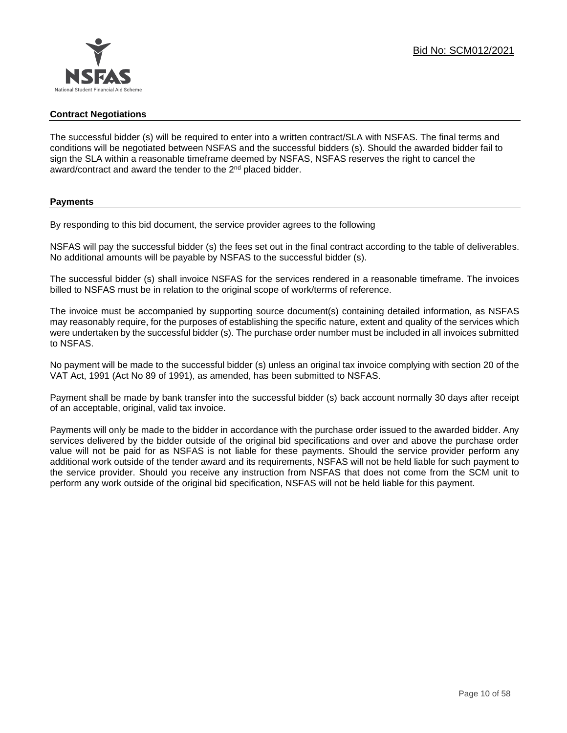## Contract Negotiations

The successful bidder (s) will be required to enter into a written contract/SLA with NSFAS. The final terms and conditions will be negotiated between NSFAS and the successful bidders (s). Should the awarded bidder fail to sign the SLA within a reasonable timeframe deemed by NSFAS, NSFAS reserves the right to cancel the award/contract and award the tender to the 2nd placed bidder.

## Payments

By responding to this bid document, the service provider agrees to the following

NSFAS will pay the successful bidder (s) the fees set out in the final contract according to the table of deliverables. No additional amounts will be payable by NSFAS to the successful bidder (s).

The successful bidder (s) shall invoice NSFAS for the services rendered in a reasonable timeframe. The invoices billed to NSFAS must be in relation to the original scope of work/terms of reference.

The invoice must be accompanied by supporting source document(s) containing detailed information, as NSFAS may reasonably require, for the purposes of establishing the specific nature, extent and quality of the services which were undertaken by the successful bidder (s). The purchase order number must be included in all invoices submitted to NSFAS.

No payment will be made to the successful bidder (s) unless an original tax invoice complying with section 20 of the VAT Act, 1991 (Act No 89 of 1991), as amended, has been submitted to NSFAS.

Payment shall be made by bank transfer into the successful bidder (s) back account normally 30 days after receipt of an acceptable, original, valid tax invoice.

Payments will only be made to the bidder in accordance with the purchase order issued to the awarded bidder. Any services delivered by the bidder outside of the original bid specifications and over and above the purchase order value will not be paid for as NSFAS is not liable for these payments. Should the service provider perform any additional work outside of the tender award and its requirements, NSFAS will not be held liable for such payment to the service provider. Should you receive any instruction from NSFAS that does not come from the SCM unit to perform any work outside of the original bid specification, NSFAS will not be held liable for this payment.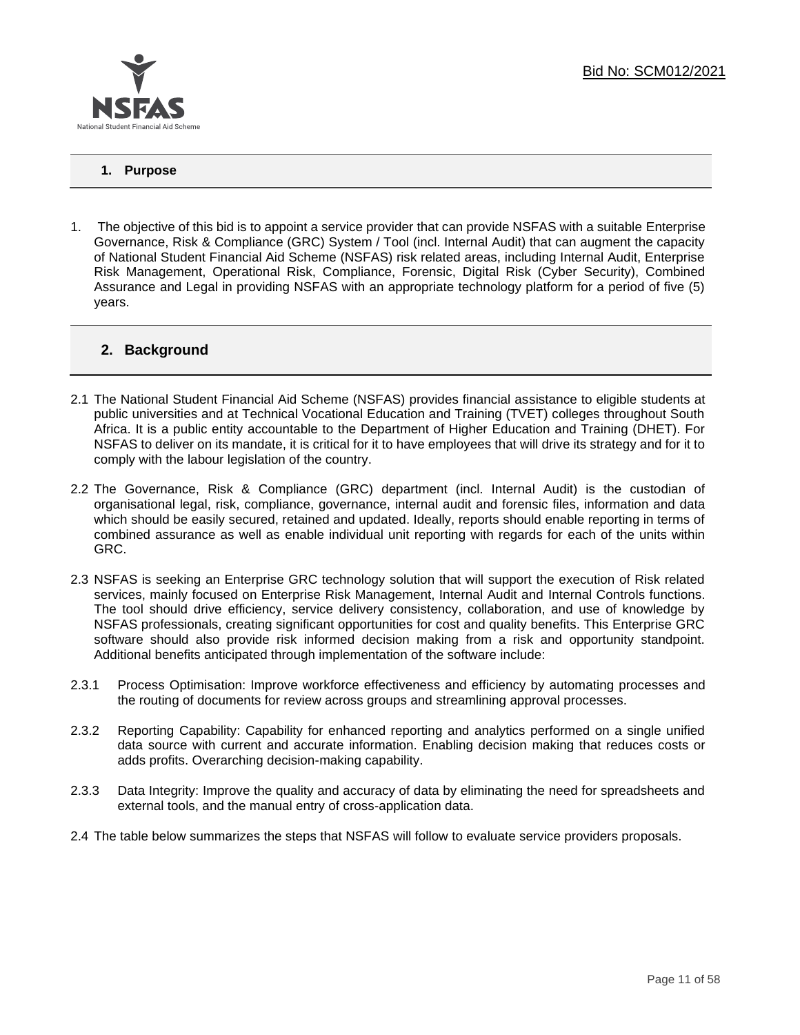## 1. Purpose

1. The objective of this bid is to appoint a service provider that can provide NSFAS with a suitable Enterprise Governance, Risk & Compliance (GRC) System / Tool (incl. Internal Audit) that can augment the capacity of National Student Financial Aid Scheme (NSFAS) risk related areas, including Internal Audit, Enterprise Risk Management, Operational Risk, Compliance, Forensic, Digital Risk (Cyber Security), Combined Assurance and Legal in providing NSFAS with an appropriate technology platform for a period of five (5) years.

## 2. Background

2.1 The National Student Financial Aid Scheme (NSFAS) provides financial assistance to eligible students at public universities and at Technical Vocational Education and Training (TVET) colleges throughout South Africa. It is a public entity accountable to the Department of Higher Education and Training (DHET). For NSFAS to deliver on its mandate, it is critical for it to have employees that will drive its strategy and for it to comply with the labour legislation of the country.

2.2 The Governance, Risk & Compliance (GRC) department (incl. Internal Audit) is the custodian of organisational legal, risk, compliance, governance, internal audit and forensic files, information and data which should be easily secured, retained and updated. Ideally, reports should enable reporting in terms of combined assurance as well as enable individual unit reporting with regards for each of the units within GRC.

2.3 NSFAS is seeking an Enterprise GRC technology solution that will support the execution of Risk related services, mainly focused on Enterprise Risk Management, Internal Audit and Internal Controls functions. The tool should drive efficiency, service delivery consistency, collaboration, and use of knowledge by NSFAS professionals, creating significant opportunities for cost and quality benefits. This Enterprise GRC software should also provide risk informed decision making from a risk and opportunity standpoint. Additional benefits anticipated through implementation of the software include:

2.3.1 Process Optimisation: Improve workforce effectiveness and efficiency by automating processes and the routing of documents for review across groups and streamlining approval processes.

2.3.2 Reporting Capability: Capability for enhanced reporting and analytics performed on a single unified data source with current and accurate information. Enabling decision making that reduces costs or adds profits. Overarching decision-making capability.

2.3.3 Data Integrity: Improve the quality and accuracy of data by eliminating the need for spreadsheets and external tools, and the manual entry of cross-application data.

2.4 The table below summarizes the steps that NSFAS will follow to evaluate service providers proposals.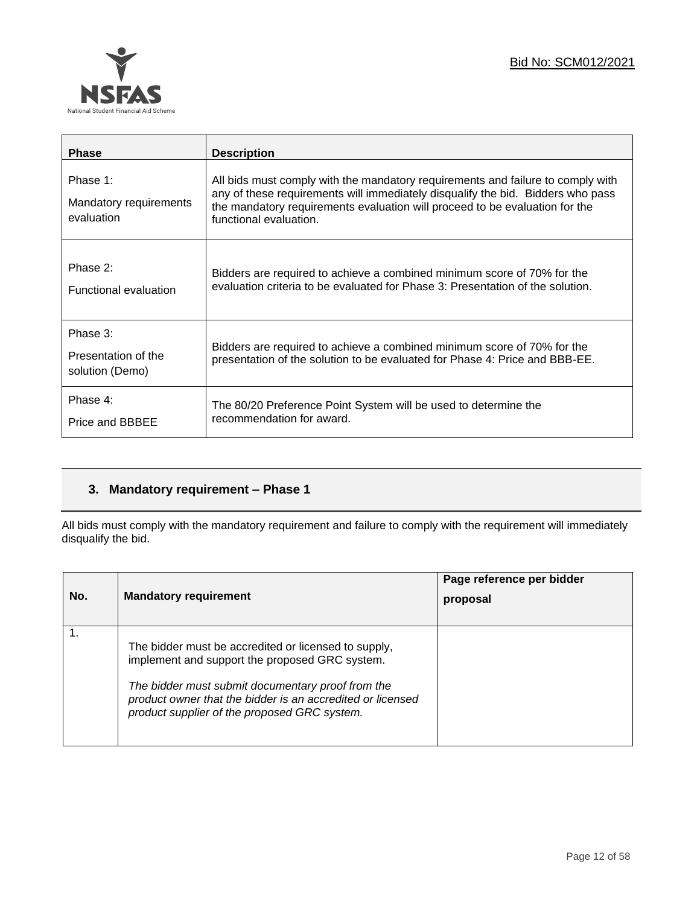| Phase | Description |
| --- | --- |
| Phase 1: Mandatory requirements evaluation | All bids must comply with the mandatory requirements and failure to comply with any of these requirements will immediately disqualify the bid. Bidders who pass the mandatory requirements evaluation will proceed to be evaluation for the functional evaluation. |
| Phase 2: Functional evaluation | Bidders are required to achieve a combined minimum score of 70% for the evaluation criteria to be evaluated for Phase 3: Presentation of the solution. |
| Phase 3: Presentation of the solution (Demo) | Bidders are required to achieve a combined minimum score of 70% for the presentation of the solution to be evaluated for Phase 4: Price and BBB-EE. |
| Phase 4: Price and BBBEE | The 80/20 Preference Point System will be used to determine the recommendation for award. |

## 3. Mandatory requirement – Phase 1

All bids must comply with the mandatory requirement and failure to comply with the requirement will immediately disqualify the bid.

| No. | Mandatory requirement | Page reference per bidder proposal |
| --- | --- | --- |
| 1. | The bidder must be accredited or licensed to supply, implement and support the proposed GRC system. *The bidder must submit documentary proof from the product owner that the bidder is an accredited or licensed product supplier of the proposed GRC system.* | |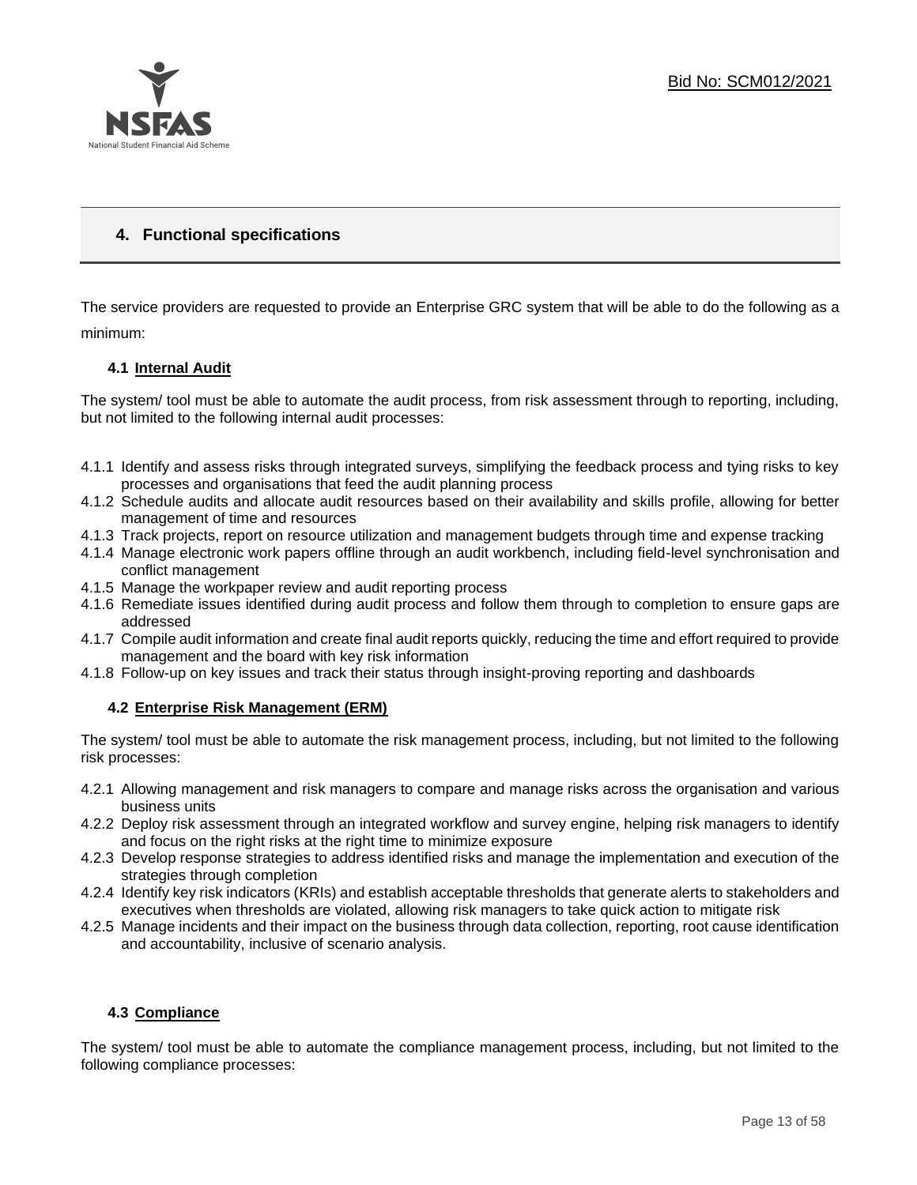## 4. Functional specifications

The service providers are requested to provide an Enterprise GRC system that will be able to do the following as a minimum:

### 4.1 Internal Audit

The system/ tool must be able to automate the audit process, from risk assessment through to reporting, including, but not limited to the following internal audit processes:

- 4.1.1 Identify and assess risks through integrated surveys, simplifying the feedback process and tying risks to key processes and organisations that feed the audit planning process
- 4.1.2 Schedule audits and allocate audit resources based on their availability and skills profile, allowing for better management of time and resources
- 4.1.3 Track projects, report on resource utilization and management budgets through time and expense tracking
- 4.1.4 Manage electronic work papers offline through an audit workbench, including field-level synchronisation and conflict management
- 4.1.5 Manage the workpaper review and audit reporting process
- 4.1.6 Remediate issues identified during audit process and follow them through to completion to ensure gaps are addressed
- 4.1.7 Compile audit information and create final audit reports quickly, reducing the time and effort required to provide management and the board with key risk information
- 4.1.8 Follow-up on key issues and track their status through insight-proving reporting and dashboards

### 4.2 Enterprise Risk Management (ERM)

The system/ tool must be able to automate the risk management process, including, but not limited to the following risk processes:

- 4.2.1 Allowing management and risk managers to compare and manage risks across the organisation and various business units
- 4.2.2 Deploy risk assessment through an integrated workflow and survey engine, helping risk managers to identify and focus on the right risks at the right time to minimize exposure
- 4.2.3 Develop response strategies to address identified risks and manage the implementation and execution of the strategies through completion
- 4.2.4 Identify key risk indicators (KRIs) and establish acceptable thresholds that generate alerts to stakeholders and executives when thresholds are violated, allowing risk managers to take quick action to mitigate risk
- 4.2.5 Manage incidents and their impact on the business through data collection, reporting, root cause identification and accountability, inclusive of scenario analysis.

### 4.3 Compliance

The system/ tool must be able to automate the compliance management process, including, but not limited to the following compliance processes: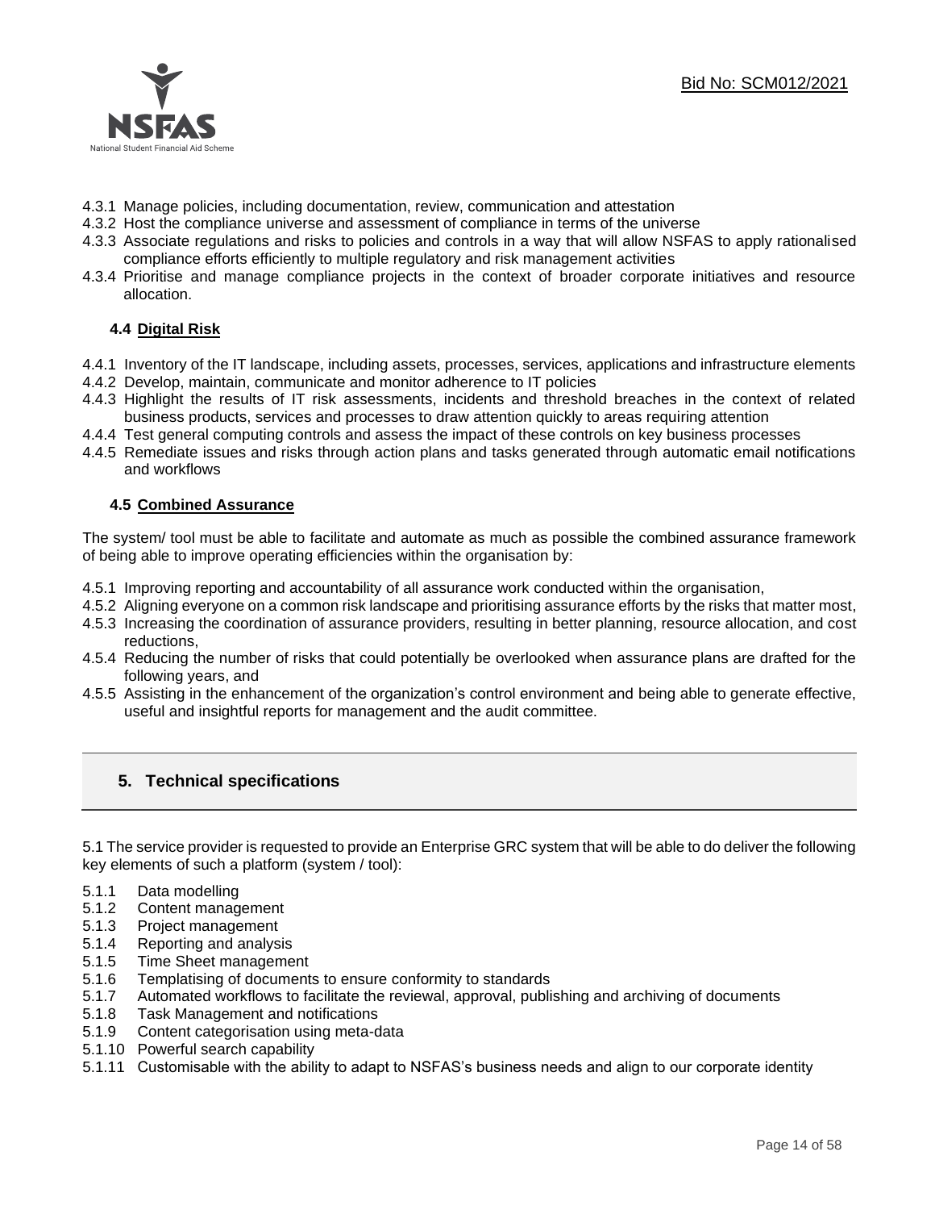4.3.1 Manage policies, including documentation, review, communication and attestation
4.3.2 Host the compliance universe and assessment of compliance in terms of the universe
4.3.3 Associate regulations and risks to policies and controls in a way that will allow NSFAS to apply rationalised compliance efforts efficiently to multiple regulatory and risk management activities
4.3.4 Prioritise and manage compliance projects in the context of broader corporate initiatives and resource allocation.

### 4.4 Digital Risk

4.4.1 Inventory of the IT landscape, including assets, processes, services, applications and infrastructure elements
4.4.2 Develop, maintain, communicate and monitor adherence to IT policies
4.4.3 Highlight the results of IT risk assessments, incidents and threshold breaches in the context of related business products, services and processes to draw attention quickly to areas requiring attention
4.4.4 Test general computing controls and assess the impact of these controls on key business processes
4.4.5 Remediate issues and risks through action plans and tasks generated through automatic email notifications and workflows

### 4.5 Combined Assurance

The system/ tool must be able to facilitate and automate as much as possible the combined assurance framework of being able to improve operating efficiencies within the organisation by:

4.5.1 Improving reporting and accountability of all assurance work conducted within the organisation,
4.5.2 Aligning everyone on a common risk landscape and prioritising assurance efforts by the risks that matter most,
4.5.3 Increasing the coordination of assurance providers, resulting in better planning, resource allocation, and cost reductions,
4.5.4 Reducing the number of risks that could potentially be overlooked when assurance plans are drafted for the following years, and
4.5.5 Assisting in the enhancement of the organization's control environment and being able to generate effective, useful and insightful reports for management and the audit committee.

## 5. Technical specifications

5.1 The service provider is requested to provide an Enterprise GRC system that will be able to do deliver the following key elements of such a platform (system / tool):

5.1.1 Data modelling
5.1.2 Content management
5.1.3 Project management
5.1.4 Reporting and analysis
5.1.5 Time Sheet management
5.1.6 Templatising of documents to ensure conformity to standards
5.1.7 Automated workflows to facilitate the reviewal, approval, publishing and archiving of documents
5.1.8 Task Management and notifications
5.1.9 Content categorisation using meta-data
5.1.10 Powerful search capability
5.1.11 Customisable with the ability to adapt to NSFAS's business needs and align to our corporate identity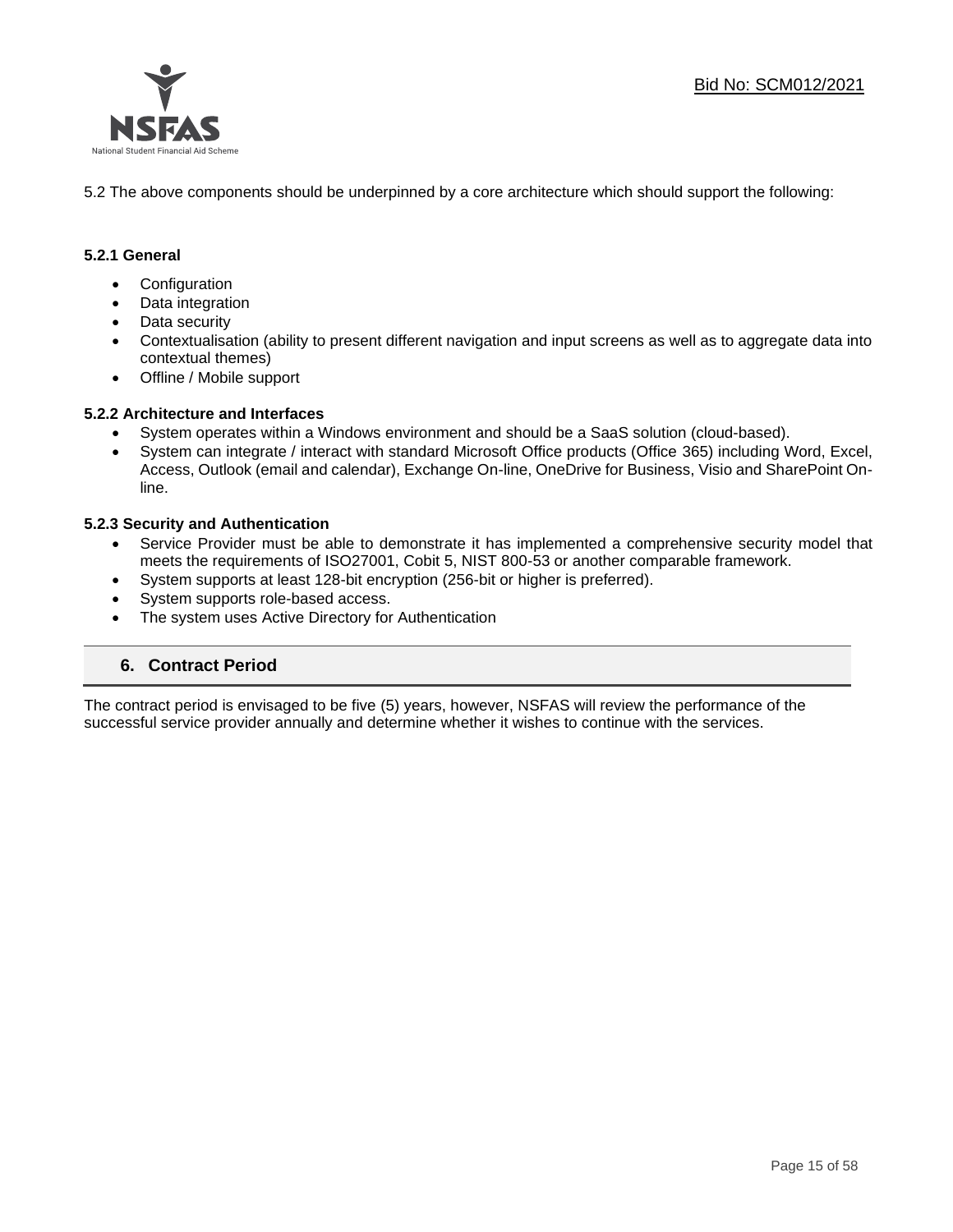5.2 The above components should be underpinned by a core architecture which should support the following:

### 5.2.1 General

- Configuration
- Data integration
- Data security
- Contextualisation (ability to present different navigation and input screens as well as to aggregate data into contextual themes)
- Offline / Mobile support

### 5.2.2 Architecture and Interfaces

- System operates within a Windows environment and should be a SaaS solution (cloud-based).
- System can integrate / interact with standard Microsoft Office products (Office 365) including Word, Excel, Access, Outlook (email and calendar), Exchange On-line, OneDrive for Business, Visio and SharePoint On-line.

### 5.2.3 Security and Authentication

- Service Provider must be able to demonstrate it has implemented a comprehensive security model that meets the requirements of ISO27001, Cobit 5, NIST 800-53 or another comparable framework.
- System supports at least 128-bit encryption (256-bit or higher is preferred).
- System supports role-based access.
- The system uses Active Directory for Authentication

## 6. Contract Period

The contract period is envisaged to be five (5) years, however, NSFAS will review the performance of the successful service provider annually and determine whether it wishes to continue with the services.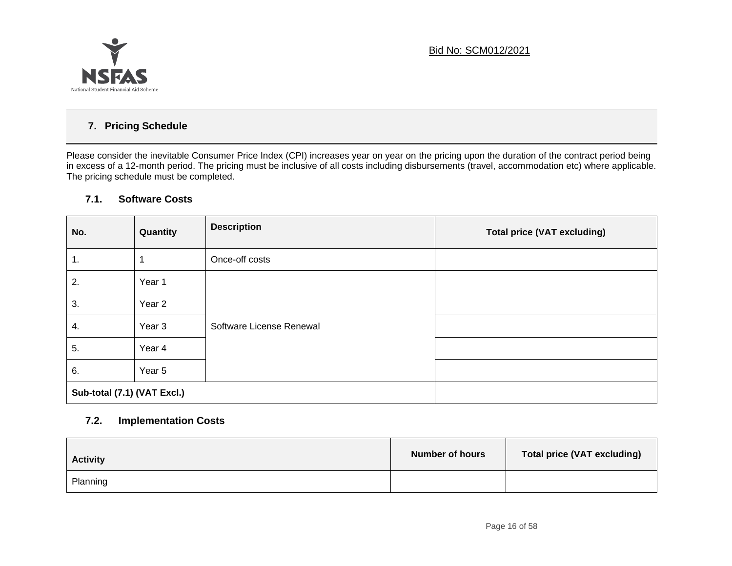## 7. Pricing Schedule

Please consider the inevitable Consumer Price Index (CPI) increases year on year on the pricing upon the duration of the contract period being in excess of a 12-month period. The pricing must be inclusive of all costs including disbursements (travel, accommodation etc) where applicable. The pricing schedule must be completed.

### 7.1. Software Costs

| No. | Quantity | Description | Total price (VAT excluding) |
|---|---|---|---|
| 1. | 1 | Once-off costs | |
| 2. | Year 1 | Software License Renewal | |
| 3. | Year 2 | | |
| 4. | Year 3 | | |
| 5. | Year 4 | | |
| 6. | Year 5 | | |
| **Sub-total (7.1) (VAT Excl.)** | | | |

### 7.2. Implementation Costs

| Activity | Number of hours | Total price (VAT excluding) |
|---|---|---|
| Planning | | |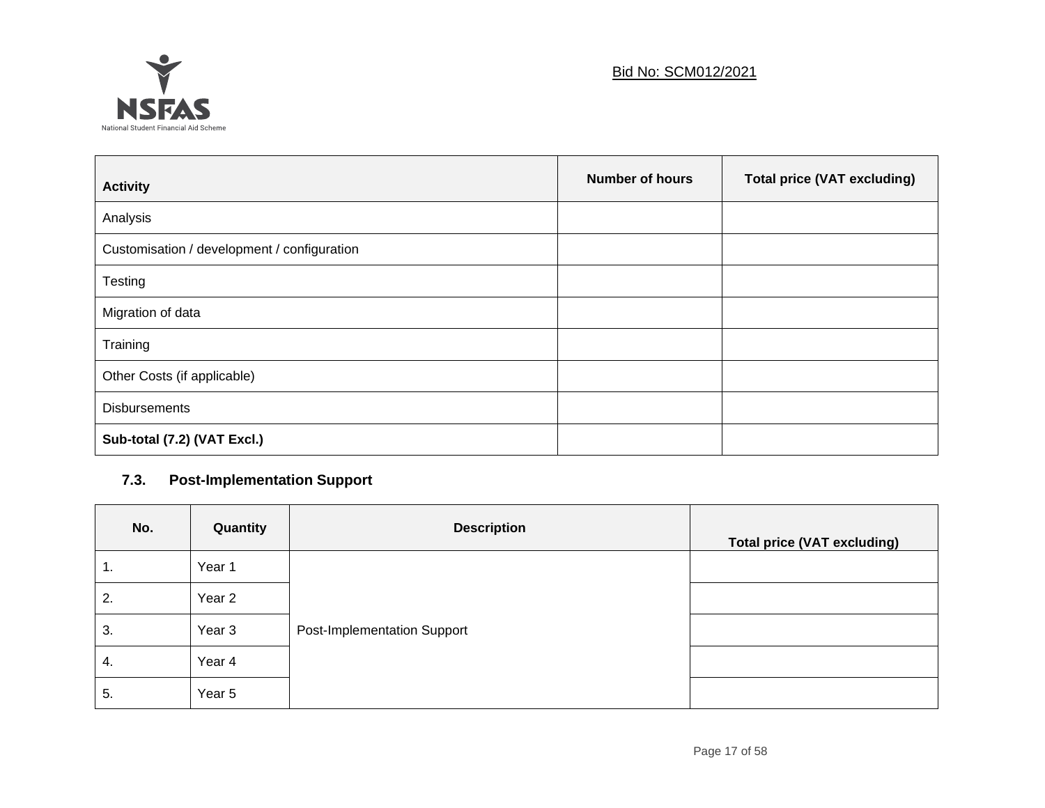| Activity | Number of hours | Total price (VAT excluding) |
|---|---|---|
| Analysis | | |
| Customisation / development / configuration | | |
| Testing | | |
| Migration of data | | |
| Training | | |
| Other Costs (if applicable) | | |
| Disbursements | | |
| **Sub-total (7.2) (VAT Excl.)** | | |

### 7.3. Post-Implementation Support

| No. | Quantity | Description | Total price (VAT excluding) |
|---|---|---|---|
| 1. | Year 1 | Post-Implementation Support | |
| 2. | Year 2 | | |
| 3. | Year 3 | | |
| 4. | Year 4 | | |
| 5. | Year 5 | | |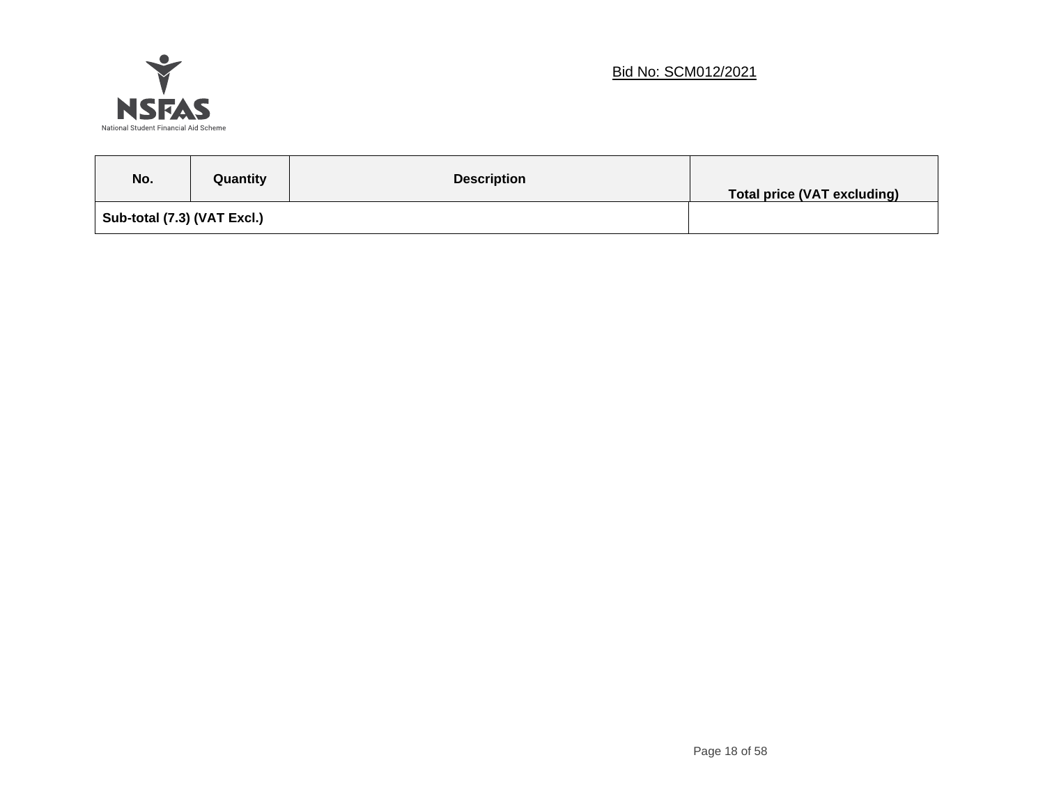| No. | Quantity | Description | Total price (VAT excluding) |
| --- | --- | --- | --- |
| **Sub-total (7.3) (VAT Excl.)** | | | |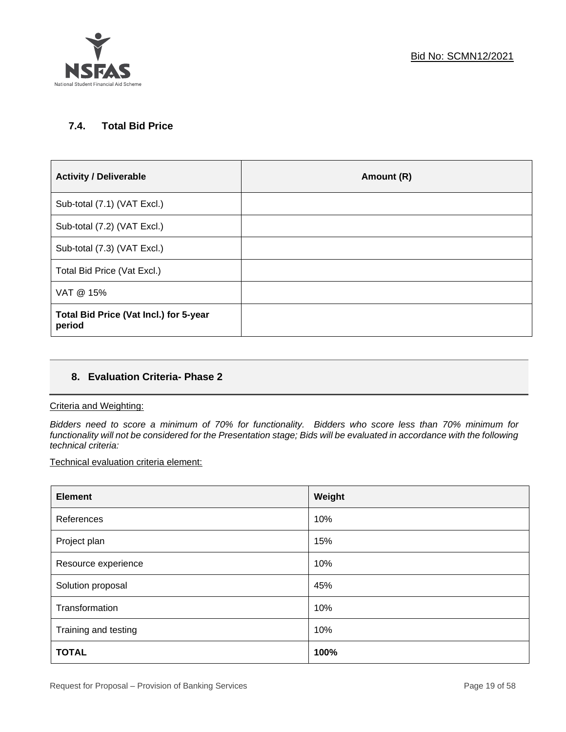### 7.4. Total Bid Price

| Activity / Deliverable | Amount (R) |
|---|---|
| Sub-total (7.1) (VAT Excl.) | |
| Sub-total (7.2) (VAT Excl.) | |
| Sub-total (7.3) (VAT Excl.) | |
| Total Bid Price (Vat Excl.) | |
| VAT @ 15% | |
| **Total Bid Price (Vat Incl.) for 5-year period** | |

## 8. Evaluation Criteria- Phase 2

Criteria and Weighting:

*Bidders need to score a minimum of 70% for functionality. Bidders who score less than 70% minimum for functionality will not be considered for the Presentation stage; Bids will be evaluated in accordance with the following technical criteria:*

Technical evaluation criteria element:

| Element | Weight |
|---|---|
| References | 10% |
| Project plan | 15% |
| Resource experience | 10% |
| Solution proposal | 45% |
| Transformation | 10% |
| Training and testing | 10% |
| **TOTAL** | **100%** |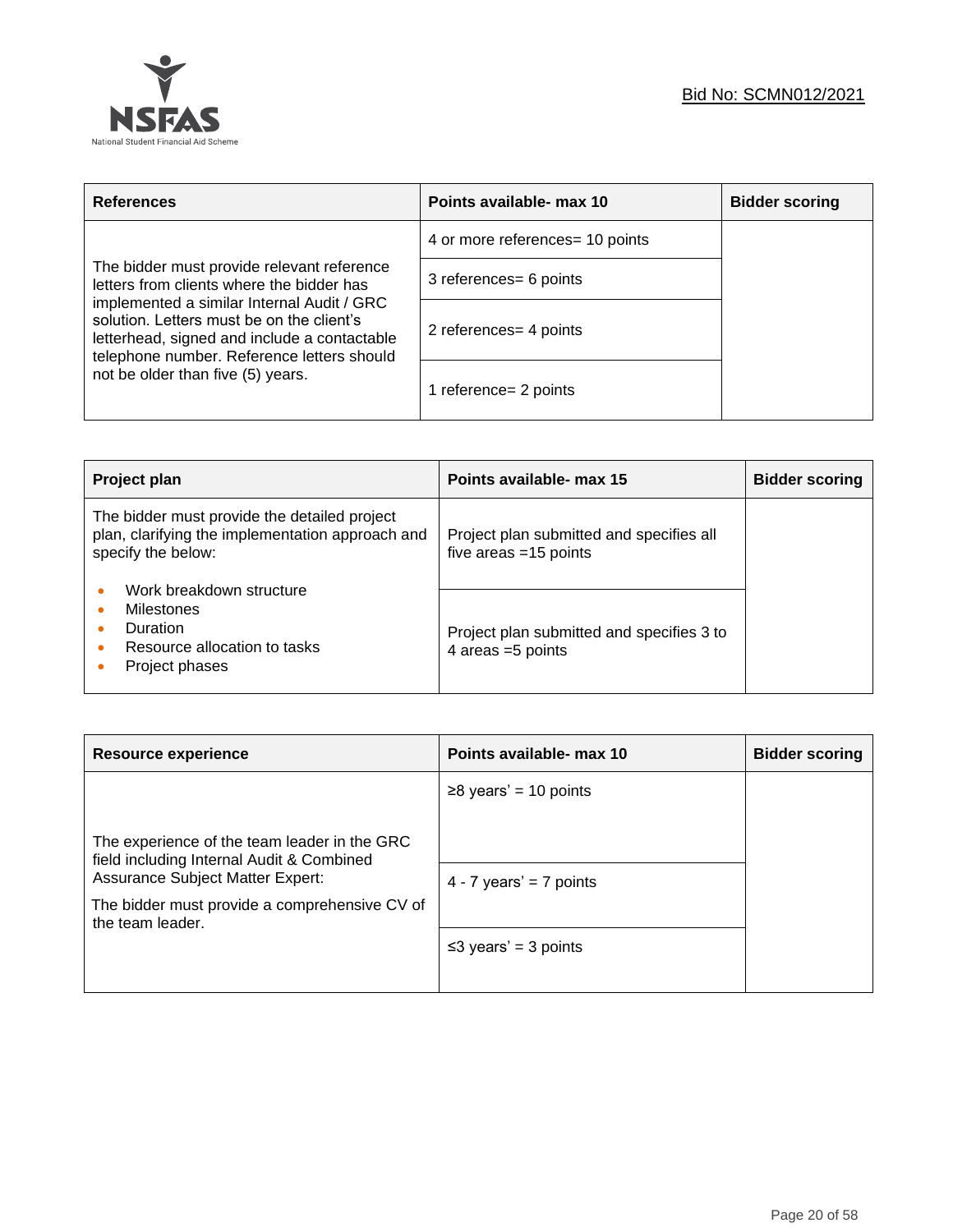Bid No: SCMN012/2021

| References | Points available- max 10 | Bidder scoring |
|---|---|---|
| The bidder must provide relevant reference letters from clients where the bidder has implemented a similar Internal Audit / GRC solution. Letters must be on the client's letterhead, signed and include a contactable telephone number. Reference letters should not be older than five (5) years. | 4 or more references= 10 points | |
| | 3 references= 6 points | |
| | 2 references= 4 points | |
| | 1 reference= 2 points | |

| Project plan | Points available- max 15 | Bidder scoring |
|---|---|---|
| The bidder must provide the detailed project plan, clarifying the implementation approach and specify the below:<br>• Work breakdown structure<br>• Milestones<br>• Duration<br>• Resource allocation to tasks<br>• Project phases | Project plan submitted and specifies all five areas =15 points | |
| | Project plan submitted and specifies 3 to 4 areas =5 points | |

| Resource experience | Points available- max 10 | Bidder scoring |
|---|---|---|
| The experience of the team leader in the GRC field including Internal Audit & Combined Assurance Subject Matter Expert:<br>The bidder must provide a comprehensive CV of the team leader. | ≥8 years' = 10 points | |
| | 4 - 7 years' = 7 points | |
| | ≤3 years' = 3 points | |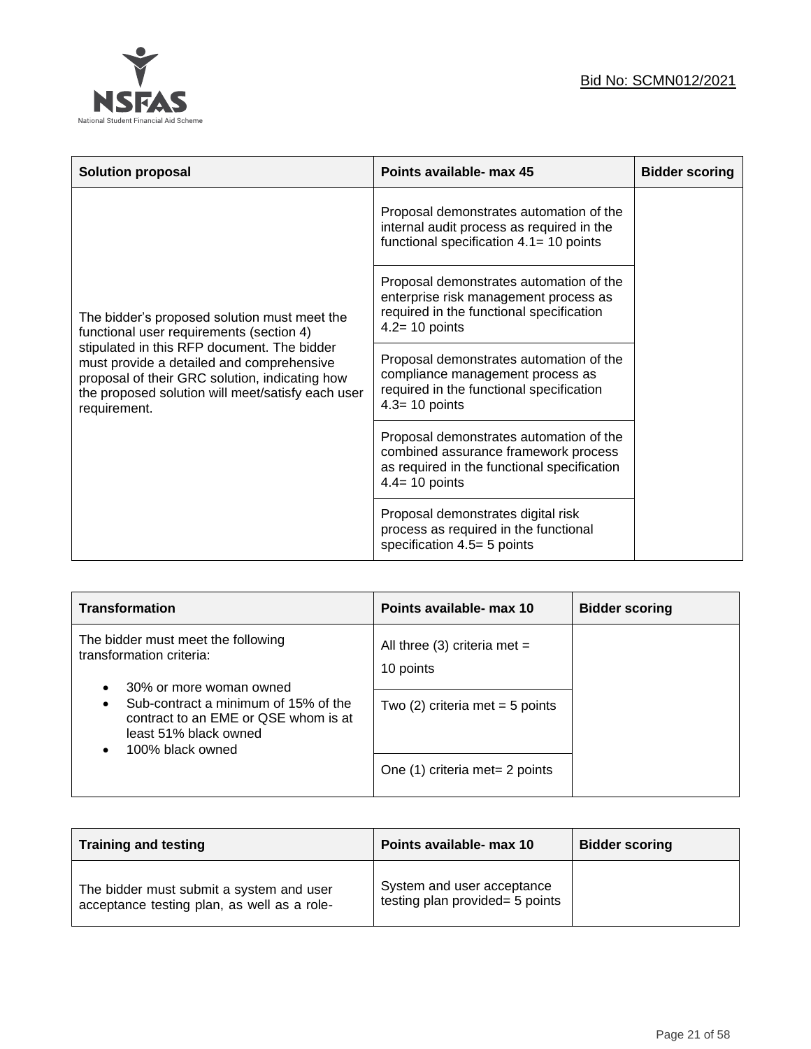| Solution proposal | Points available- max 45 | Bidder scoring |
|---|---|---|
| The bidder's proposed solution must meet the functional user requirements (section 4) stipulated in this RFP document. The bidder must provide a detailed and comprehensive proposal of their GRC solution, indicating how the proposed solution will meet/satisfy each user requirement. | Proposal demonstrates automation of the internal audit process as required in the functional specification 4.1= 10 points | |
| | Proposal demonstrates automation of the enterprise risk management process as required in the functional specification 4.2= 10 points | |
| | Proposal demonstrates automation of the compliance management process as required in the functional specification 4.3= 10 points | |
| | Proposal demonstrates automation of the combined assurance framework process as required in the functional specification 4.4= 10 points | |
| | Proposal demonstrates digital risk process as required in the functional specification 4.5= 5 points | |

| Transformation | Points available- max 10 | Bidder scoring |
|---|---|---|
| The bidder must meet the following transformation criteria: <br>• 30% or more woman owned <br>• Sub-contract a minimum of 15% of the contract to an EME or QSE whom is at least 51% black owned <br>• 100% black owned | All three (3) criteria met = 10 points | |
| | Two (2) criteria met = 5 points | |
| | One (1) criteria met= 2 points | |

| Training and testing | Points available- max 10 | Bidder scoring |
|---|---|---|
| The bidder must submit a system and user acceptance testing plan, as well as a role- | System and user acceptance testing plan provided= 5 points | |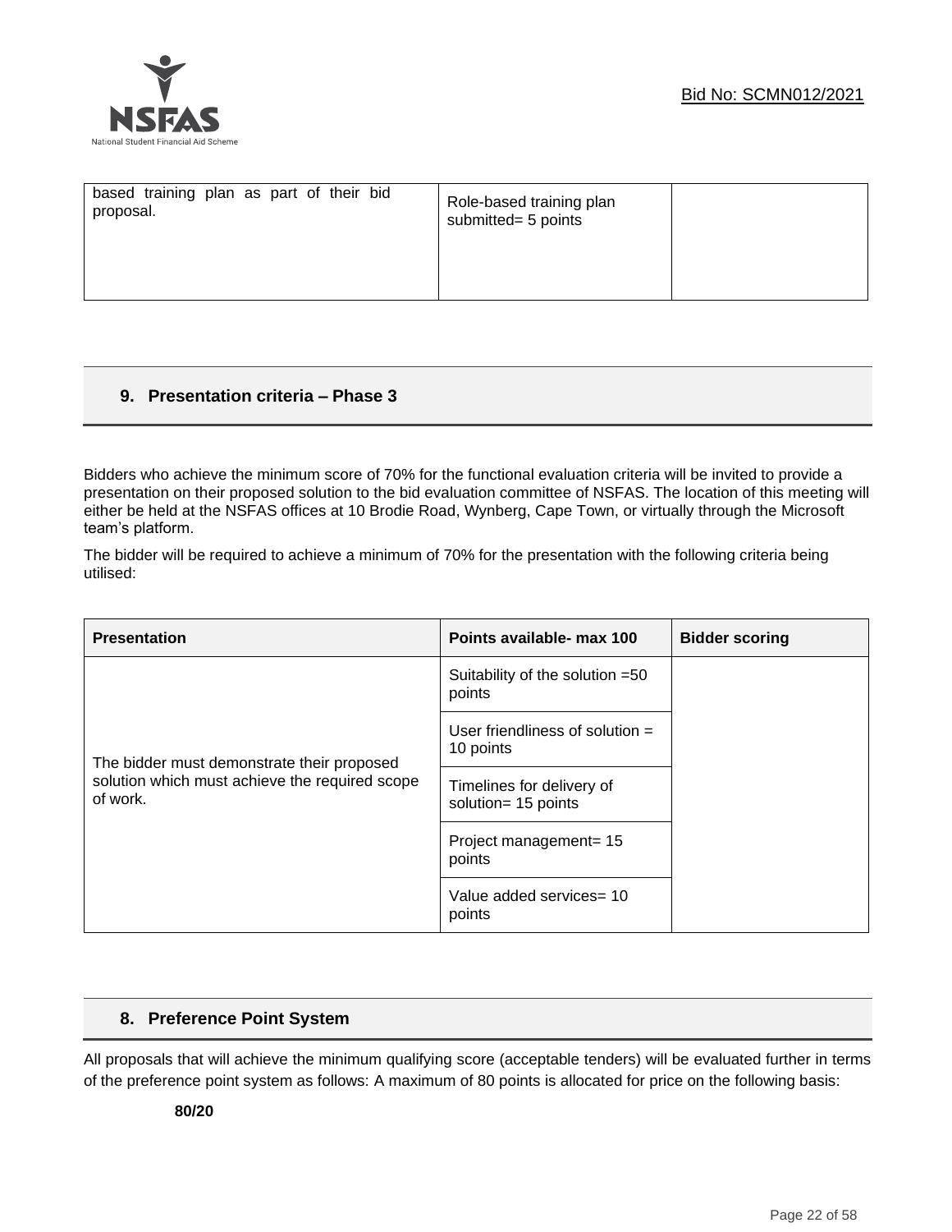| based training plan as part of their bid proposal. | Role-based training plan submitted= 5 points | |
|---|---|---|

## 9. Presentation criteria – Phase 3

Bidders who achieve the minimum score of 70% for the functional evaluation criteria will be invited to provide a presentation on their proposed solution to the bid evaluation committee of NSFAS. The location of this meeting will either be held at the NSFAS offices at 10 Brodie Road, Wynberg, Cape Town, or virtually through the Microsoft team's platform.

The bidder will be required to achieve a minimum of 70% for the presentation with the following criteria being utilised:

| Presentation | Points available- max 100 | Bidder scoring |
|---|---|---|
| The bidder must demonstrate their proposed solution which must achieve the required scope of work. | Suitability of the solution =50 points | |
| | User friendliness of solution = 10 points | |
| | Timelines for delivery of solution= 15 points | |
| | Project management= 15 points | |
| | Value added services= 10 points | |

## 8. Preference Point System

All proposals that will achieve the minimum qualifying score (acceptable tenders) will be evaluated further in terms of the preference point system as follows: A maximum of 80 points is allocated for price on the following basis:

**80/20**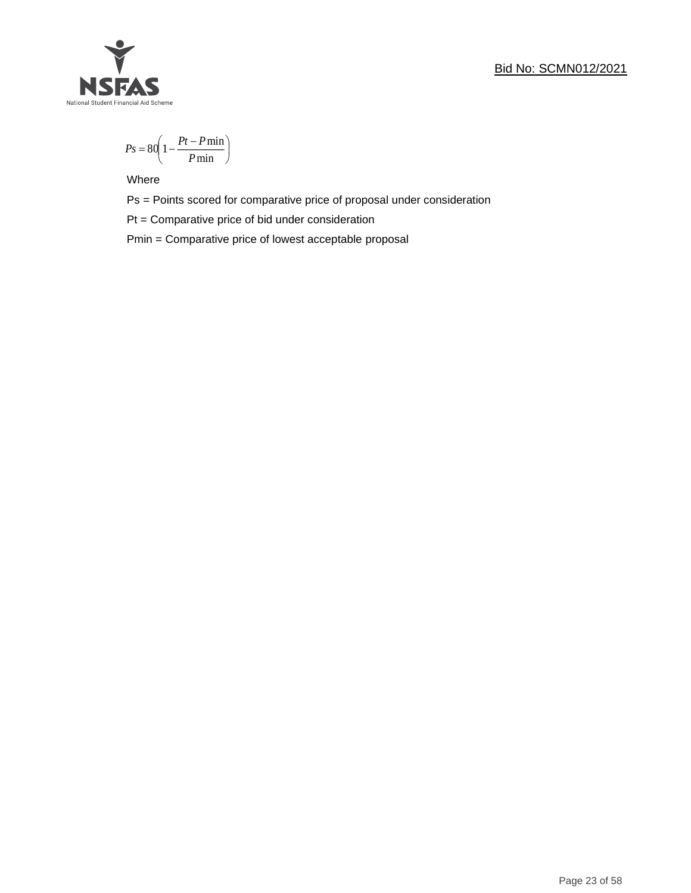$$Ps = 80\left(1 - \frac{Pt - P\min}{P\min}\right)$$

Where

Ps = Points scored for comparative price of proposal under consideration

Pt = Comparative price of bid under consideration

Pmin = Comparative price of lowest acceptable proposal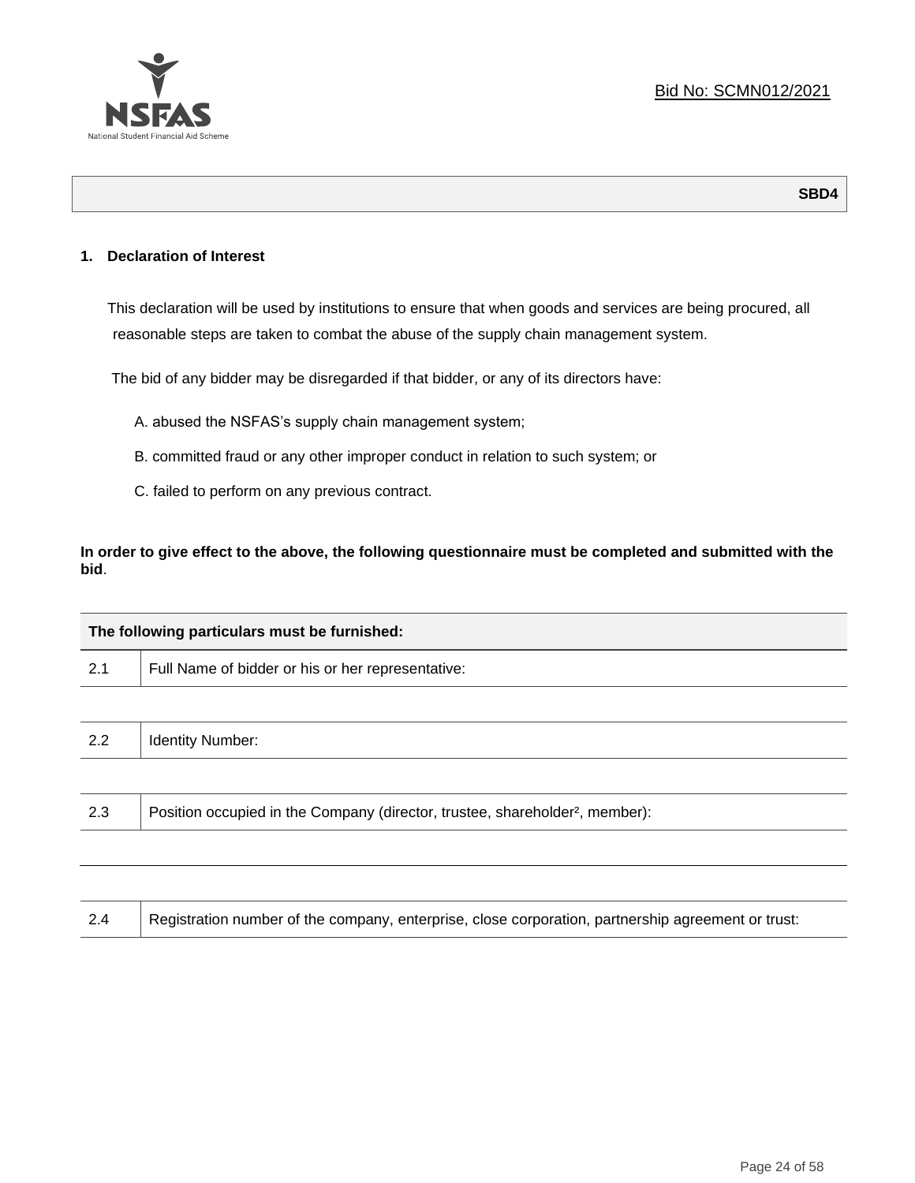Bid No: SCMN012/2021

**SBD4**

## 1. Declaration of Interest

This declaration will be used by institutions to ensure that when goods and services are being procured, all reasonable steps are taken to combat the abuse of the supply chain management system.

The bid of any bidder may be disregarded if that bidder, or any of its directors have:

A. abused the NSFAS's supply chain management system;

B. committed fraud or any other improper conduct in relation to such system; or

C. failed to perform on any previous contract.

**In order to give effect to the above, the following questionnaire must be completed and submitted with the bid**.

| The following particulars must be furnished: | |
|---|---|
| 2.1 | Full Name of bidder or his or her representative: |
| | |
| 2.2 | Identity Number: |
| | |
| 2.3 | Position occupied in the Company (director, trustee, shareholder[2], member): |
| | |
| | |
| 2.4 | Registration number of the company, enterprise, close corporation, partnership agreement or trust: |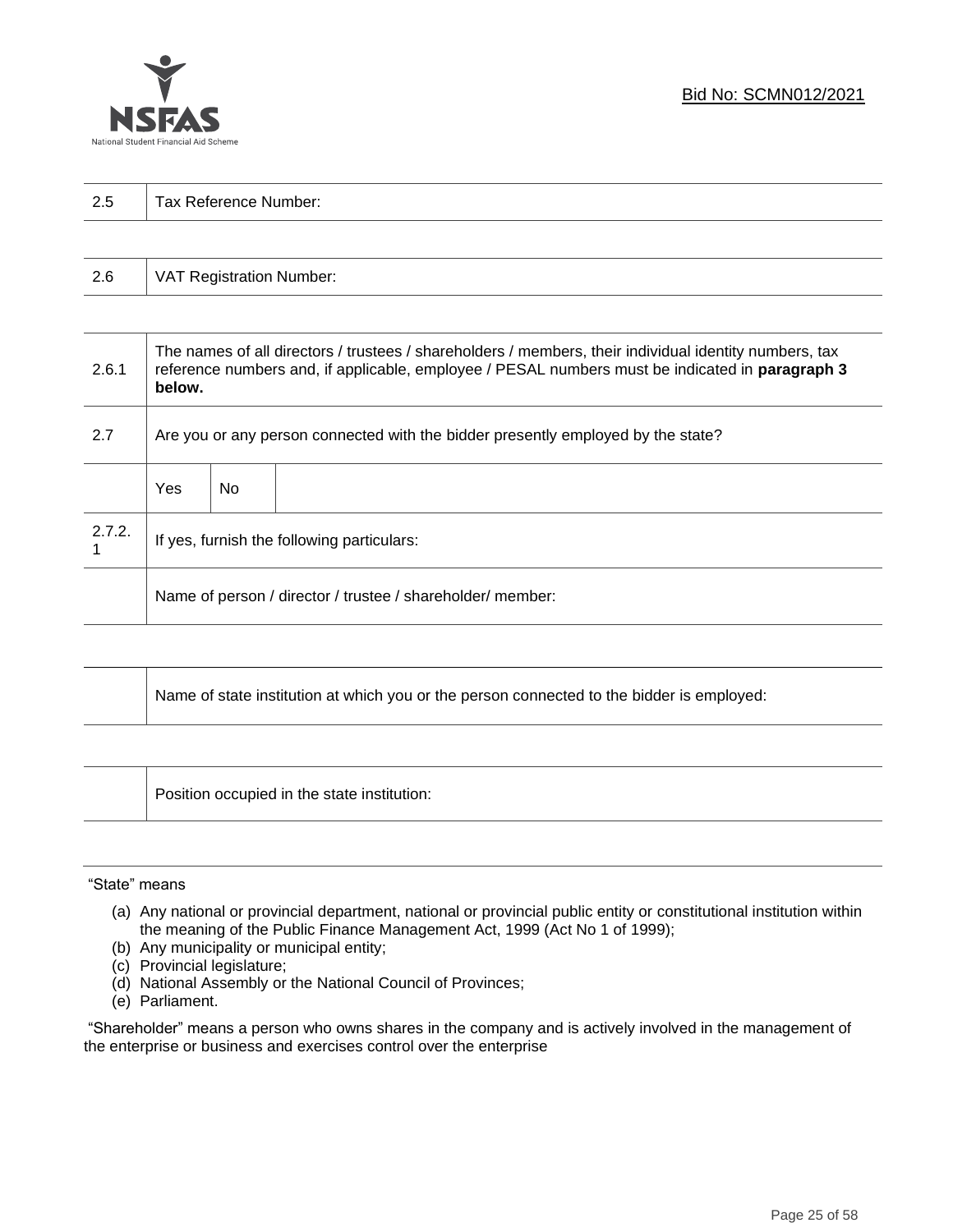| 2.5 | Tax Reference Number: |
|---|---|

| 2.6 | VAT Registration Number: |
|---|---|

| 2.6.1 | The names of all directors / trustees / shareholders / members, their individual identity numbers, tax reference numbers and, if applicable, employee / PESAL numbers must be indicated in **paragraph 3 below.** | | |
|---|---|---|---|
| 2.7 | Are you or any person connected with the bidder presently employed by the state? | | |
| | Yes | No | |
| 2.7.2.1 | If yes, furnish the following particulars: | | |
| | Name of person / director / trustee / shareholder/ member: | | |

| | Name of state institution at which you or the person connected to the bidder is employed: |
|---|---|

| | Position occupied in the state institution: |
|---|---|

"State" means

(a) Any national or provincial department, national or provincial public entity or constitutional institution within the meaning of the Public Finance Management Act, 1999 (Act No 1 of 1999);
(b) Any municipality or municipal entity;
(c) Provincial legislature;
(d) National Assembly or the National Council of Provinces;
(e) Parliament.

"Shareholder" means a person who owns shares in the company and is actively involved in the management of the enterprise or business and exercises control over the enterprise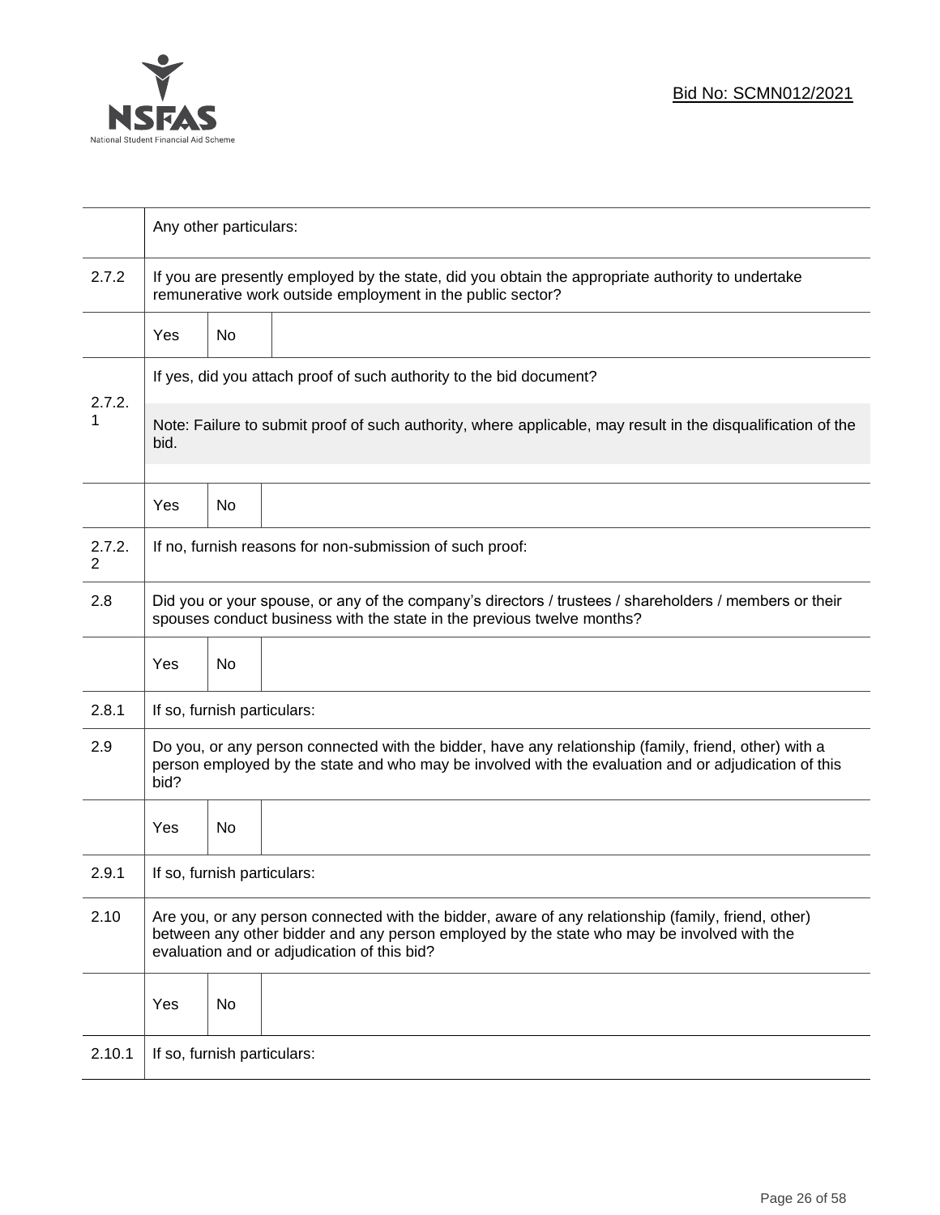| | | | |
|---|---|---|---|
| | Any other particulars: | | |
| 2.7.2 | If you are presently employed by the state, did you obtain the appropriate authority to undertake remunerative work outside employment in the public sector? | | |
| | Yes | No | |
| 2.7.2.1 | If yes, did you attach proof of such authority to the bid document?<br><br>Note: Failure to submit proof of such authority, where applicable, may result in the disqualification of the bid. | | |
| | Yes | No | |
| 2.7.2.2 | If no, furnish reasons for non-submission of such proof: | | |
| 2.8 | Did you or your spouse, or any of the company's directors / trustees / shareholders / members or their spouses conduct business with the state in the previous twelve months? | | |
| | Yes | No | |
| 2.8.1 | If so, furnish particulars: | | |
| 2.9 | Do you, or any person connected with the bidder, have any relationship (family, friend, other) with a person employed by the state and who may be involved with the evaluation and or adjudication of this bid? | | |
| | Yes | No | |
| 2.9.1 | If so, furnish particulars: | | |
| 2.10 | Are you, or any person connected with the bidder, aware of any relationship (family, friend, other) between any other bidder and any person employed by the state who may be involved with the evaluation and or adjudication of this bid? | | |
| | Yes | No | |
| 2.10.1 | If so, furnish particulars: | | |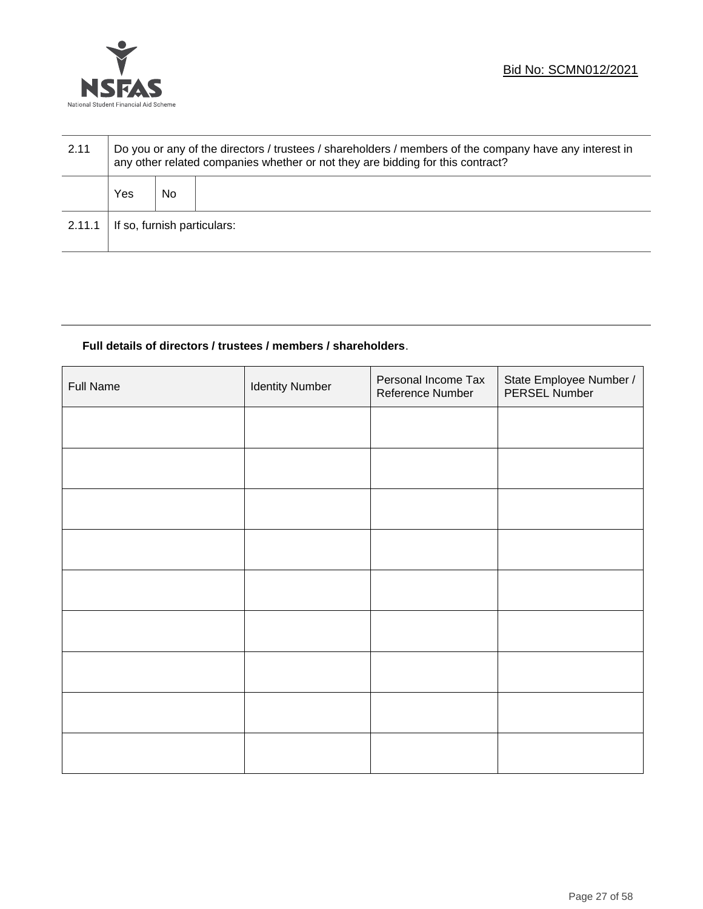| 2.11 | Do you or any of the directors / trustees / shareholders / members of the company have any interest in any other related companies whether or not they are bidding for this contract? | | |
|---|---|---|---|
| | Yes | No | |
| 2.11.1 | If so, furnish particulars: | | |

**Full details of directors / trustees / members / shareholders**.

| Full Name | Identity Number | Personal Income Tax Reference Number | State Employee Number / PERSEL Number |
|---|---|---|---|
| | | | |
| | | | |
| | | | |
| | | | |
| | | | |
| | | | |
| | | | |
| | | | |
| | | | |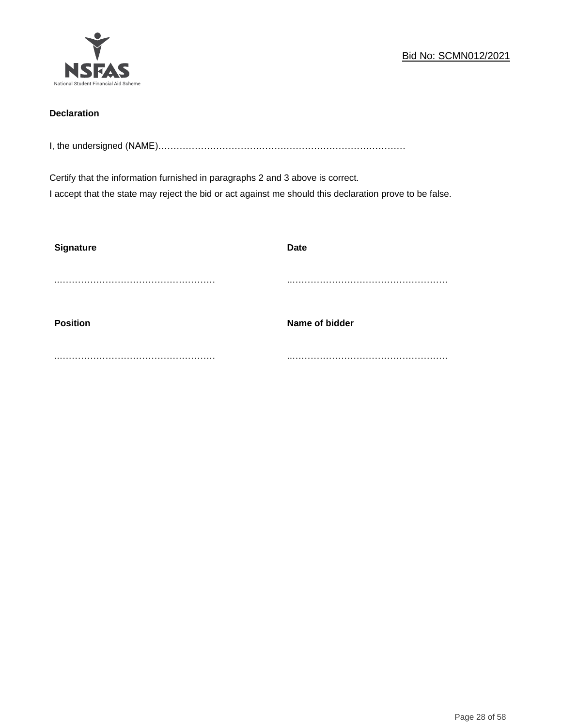**Declaration**

I, the undersigned (NAME)…………………………………………………………………………

Certify that the information furnished in paragraphs 2 and 3 above is correct.
I accept that the state may reject the bid or act against me should this declaration prove to be false.

| **Signature** | **Date** |
|---|---|
| ..…………………………………………… | ..…………………………………………… |
| **Position** | **Name of bidder** |
| ..…………………………………………… | ..…………………………………………… |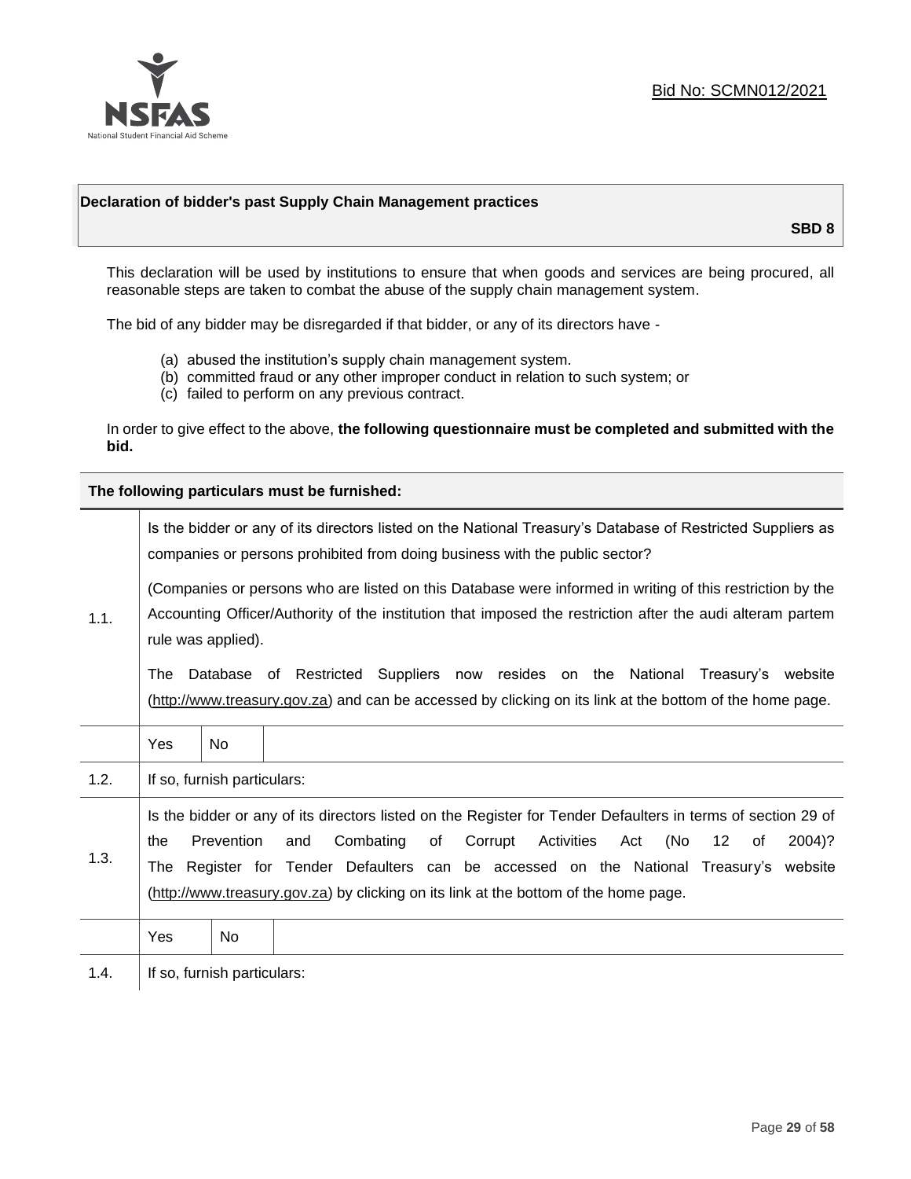Bid No: SCMN012/2021

## Declaration of bidder's past Supply Chain Management practices

**SBD 8**

This declaration will be used by institutions to ensure that when goods and services are being procured, all reasonable steps are taken to combat the abuse of the supply chain management system.

The bid of any bidder may be disregarded if that bidder, or any of its directors have -

(a) abused the institution's supply chain management system.
(b) committed fraud or any other improper conduct in relation to such system; or
(c) failed to perform on any previous contract.

In order to give effect to the above, **the following questionnaire must be completed and submitted with the bid.**

| **The following particulars must be furnished:** | |
|---|---|
| 1.1. | Is the bidder or any of its directors listed on the National Treasury's Database of Restricted Suppliers as companies or persons prohibited from doing business with the public sector?<br><br>(Companies or persons who are listed on this Database were informed in writing of this restriction by the Accounting Officer/Authority of the institution that imposed the restriction after the audi alteram partem rule was applied).<br><br>The Database of Restricted Suppliers now resides on the National Treasury's website (http://www.treasury.gov.za) and can be accessed by clicking on its link at the bottom of the home page. |
| | Yes &#124; No |
| 1.2. | If so, furnish particulars: |
| 1.3. | Is the bidder or any of its directors listed on the Register for Tender Defaulters in terms of section 29 of the Prevention and Combating of Corrupt Activities Act (No 12 of 2004)? The Register for Tender Defaulters can be accessed on the National Treasury's website (http://www.treasury.gov.za) by clicking on its link at the bottom of the home page. |
| | Yes &#124; No |
| 1.4. | If so, furnish particulars: |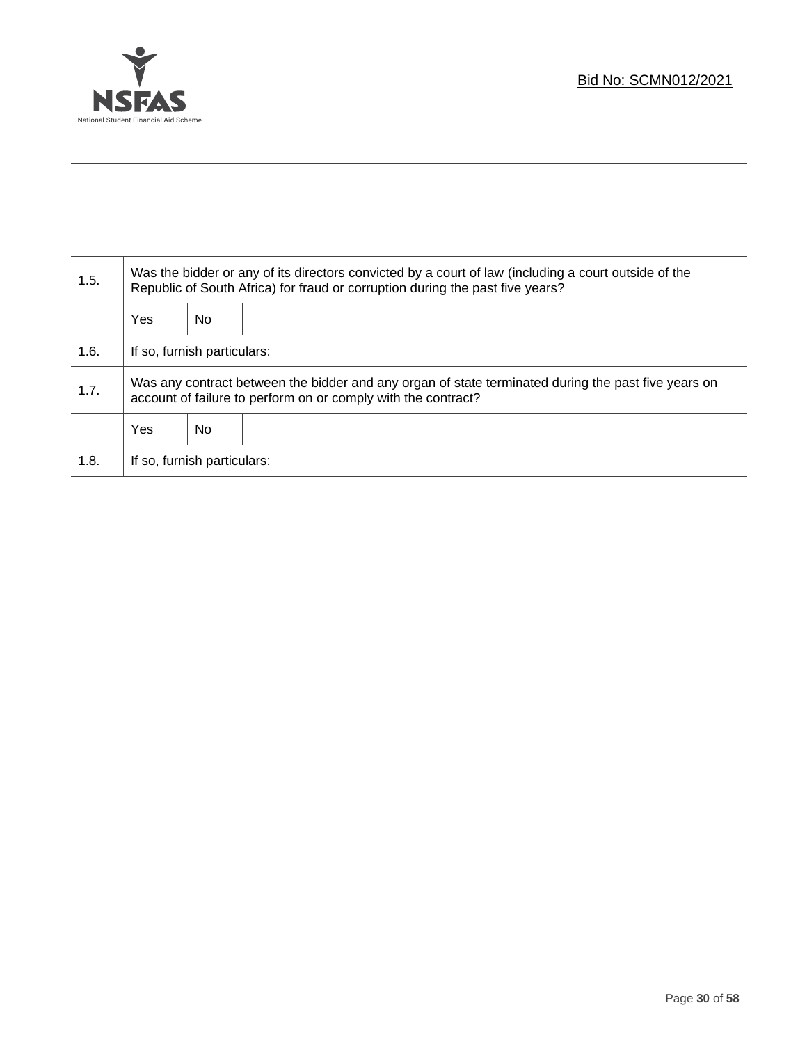| 1.5. | Was the bidder or any of its directors convicted by a court of law (including a court outside of the Republic of South Africa) for fraud or corruption during the past five years? | | |
|---|---|---|---|
| | Yes | No | |
| 1.6. | If so, furnish particulars: | | |
| 1.7. | Was any contract between the bidder and any organ of state terminated during the past five years on account of failure to perform on or comply with the contract? | | |
| | Yes | No | |
| 1.8. | If so, furnish particulars: | | |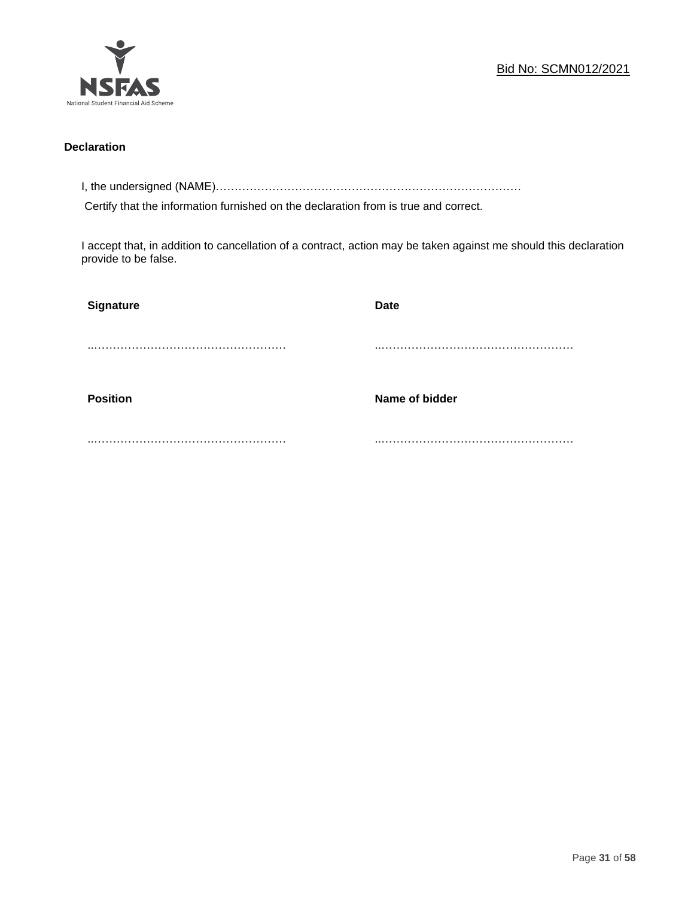**Declaration**

I, the undersigned (NAME)………………………………………………………………………

Certify that the information furnished on the declaration from is true and correct.

I accept that, in addition to cancellation of a contract, action may be taken against me should this declaration provide to be false.

| **Signature** | **Date** |
|---|---|
| ……………………………………………… | ……………………………………………… |
| **Position** | **Name of bidder** |
| ……………………………………………… | ……………………………………………… |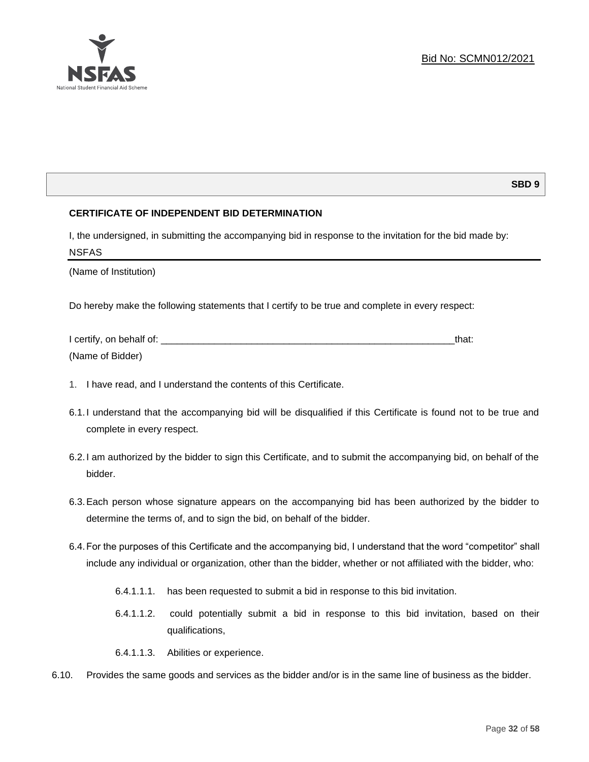Bid No: SCMN012/2021

**SBD 9**

**CERTIFICATE OF INDEPENDENT BID DETERMINATION**

I, the undersigned, in submitting the accompanying bid in response to the invitation for the bid made by:

NSFAS

(Name of Institution)

Do hereby make the following statements that I certify to be true and complete in every respect:

I certify, on behalf of: ___________________________________________________________that:

(Name of Bidder)

1. I have read, and I understand the contents of this Certificate.

6.1. I understand that the accompanying bid will be disqualified if this Certificate is found not to be true and complete in every respect.

6.2. I am authorized by the bidder to sign this Certificate, and to submit the accompanying bid, on behalf of the bidder.

6.3. Each person whose signature appears on the accompanying bid has been authorized by the bidder to determine the terms of, and to sign the bid, on behalf of the bidder.

6.4. For the purposes of this Certificate and the accompanying bid, I understand that the word "competitor" shall include any individual or organization, other than the bidder, whether or not affiliated with the bidder, who:

6.4.1.1.1. has been requested to submit a bid in response to this bid invitation.

6.4.1.1.2. could potentially submit a bid in response to this bid invitation, based on their qualifications,

6.4.1.1.3. Abilities or experience.

6.10. Provides the same goods and services as the bidder and/or is in the same line of business as the bidder.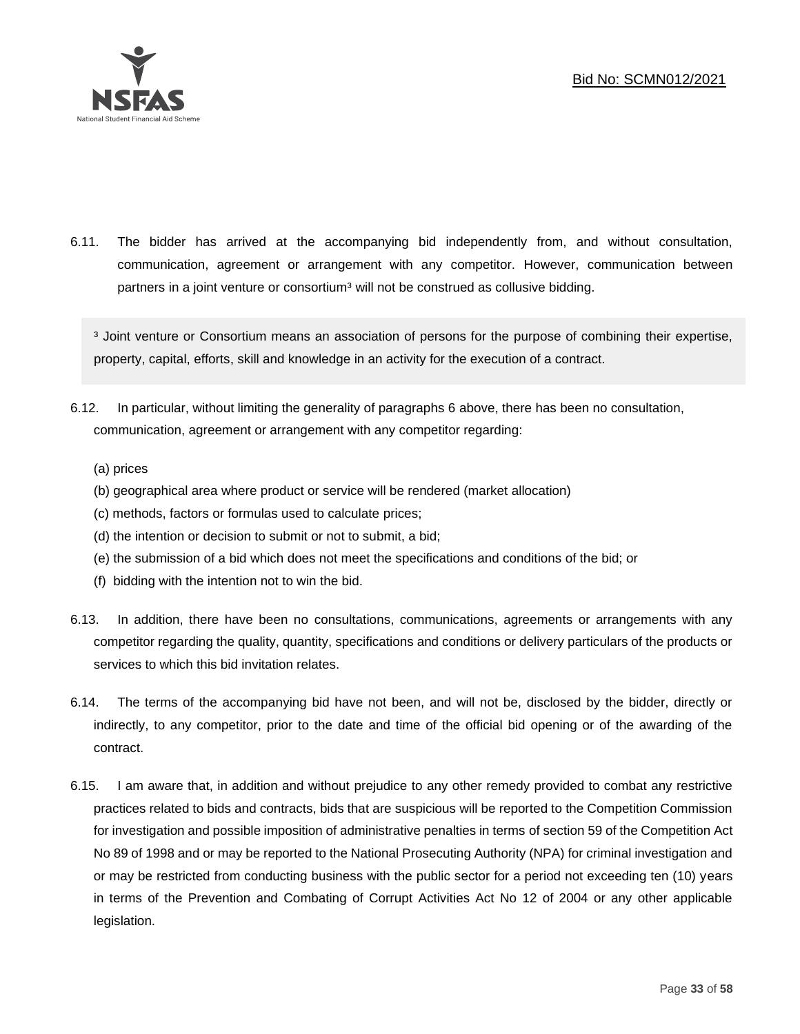6.11. The bidder has arrived at the accompanying bid independently from, and without consultation, communication, agreement or arrangement with any competitor. However, communication between partners in a joint venture or consortium[3] will not be construed as collusive bidding.

> [3] Joint venture or Consortium means an association of persons for the purpose of combining their expertise, property, capital, efforts, skill and knowledge in an activity for the execution of a contract.

6.12. In particular, without limiting the generality of paragraphs 6 above, there has been no consultation, communication, agreement or arrangement with any competitor regarding:

(a) prices
(b) geographical area where product or service will be rendered (market allocation)
(c) methods, factors or formulas used to calculate prices;
(d) the intention or decision to submit or not to submit, a bid;
(e) the submission of a bid which does not meet the specifications and conditions of the bid; or
(f) bidding with the intention not to win the bid.

6.13. In addition, there have been no consultations, communications, agreements or arrangements with any competitor regarding the quality, quantity, specifications and conditions or delivery particulars of the products or services to which this bid invitation relates.

6.14. The terms of the accompanying bid have not been, and will not be, disclosed by the bidder, directly or indirectly, to any competitor, prior to the date and time of the official bid opening or of the awarding of the contract.

6.15. I am aware that, in addition and without prejudice to any other remedy provided to combat any restrictive practices related to bids and contracts, bids that are suspicious will be reported to the Competition Commission for investigation and possible imposition of administrative penalties in terms of section 59 of the Competition Act No 89 of 1998 and or may be reported to the National Prosecuting Authority (NPA) for criminal investigation and or may be restricted from conducting business with the public sector for a period not exceeding ten (10) years in terms of the Prevention and Combating of Corrupt Activities Act No 12 of 2004 or any other applicable legislation.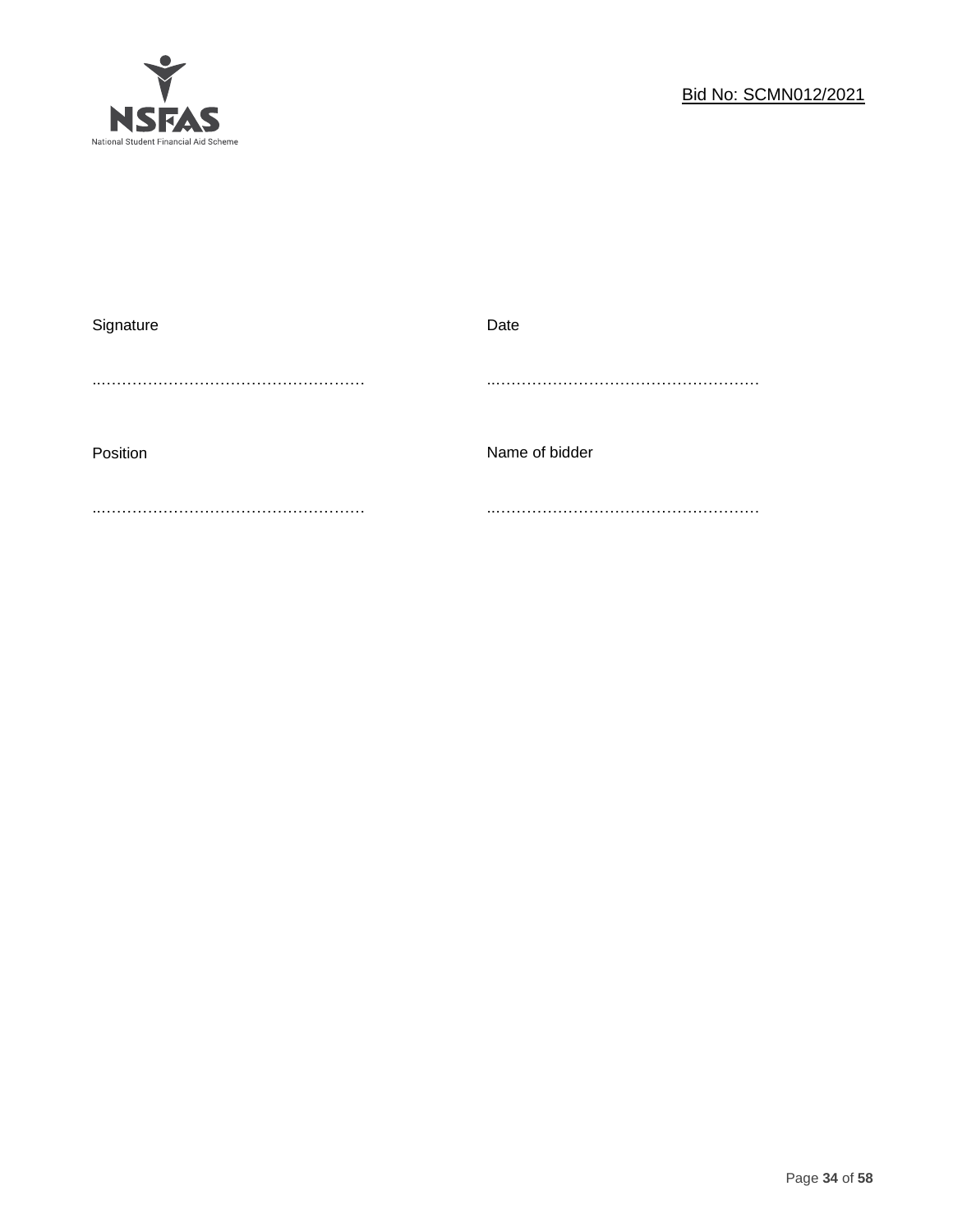| Signature | Date |
| --- | --- |
| ……………………………………………… | ……………………………………………… |
| Position | Name of bidder |
| ……………………………………………… | ……………………………………………… |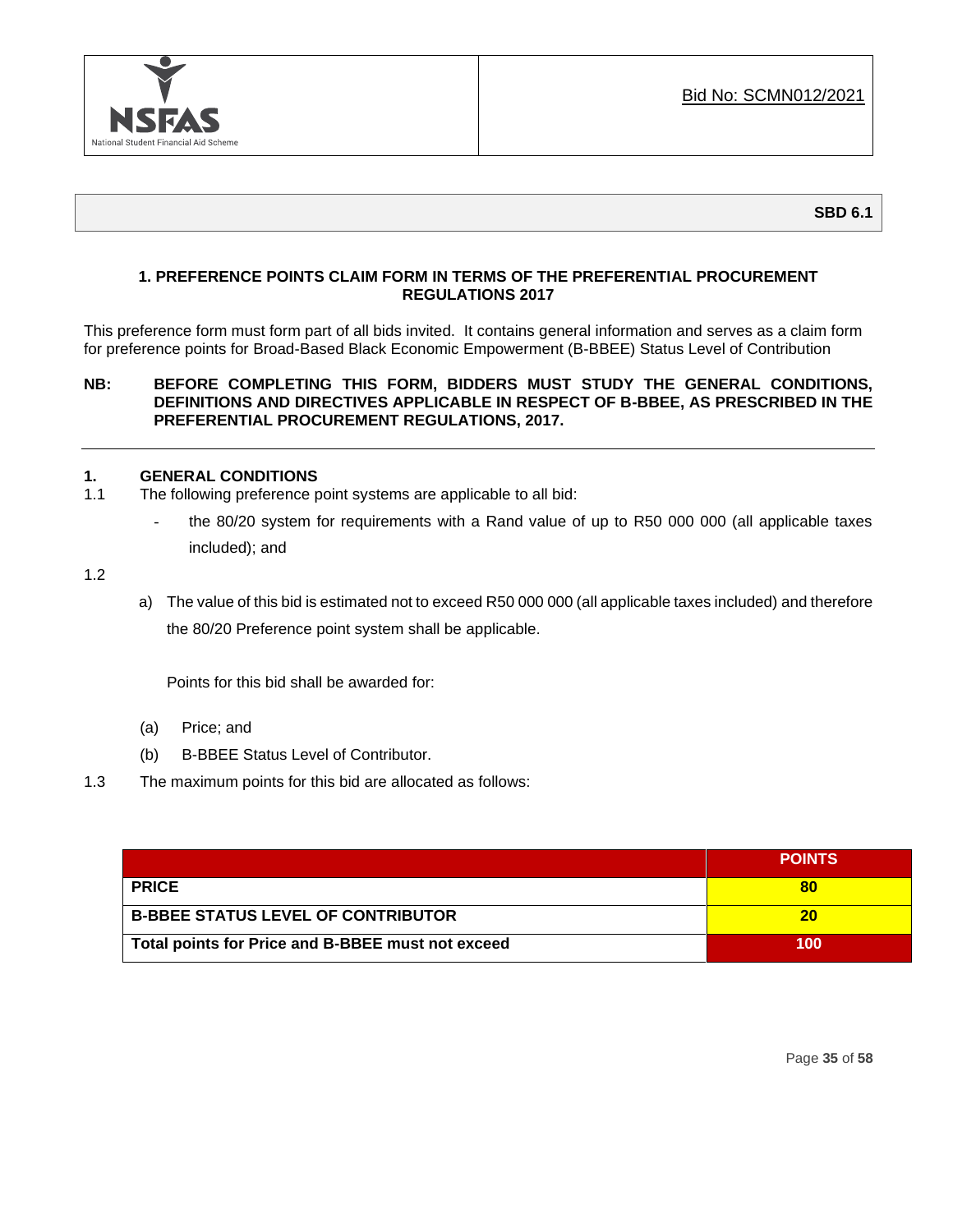Bid No: SCMN012/2021

**SBD 6.1**

## 1. PREFERENCE POINTS CLAIM FORM IN TERMS OF THE PREFERENTIAL PROCUREMENT REGULATIONS 2017

This preference form must form part of all bids invited. It contains general information and serves as a claim form for preference points for Broad-Based Black Economic Empowerment (B-BBEE) Status Level of Contribution

**NB: BEFORE COMPLETING THIS FORM, BIDDERS MUST STUDY THE GENERAL CONDITIONS, DEFINITIONS AND DIRECTIVES APPLICABLE IN RESPECT OF B-BBEE, AS PRESCRIBED IN THE PREFERENTIAL PROCUREMENT REGULATIONS, 2017.**

---

### 1. GENERAL CONDITIONS

1.1 The following preference point systems are applicable to all bid:

- the 80/20 system for requirements with a Rand value of up to R50 000 000 (all applicable taxes included); and

1.2

a) The value of this bid is estimated not to exceed R50 000 000 (all applicable taxes included) and therefore the 80/20 Preference point system shall be applicable.

Points for this bid shall be awarded for:

(a) Price; and

(b) B-BBEE Status Level of Contributor.

1.3 The maximum points for this bid are allocated as follows:

| | POINTS |
|---|---|
| **PRICE** | **80** |
| **B-BBEE STATUS LEVEL OF CONTRIBUTOR** | **20** |
| **Total points for Price and B-BBEE must not exceed** | **100** |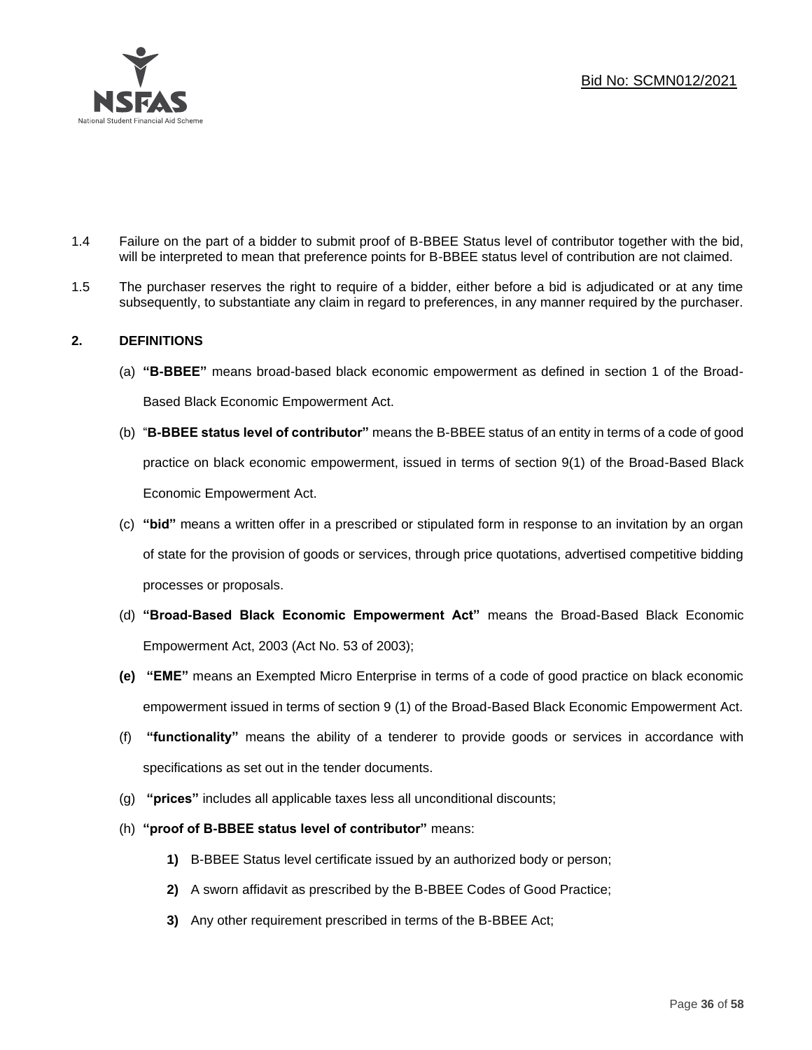1.4 Failure on the part of a bidder to submit proof of B-BBEE Status level of contributor together with the bid, will be interpreted to mean that preference points for B-BBEE status level of contribution are not claimed.

1.5 The purchaser reserves the right to require of a bidder, either before a bid is adjudicated or at any time subsequently, to substantiate any claim in regard to preferences, in any manner required by the purchaser.

## 2. DEFINITIONS

(a) **"B-BBEE"** means broad-based black economic empowerment as defined in section 1 of the Broad-Based Black Economic Empowerment Act.

(b) "**B-BBEE status level of contributor"** means the B-BBEE status of an entity in terms of a code of good practice on black economic empowerment, issued in terms of section 9(1) of the Broad-Based Black Economic Empowerment Act.

(c) **"bid"** means a written offer in a prescribed or stipulated form in response to an invitation by an organ of state for the provision of goods or services, through price quotations, advertised competitive bidding processes or proposals.

(d) **"Broad-Based Black Economic Empowerment Act"** means the Broad-Based Black Economic Empowerment Act, 2003 (Act No. 53 of 2003);

**(e)** **"EME"** means an Exempted Micro Enterprise in terms of a code of good practice on black economic empowerment issued in terms of section 9 (1) of the Broad-Based Black Economic Empowerment Act.

(f) **"functionality"** means the ability of a tenderer to provide goods or services in accordance with specifications as set out in the tender documents.

(g) **"prices"** includes all applicable taxes less all unconditional discounts;

(h) **"proof of B-BBEE status level of contributor"** means:

**1)** B-BBEE Status level certificate issued by an authorized body or person;

**2)** A sworn affidavit as prescribed by the B-BBEE Codes of Good Practice;

**3)** Any other requirement prescribed in terms of the B-BBEE Act;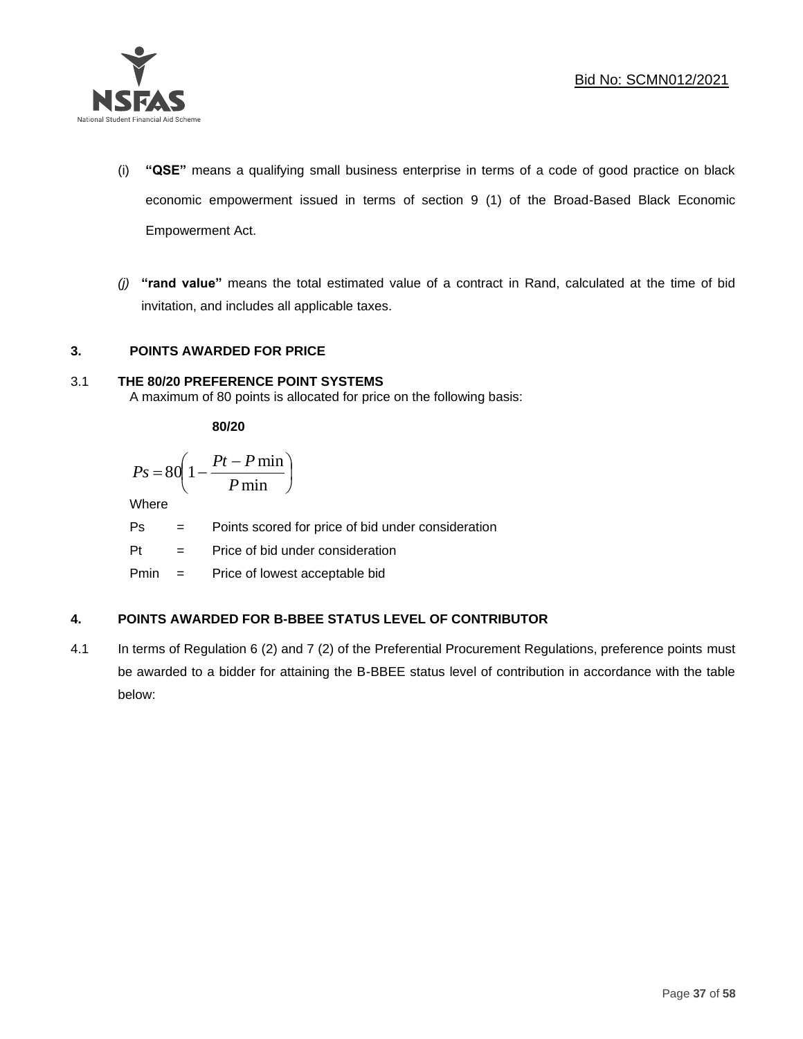(i) **"QSE"** means a qualifying small business enterprise in terms of a code of good practice on black economic empowerment issued in terms of section 9 (1) of the Broad-Based Black Economic Empowerment Act.

*(j)* **"rand value"** means the total estimated value of a contract in Rand, calculated at the time of bid invitation, and includes all applicable taxes.

## 3. POINTS AWARDED FOR PRICE

### 3.1 THE 80/20 PREFERENCE POINT SYSTEMS

A maximum of 80 points is allocated for price on the following basis:

**80/20**

$$Ps = 80\left(1 - \frac{Pt - P\min}{P\min}\right)$$

Where

Ps = Points scored for price of bid under consideration

Pt = Price of bid under consideration

Pmin = Price of lowest acceptable bid

## 4. POINTS AWARDED FOR B-BBEE STATUS LEVEL OF CONTRIBUTOR

4.1 In terms of Regulation 6 (2) and 7 (2) of the Preferential Procurement Regulations, preference points must be awarded to a bidder for attaining the B-BBEE status level of contribution in accordance with the table below: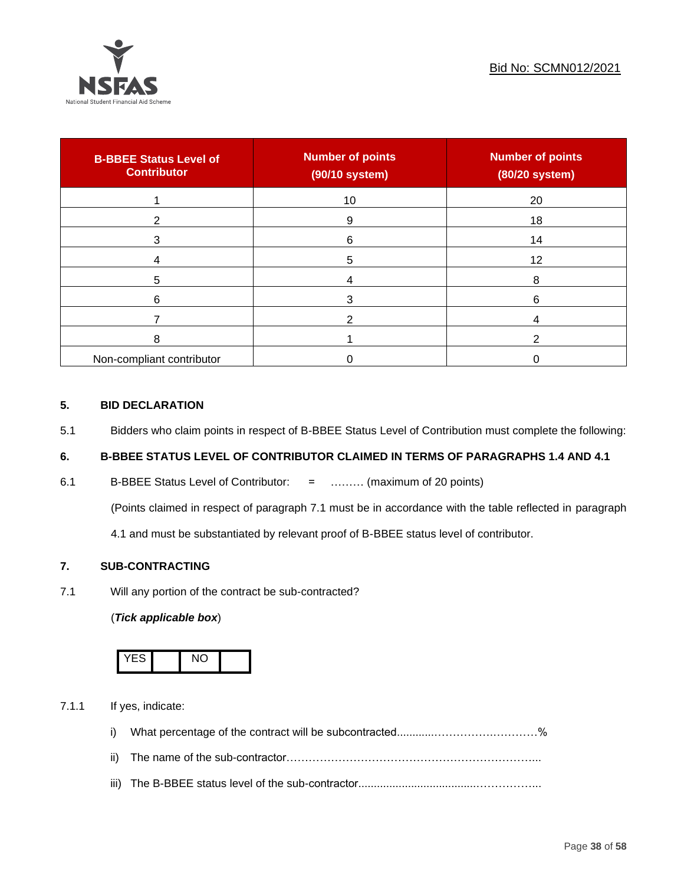| B-BBEE Status Level of Contributor | Number of points (90/10 system) | Number of points (80/20 system) |
|---|---|---|
| 1 | 10 | 20 |
| 2 | 9 | 18 |
| 3 | 6 | 14 |
| 4 | 5 | 12 |
| 5 | 4 | 8 |
| 6 | 3 | 6 |
| 7 | 2 | 4 |
| 8 | 1 | 2 |
| Non-compliant contributor | 0 | 0 |

## 5. BID DECLARATION

5.1 Bidders who claim points in respect of B-BBEE Status Level of Contribution must complete the following:

## 6. B-BBEE STATUS LEVEL OF CONTRIBUTOR CLAIMED IN TERMS OF PARAGRAPHS 1.4 AND 4.1

6.1 B-BBEE Status Level of Contributor: = ……… (maximum of 20 points)

(Points claimed in respect of paragraph 7.1 must be in accordance with the table reflected in paragraph 4.1 and must be substantiated by relevant proof of B-BBEE status level of contributor.

## 7. SUB-CONTRACTING

7.1 Will any portion of the contract be sub-contracted?

(***Tick applicable box***)

| YES | | NO | |
|---|---|---|---|

7.1.1 If yes, indicate:

i) What percentage of the contract will be subcontracted............……………….…………%

ii) The name of the sub-contractor…………………………………………………………..

iii) The B-BBEE status level of the sub-contractor......................................……………..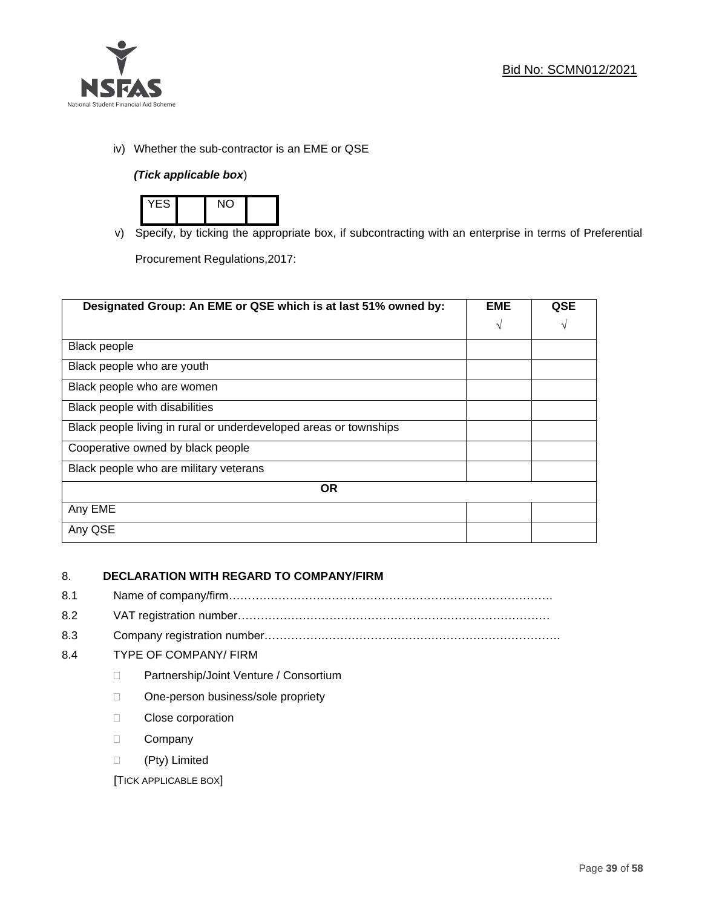iv) Whether the sub-contractor is an EME or QSE

*(Tick applicable box*)

| YES | | NO | |
|---|---|---|---|

v) Specify, by ticking the appropriate box, if subcontracting with an enterprise in terms of Preferential Procurement Regulations,2017:

| Designated Group: An EME or QSE which is at last 51% owned by: | EME √ | QSE √ |
|---|---|---|
| Black people | | |
| Black people who are youth | | |
| Black people who are women | | |
| Black people with disabilities | | |
| Black people living in rural or underdeveloped areas or townships | | |
| Cooperative owned by black people | | |
| Black people who are military veterans | | |
| **OR** | | |
| Any EME | | |
| Any QSE | | |

8. **DECLARATION WITH REGARD TO COMPANY/FIRM**

8.1 Name of company/firm…………………………………………………………………………….

8.2 VAT registration number……………………………………….……………………………………

8.3 Company registration number……………….……………………….…………………………….

8.4 TYPE OF COMPANY/ FIRM

- Partnership/Joint Venture / Consortium
- One-person business/sole propriety
- Close corporation
- Company
- (Pty) Limited

[TICK APPLICABLE BOX]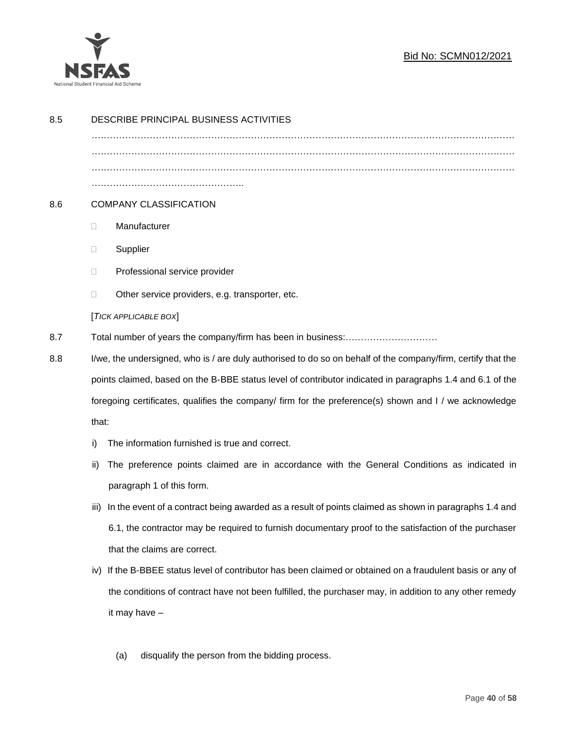8.5 DESCRIBE PRINCIPAL BUSINESS ACTIVITIES

…………………………………………………………………………………………………………………
…………………………………………………………………………………………………………………
…………………………………………………………………………………………………………………
…………………………………………..

8.6 COMPANY CLASSIFICATION

- ☐ Manufacturer
- ☐ Supplier
- ☐ Professional service provider
- ☐ Other service providers, e.g. transporter, etc.

[*TICK APPLICABLE BOX*]

8.7 Total number of years the company/firm has been in business:…………………………

8.8 I/we, the undersigned, who is / are duly authorised to do so on behalf of the company/firm, certify that the points claimed, based on the B-BBE status level of contributor indicated in paragraphs 1.4 and 6.1 of the foregoing certificates, qualifies the company/ firm for the preference(s) shown and I / we acknowledge that:

i) The information furnished is true and correct.

ii) The preference points claimed are in accordance with the General Conditions as indicated in paragraph 1 of this form.

iii) In the event of a contract being awarded as a result of points claimed as shown in paragraphs 1.4 and 6.1, the contractor may be required to furnish documentary proof to the satisfaction of the purchaser that the claims are correct.

iv) If the B-BBEE status level of contributor has been claimed or obtained on a fraudulent basis or any of the conditions of contract have not been fulfilled, the purchaser may, in addition to any other remedy it may have –

(a) disqualify the person from the bidding process.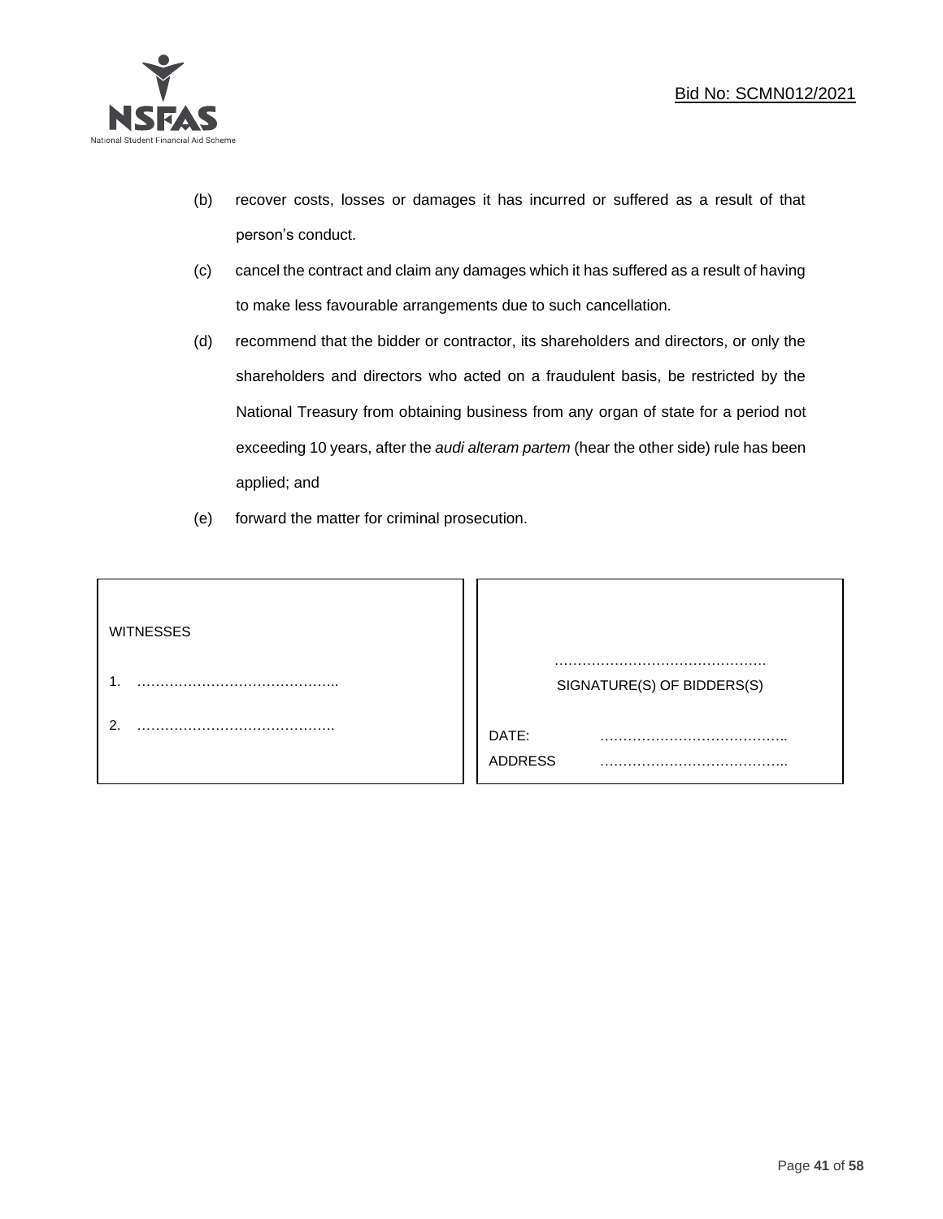(b) recover costs, losses or damages it has incurred or suffered as a result of that person's conduct.

(c) cancel the contract and claim any damages which it has suffered as a result of having to make less favourable arrangements due to such cancellation.

(d) recommend that the bidder or contractor, its shareholders and directors, or only the shareholders and directors who acted on a fraudulent basis, be restricted by the National Treasury from obtaining business from any organ of state for a period not exceeding 10 years, after the *audi alteram partem* (hear the other side) rule has been applied; and

(e) forward the matter for criminal prosecution.

| WITNESSES | |
|---|---|
| 1. …………………………………….. | ………………………………………. SIGNATURE(S) OF BIDDERS(S) |
| 2. ……………………………………. | DATE: ………………………………….. |
| | ADDRESS ………………………………….. |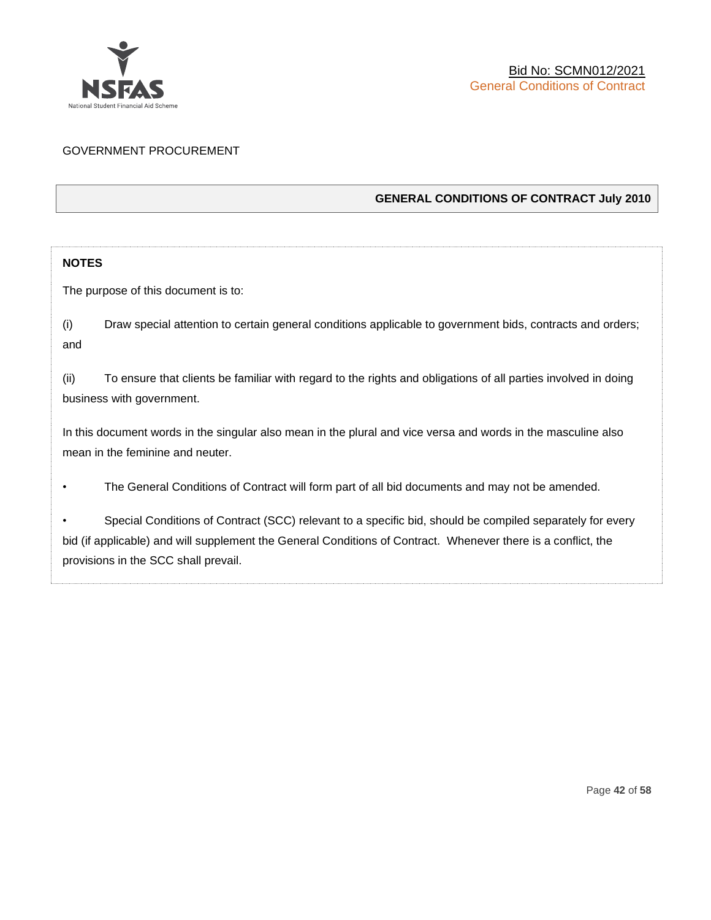GOVERNMENT PROCUREMENT

## GENERAL CONDITIONS OF CONTRACT July 2010

**NOTES**

The purpose of this document is to:

(i) Draw special attention to certain general conditions applicable to government bids, contracts and orders; and

(ii) To ensure that clients be familiar with regard to the rights and obligations of all parties involved in doing business with government.

In this document words in the singular also mean in the plural and vice versa and words in the masculine also mean in the feminine and neuter.

- The General Conditions of Contract will form part of all bid documents and may not be amended.

- Special Conditions of Contract (SCC) relevant to a specific bid, should be compiled separately for every bid (if applicable) and will supplement the General Conditions of Contract. Whenever there is a conflict, the provisions in the SCC shall prevail.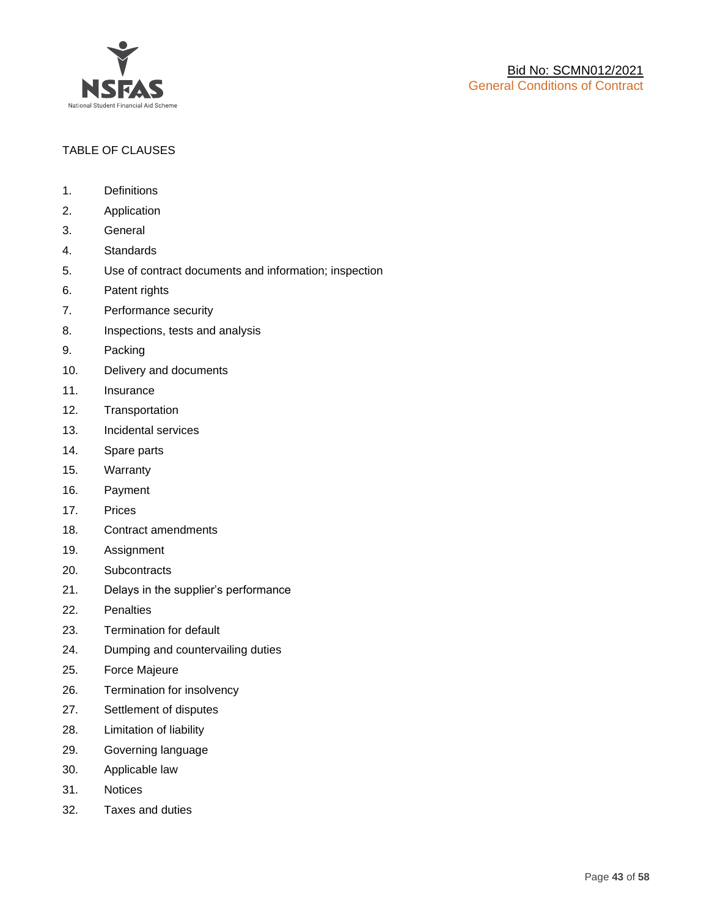TABLE OF CLAUSES

1. Definitions
2. Application
3. General
4. Standards
5. Use of contract documents and information; inspection
6. Patent rights
7. Performance security
8. Inspections, tests and analysis
9. Packing
10. Delivery and documents
11. Insurance
12. Transportation
13. Incidental services
14. Spare parts
15. Warranty
16. Payment
17. Prices
18. Contract amendments
19. Assignment
20. Subcontracts
21. Delays in the supplier's performance
22. Penalties
23. Termination for default
24. Dumping and countervailing duties
25. Force Majeure
26. Termination for insolvency
27. Settlement of disputes
28. Limitation of liability
29. Governing language
30. Applicable law
31. Notices
32. Taxes and duties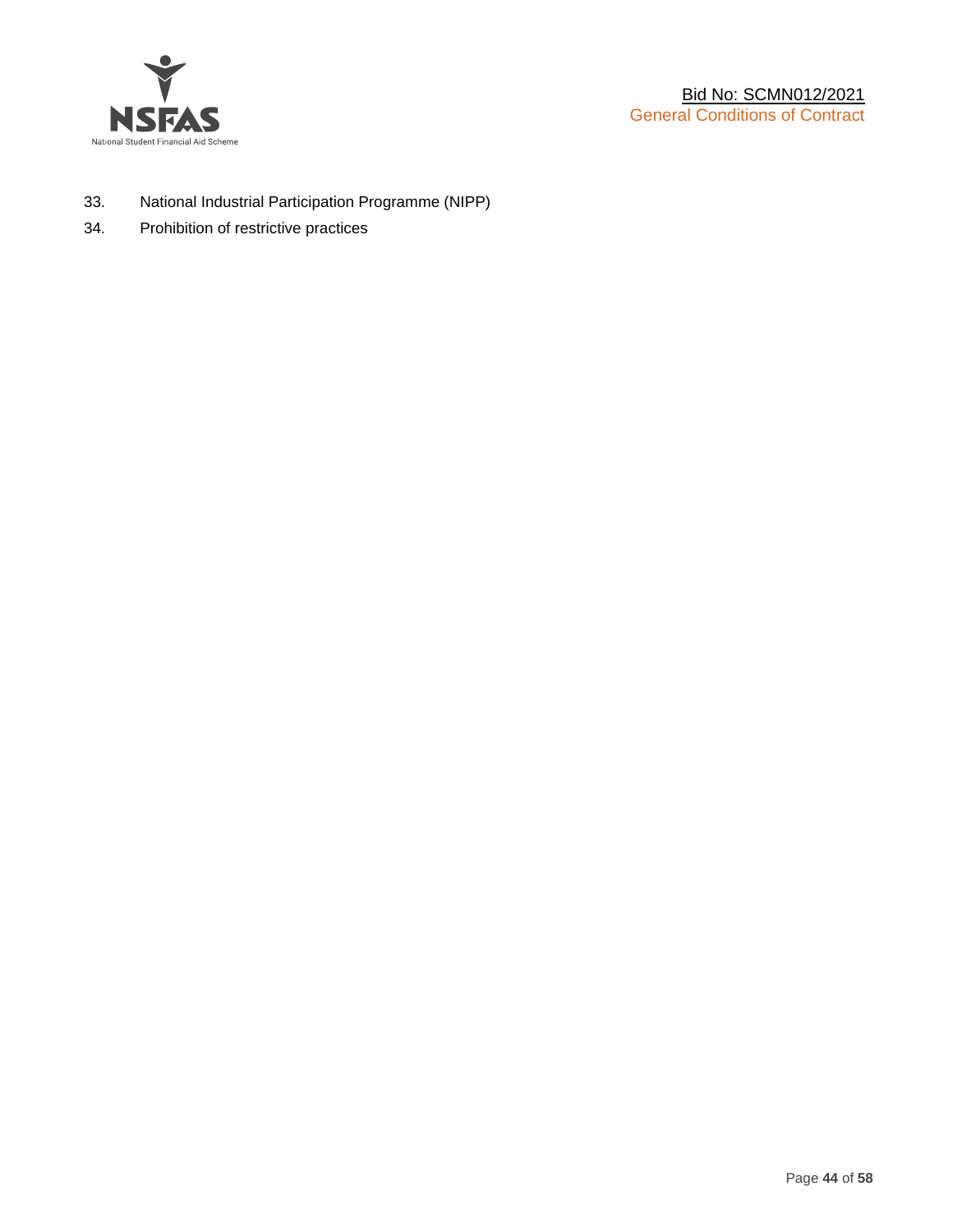33. National Industrial Participation Programme (NIPP)
34. Prohibition of restrictive practices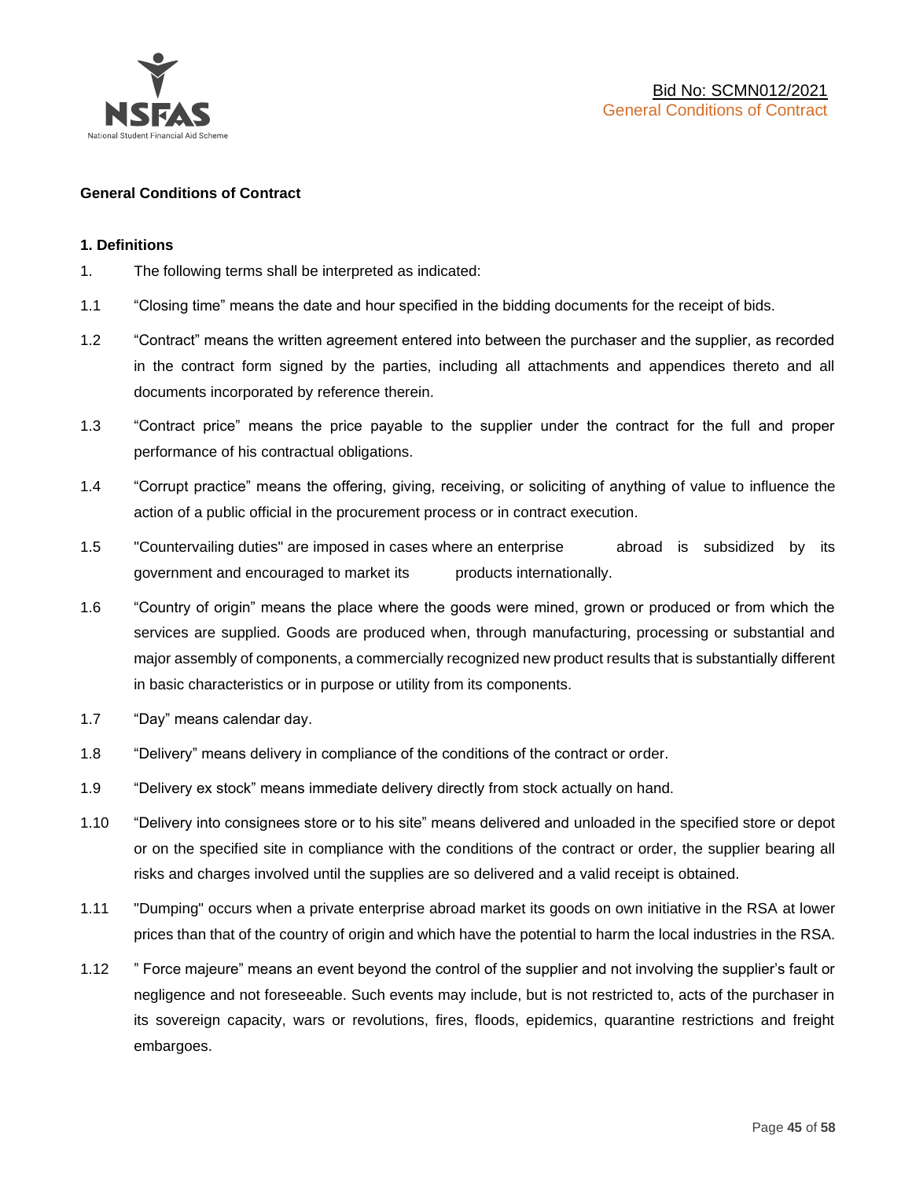## General Conditions of Contract

### 1. Definitions

1. The following terms shall be interpreted as indicated:

1.1 "Closing time" means the date and hour specified in the bidding documents for the receipt of bids.

1.2 "Contract" means the written agreement entered into between the purchaser and the supplier, as recorded in the contract form signed by the parties, including all attachments and appendices thereto and all documents incorporated by reference therein.

1.3 "Contract price" means the price payable to the supplier under the contract for the full and proper performance of his contractual obligations.

1.4 "Corrupt practice" means the offering, giving, receiving, or soliciting of anything of value to influence the action of a public official in the procurement process or in contract execution.

1.5 "Countervailing duties" are imposed in cases where an enterprise abroad is subsidized by its government and encouraged to market its products internationally.

1.6 "Country of origin" means the place where the goods were mined, grown or produced or from which the services are supplied. Goods are produced when, through manufacturing, processing or substantial and major assembly of components, a commercially recognized new product results that is substantially different in basic characteristics or in purpose or utility from its components.

1.7 "Day" means calendar day.

1.8 "Delivery" means delivery in compliance of the conditions of the contract or order.

1.9 "Delivery ex stock" means immediate delivery directly from stock actually on hand.

1.10 "Delivery into consignees store or to his site" means delivered and unloaded in the specified store or depot or on the specified site in compliance with the conditions of the contract or order, the supplier bearing all risks and charges involved until the supplies are so delivered and a valid receipt is obtained.

1.11 "Dumping" occurs when a private enterprise abroad market its goods on own initiative in the RSA at lower prices than that of the country of origin and which have the potential to harm the local industries in the RSA.

1.12 " Force majeure" means an event beyond the control of the supplier and not involving the supplier's fault or negligence and not foreseeable. Such events may include, but is not restricted to, acts of the purchaser in its sovereign capacity, wars or revolutions, fires, floods, epidemics, quarantine restrictions and freight embargoes.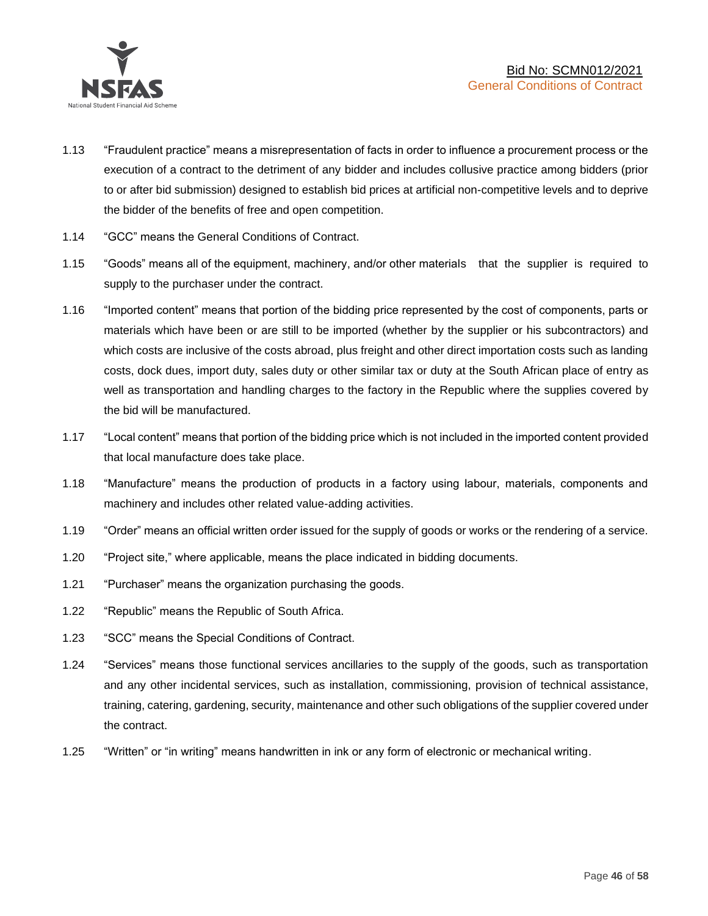1.13 "Fraudulent practice" means a misrepresentation of facts in order to influence a procurement process or the execution of a contract to the detriment of any bidder and includes collusive practice among bidders (prior to or after bid submission) designed to establish bid prices at artificial non-competitive levels and to deprive the bidder of the benefits of free and open competition.

1.14 "GCC" means the General Conditions of Contract.

1.15 "Goods" means all of the equipment, machinery, and/or other materials that the supplier is required to supply to the purchaser under the contract.

1.16 "Imported content" means that portion of the bidding price represented by the cost of components, parts or materials which have been or are still to be imported (whether by the supplier or his subcontractors) and which costs are inclusive of the costs abroad, plus freight and other direct importation costs such as landing costs, dock dues, import duty, sales duty or other similar tax or duty at the South African place of entry as well as transportation and handling charges to the factory in the Republic where the supplies covered by the bid will be manufactured.

1.17 "Local content" means that portion of the bidding price which is not included in the imported content provided that local manufacture does take place.

1.18 "Manufacture" means the production of products in a factory using labour, materials, components and machinery and includes other related value-adding activities.

1.19 "Order" means an official written order issued for the supply of goods or works or the rendering of a service.

1.20 "Project site," where applicable, means the place indicated in bidding documents.

1.21 "Purchaser" means the organization purchasing the goods.

1.22 "Republic" means the Republic of South Africa.

1.23 "SCC" means the Special Conditions of Contract.

1.24 "Services" means those functional services ancillaries to the supply of the goods, such as transportation and any other incidental services, such as installation, commissioning, provision of technical assistance, training, catering, gardening, security, maintenance and other such obligations of the supplier covered under the contract.

1.25 "Written" or "in writing" means handwritten in ink or any form of electronic or mechanical writing.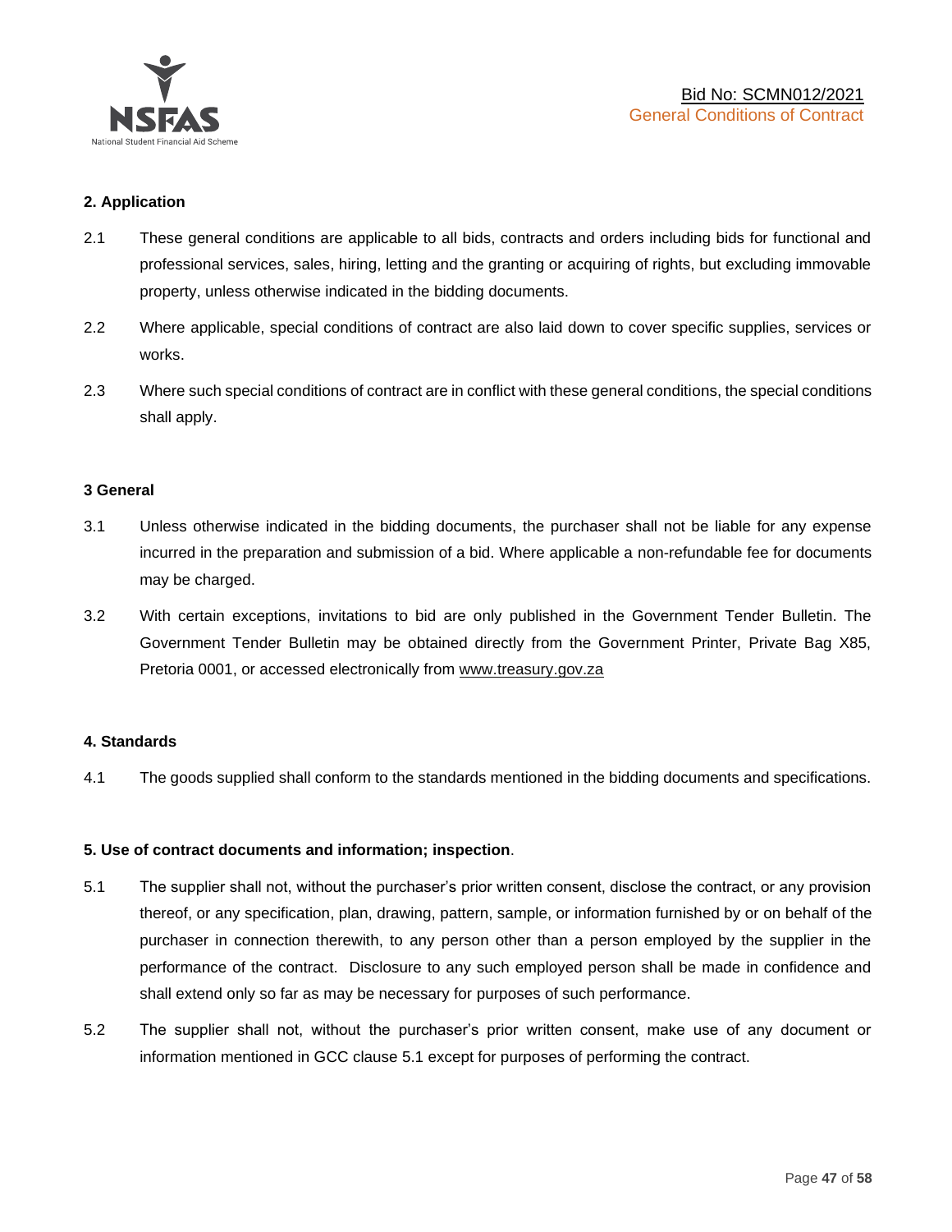**2. Application**

2.1 These general conditions are applicable to all bids, contracts and orders including bids for functional and professional services, sales, hiring, letting and the granting or acquiring of rights, but excluding immovable property, unless otherwise indicated in the bidding documents.

2.2 Where applicable, special conditions of contract are also laid down to cover specific supplies, services or works.

2.3 Where such special conditions of contract are in conflict with these general conditions, the special conditions shall apply.

**3 General**

3.1 Unless otherwise indicated in the bidding documents, the purchaser shall not be liable for any expense incurred in the preparation and submission of a bid. Where applicable a non-refundable fee for documents may be charged.

3.2 With certain exceptions, invitations to bid are only published in the Government Tender Bulletin. The Government Tender Bulletin may be obtained directly from the Government Printer, Private Bag X85, Pretoria 0001, or accessed electronically from www.treasury.gov.za

**4. Standards**

4.1 The goods supplied shall conform to the standards mentioned in the bidding documents and specifications.

**5. Use of contract documents and information; inspection**.

5.1 The supplier shall not, without the purchaser's prior written consent, disclose the contract, or any provision thereof, or any specification, plan, drawing, pattern, sample, or information furnished by or on behalf of the purchaser in connection therewith, to any person other than a person employed by the supplier in the performance of the contract. Disclosure to any such employed person shall be made in confidence and shall extend only so far as may be necessary for purposes of such performance.

5.2 The supplier shall not, without the purchaser's prior written consent, make use of any document or information mentioned in GCC clause 5.1 except for purposes of performing the contract.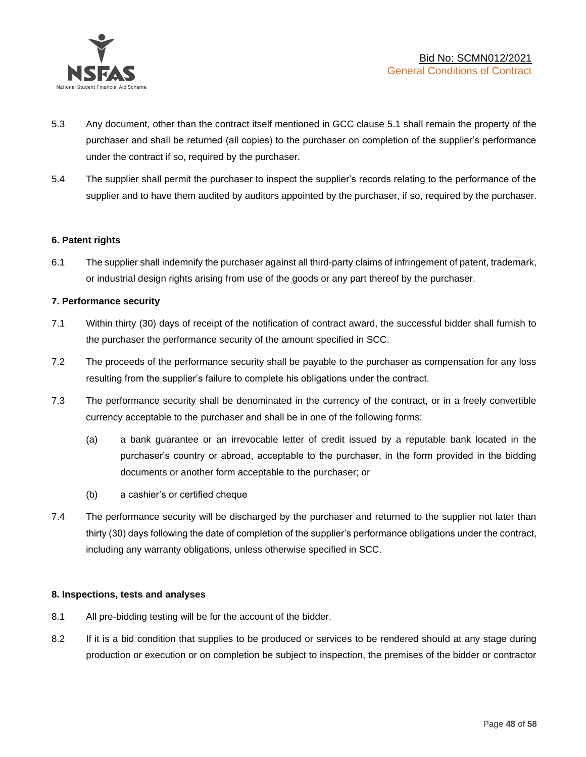5.3 Any document, other than the contract itself mentioned in GCC clause 5.1 shall remain the property of the purchaser and shall be returned (all copies) to the purchaser on completion of the supplier's performance under the contract if so, required by the purchaser.

5.4 The supplier shall permit the purchaser to inspect the supplier's records relating to the performance of the supplier and to have them audited by auditors appointed by the purchaser, if so, required by the purchaser.

**6. Patent rights**

6.1 The supplier shall indemnify the purchaser against all third-party claims of infringement of patent, trademark, or industrial design rights arising from use of the goods or any part thereof by the purchaser.

**7. Performance security**

7.1 Within thirty (30) days of receipt of the notification of contract award, the successful bidder shall furnish to the purchaser the performance security of the amount specified in SCC.

7.2 The proceeds of the performance security shall be payable to the purchaser as compensation for any loss resulting from the supplier's failure to complete his obligations under the contract.

7.3 The performance security shall be denominated in the currency of the contract, or in a freely convertible currency acceptable to the purchaser and shall be in one of the following forms:

(a) a bank guarantee or an irrevocable letter of credit issued by a reputable bank located in the purchaser's country or abroad, acceptable to the purchaser, in the form provided in the bidding documents or another form acceptable to the purchaser; or

(b) a cashier's or certified cheque

7.4 The performance security will be discharged by the purchaser and returned to the supplier not later than thirty (30) days following the date of completion of the supplier's performance obligations under the contract, including any warranty obligations, unless otherwise specified in SCC.

**8. Inspections, tests and analyses**

8.1 All pre-bidding testing will be for the account of the bidder.

8.2 If it is a bid condition that supplies to be produced or services to be rendered should at any stage during production or execution or on completion be subject to inspection, the premises of the bidder or contractor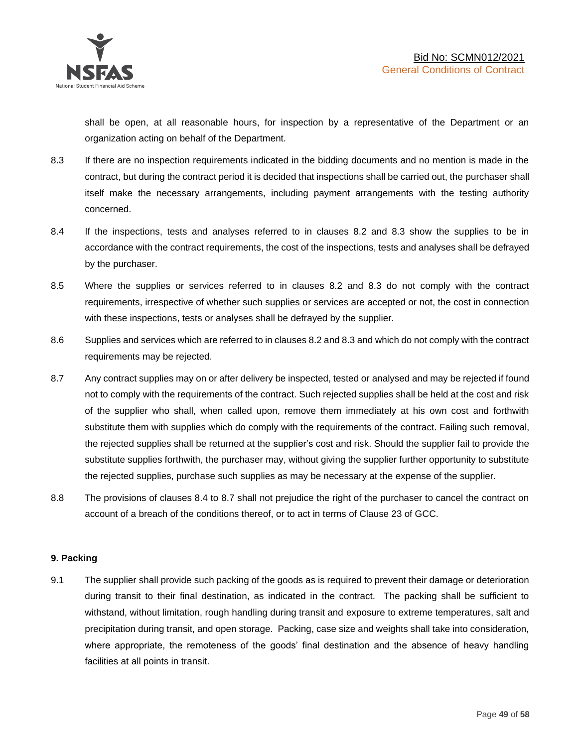shall be open, at all reasonable hours, for inspection by a representative of the Department or an organization acting on behalf of the Department.

8.3 If there are no inspection requirements indicated in the bidding documents and no mention is made in the contract, but during the contract period it is decided that inspections shall be carried out, the purchaser shall itself make the necessary arrangements, including payment arrangements with the testing authority concerned.

8.4 If the inspections, tests and analyses referred to in clauses 8.2 and 8.3 show the supplies to be in accordance with the contract requirements, the cost of the inspections, tests and analyses shall be defrayed by the purchaser.

8.5 Where the supplies or services referred to in clauses 8.2 and 8.3 do not comply with the contract requirements, irrespective of whether such supplies or services are accepted or not, the cost in connection with these inspections, tests or analyses shall be defrayed by the supplier.

8.6 Supplies and services which are referred to in clauses 8.2 and 8.3 and which do not comply with the contract requirements may be rejected.

8.7 Any contract supplies may on or after delivery be inspected, tested or analysed and may be rejected if found not to comply with the requirements of the contract. Such rejected supplies shall be held at the cost and risk of the supplier who shall, when called upon, remove them immediately at his own cost and forthwith substitute them with supplies which do comply with the requirements of the contract. Failing such removal, the rejected supplies shall be returned at the supplier's cost and risk. Should the supplier fail to provide the substitute supplies forthwith, the purchaser may, without giving the supplier further opportunity to substitute the rejected supplies, purchase such supplies as may be necessary at the expense of the supplier.

8.8 The provisions of clauses 8.4 to 8.7 shall not prejudice the right of the purchaser to cancel the contract on account of a breach of the conditions thereof, or to act in terms of Clause 23 of GCC.

**9. Packing**

9.1 The supplier shall provide such packing of the goods as is required to prevent their damage or deterioration during transit to their final destination, as indicated in the contract. The packing shall be sufficient to withstand, without limitation, rough handling during transit and exposure to extreme temperatures, salt and precipitation during transit, and open storage. Packing, case size and weights shall take into consideration, where appropriate, the remoteness of the goods' final destination and the absence of heavy handling facilities at all points in transit.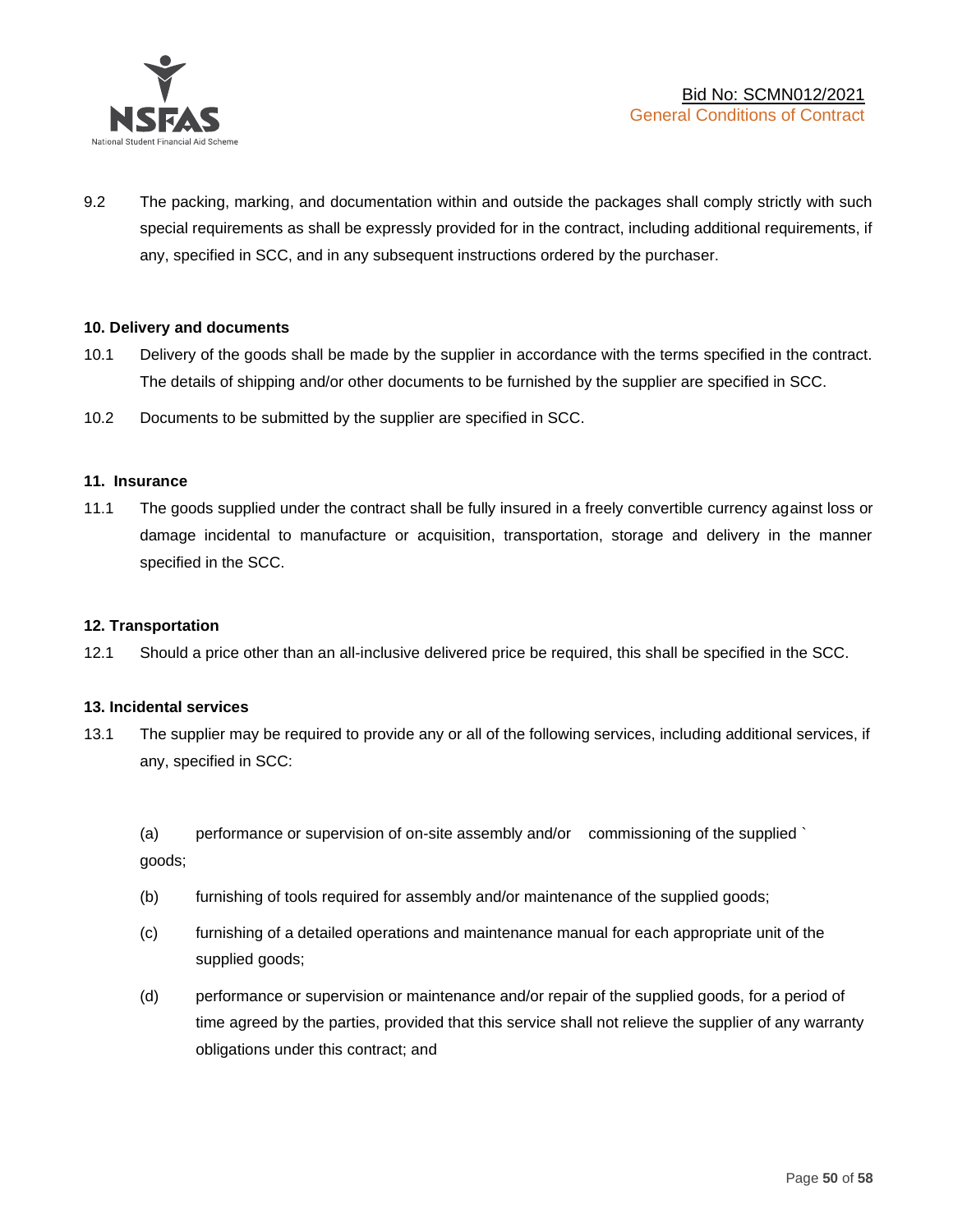9.2 The packing, marking, and documentation within and outside the packages shall comply strictly with such special requirements as shall be expressly provided for in the contract, including additional requirements, if any, specified in SCC, and in any subsequent instructions ordered by the purchaser.

**10. Delivery and documents**

10.1 Delivery of the goods shall be made by the supplier in accordance with the terms specified in the contract. The details of shipping and/or other documents to be furnished by the supplier are specified in SCC.

10.2 Documents to be submitted by the supplier are specified in SCC.

**11. Insurance**

11.1 The goods supplied under the contract shall be fully insured in a freely convertible currency against loss or damage incidental to manufacture or acquisition, transportation, storage and delivery in the manner specified in the SCC.

**12. Transportation**

12.1 Should a price other than an all-inclusive delivered price be required, this shall be specified in the SCC.

**13. Incidental services**

13.1 The supplier may be required to provide any or all of the following services, including additional services, if any, specified in SCC:

(a) performance or supervision of on-site assembly and/or commissioning of the supplied ` goods;

(b) furnishing of tools required for assembly and/or maintenance of the supplied goods;

(c) furnishing of a detailed operations and maintenance manual for each appropriate unit of the supplied goods;

(d) performance or supervision or maintenance and/or repair of the supplied goods, for a period of time agreed by the parties, provided that this service shall not relieve the supplier of any warranty obligations under this contract; and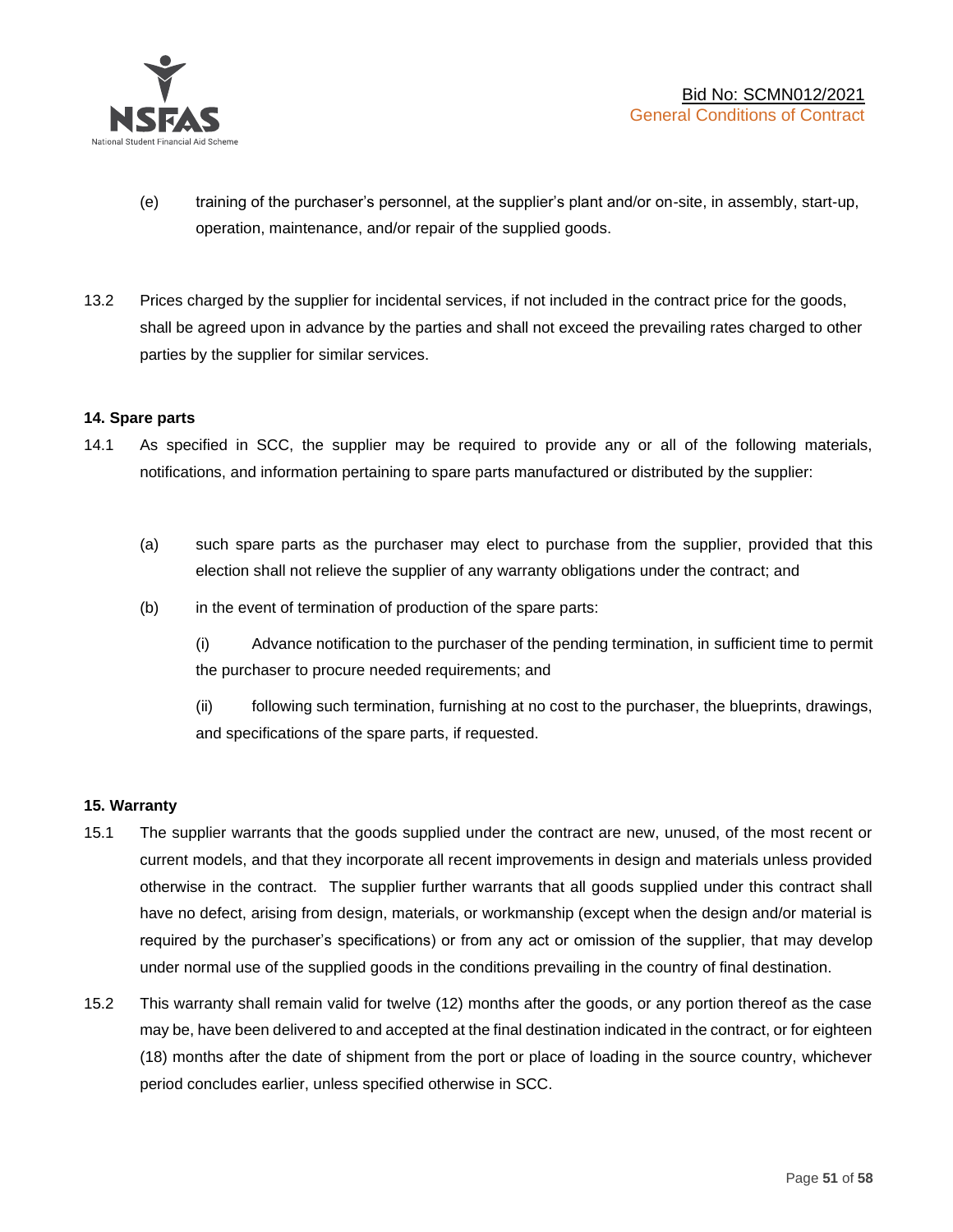(e) training of the purchaser's personnel, at the supplier's plant and/or on-site, in assembly, start-up, operation, maintenance, and/or repair of the supplied goods.

13.2 Prices charged by the supplier for incidental services, if not included in the contract price for the goods, shall be agreed upon in advance by the parties and shall not exceed the prevailing rates charged to other parties by the supplier for similar services.

**14. Spare parts**

14.1 As specified in SCC, the supplier may be required to provide any or all of the following materials, notifications, and information pertaining to spare parts manufactured or distributed by the supplier:

(a) such spare parts as the purchaser may elect to purchase from the supplier, provided that this election shall not relieve the supplier of any warranty obligations under the contract; and

(b) in the event of termination of production of the spare parts:

(i) Advance notification to the purchaser of the pending termination, in sufficient time to permit the purchaser to procure needed requirements; and

(ii) following such termination, furnishing at no cost to the purchaser, the blueprints, drawings, and specifications of the spare parts, if requested.

**15. Warranty**

15.1 The supplier warrants that the goods supplied under the contract are new, unused, of the most recent or current models, and that they incorporate all recent improvements in design and materials unless provided otherwise in the contract. The supplier further warrants that all goods supplied under this contract shall have no defect, arising from design, materials, or workmanship (except when the design and/or material is required by the purchaser's specifications) or from any act or omission of the supplier, that may develop under normal use of the supplied goods in the conditions prevailing in the country of final destination.

15.2 This warranty shall remain valid for twelve (12) months after the goods, or any portion thereof as the case may be, have been delivered to and accepted at the final destination indicated in the contract, or for eighteen (18) months after the date of shipment from the port or place of loading in the source country, whichever period concludes earlier, unless specified otherwise in SCC.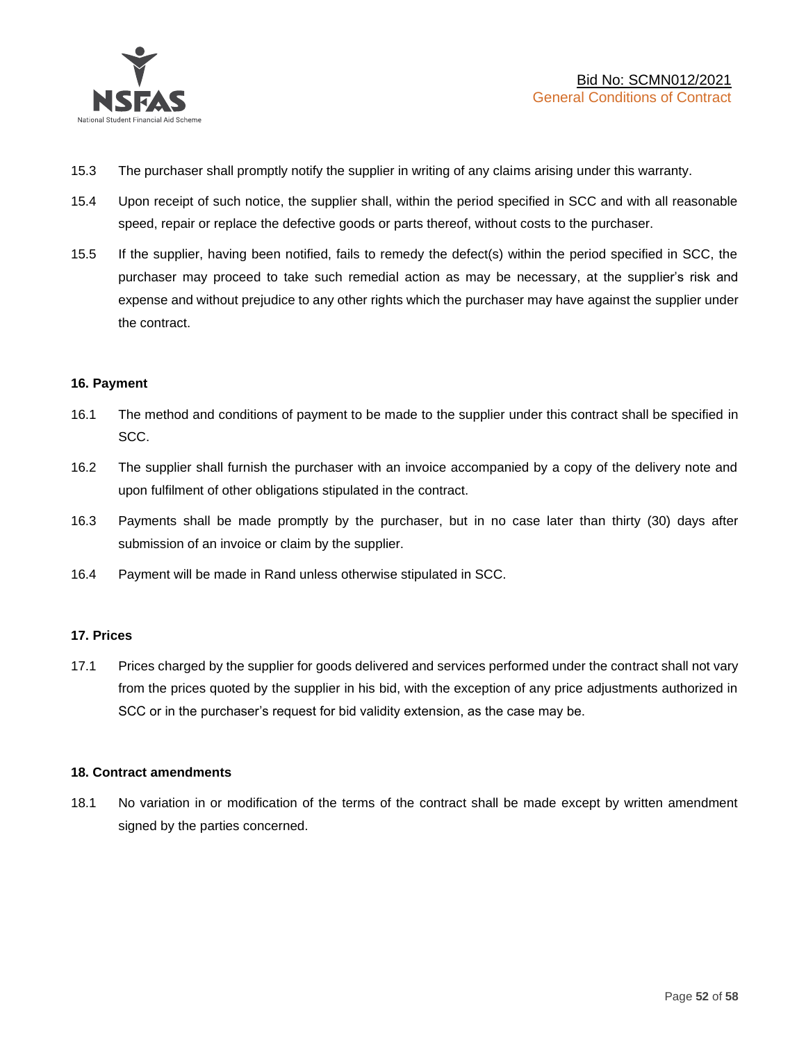15.3 The purchaser shall promptly notify the supplier in writing of any claims arising under this warranty.

15.4 Upon receipt of such notice, the supplier shall, within the period specified in SCC and with all reasonable speed, repair or replace the defective goods or parts thereof, without costs to the purchaser.

15.5 If the supplier, having been notified, fails to remedy the defect(s) within the period specified in SCC, the purchaser may proceed to take such remedial action as may be necessary, at the supplier's risk and expense and without prejudice to any other rights which the purchaser may have against the supplier under the contract.

**16. Payment**

16.1 The method and conditions of payment to be made to the supplier under this contract shall be specified in SCC.

16.2 The supplier shall furnish the purchaser with an invoice accompanied by a copy of the delivery note and upon fulfilment of other obligations stipulated in the contract.

16.3 Payments shall be made promptly by the purchaser, but in no case later than thirty (30) days after submission of an invoice or claim by the supplier.

16.4 Payment will be made in Rand unless otherwise stipulated in SCC.

**17. Prices**

17.1 Prices charged by the supplier for goods delivered and services performed under the contract shall not vary from the prices quoted by the supplier in his bid, with the exception of any price adjustments authorized in SCC or in the purchaser's request for bid validity extension, as the case may be.

**18. Contract amendments**

18.1 No variation in or modification of the terms of the contract shall be made except by written amendment signed by the parties concerned.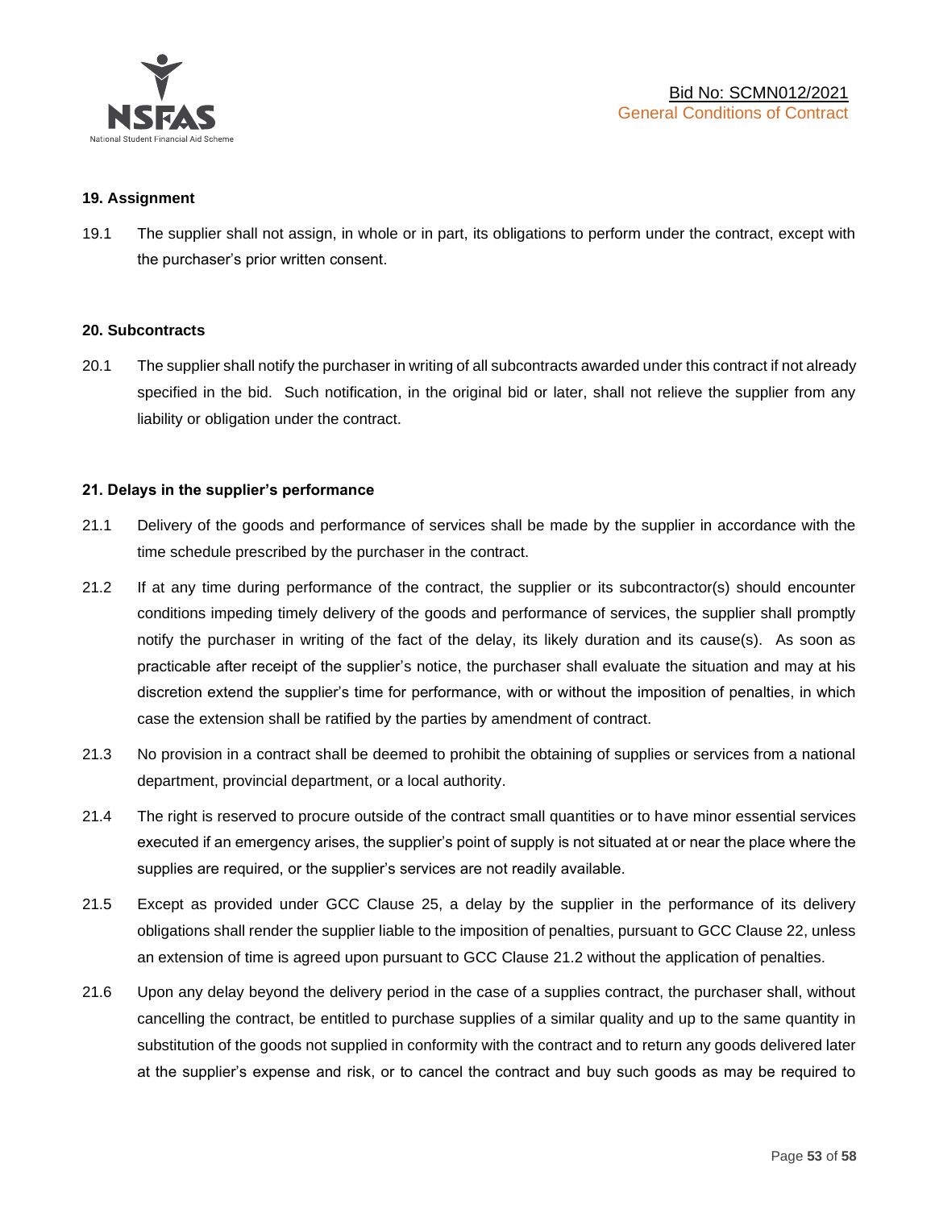## 19. Assignment

19.1 The supplier shall not assign, in whole or in part, its obligations to perform under the contract, except with the purchaser's prior written consent.

## 20. Subcontracts

20.1 The supplier shall notify the purchaser in writing of all subcontracts awarded under this contract if not already specified in the bid. Such notification, in the original bid or later, shall not relieve the supplier from any liability or obligation under the contract.

## 21. Delays in the supplier's performance

21.1 Delivery of the goods and performance of services shall be made by the supplier in accordance with the time schedule prescribed by the purchaser in the contract.

21.2 If at any time during performance of the contract, the supplier or its subcontractor(s) should encounter conditions impeding timely delivery of the goods and performance of services, the supplier shall promptly notify the purchaser in writing of the fact of the delay, its likely duration and its cause(s). As soon as practicable after receipt of the supplier's notice, the purchaser shall evaluate the situation and may at his discretion extend the supplier's time for performance, with or without the imposition of penalties, in which case the extension shall be ratified by the parties by amendment of contract.

21.3 No provision in a contract shall be deemed to prohibit the obtaining of supplies or services from a national department, provincial department, or a local authority.

21.4 The right is reserved to procure outside of the contract small quantities or to have minor essential services executed if an emergency arises, the supplier's point of supply is not situated at or near the place where the supplies are required, or the supplier's services are not readily available.

21.5 Except as provided under GCC Clause 25, a delay by the supplier in the performance of its delivery obligations shall render the supplier liable to the imposition of penalties, pursuant to GCC Clause 22, unless an extension of time is agreed upon pursuant to GCC Clause 21.2 without the application of penalties.

21.6 Upon any delay beyond the delivery period in the case of a supplies contract, the purchaser shall, without cancelling the contract, be entitled to purchase supplies of a similar quality and up to the same quantity in substitution of the goods not supplied in conformity with the contract and to return any goods delivered later at the supplier's expense and risk, or to cancel the contract and buy such goods as may be required to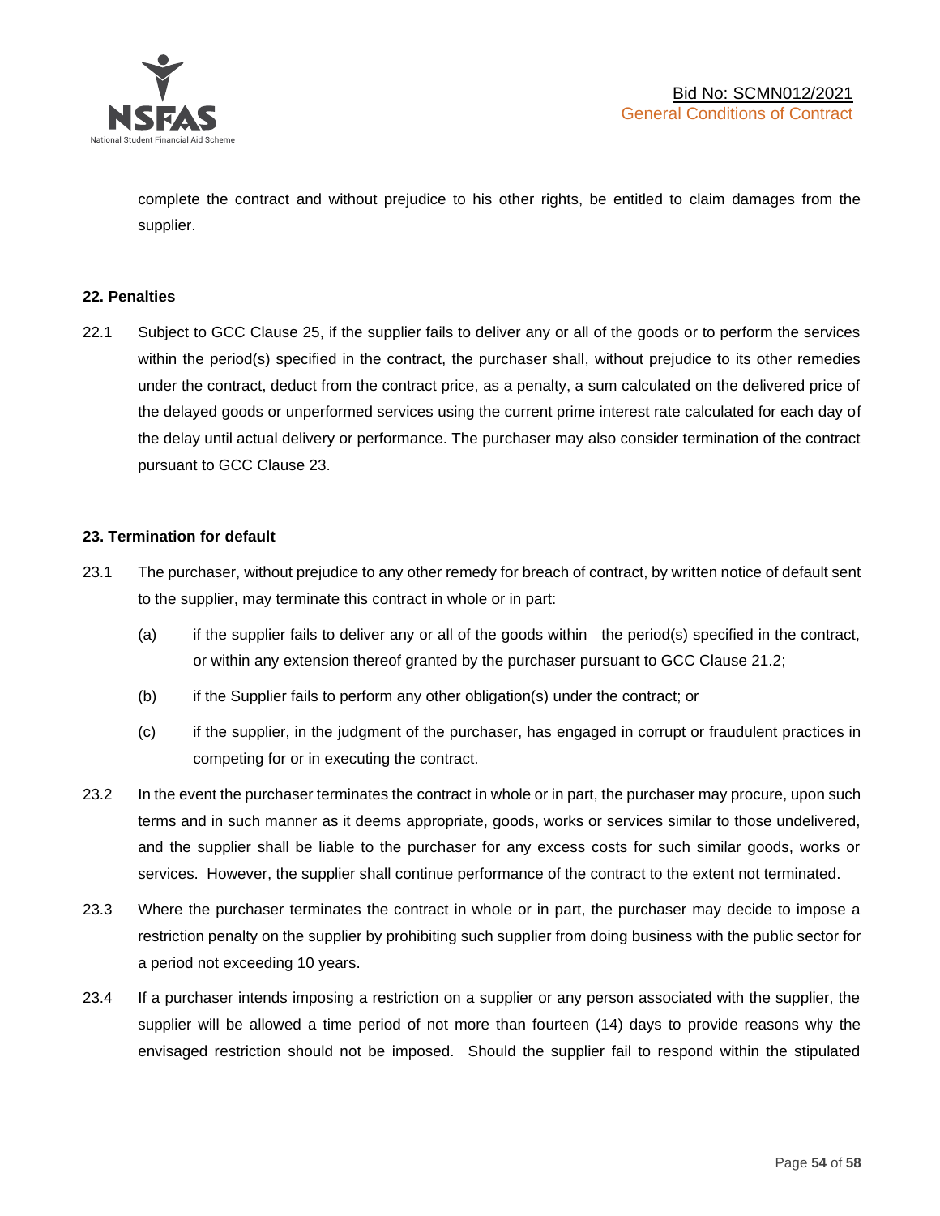complete the contract and without prejudice to his other rights, be entitled to claim damages from the supplier.

**22. Penalties**

22.1 Subject to GCC Clause 25, if the supplier fails to deliver any or all of the goods or to perform the services within the period(s) specified in the contract, the purchaser shall, without prejudice to its other remedies under the contract, deduct from the contract price, as a penalty, a sum calculated on the delivered price of the delayed goods or unperformed services using the current prime interest rate calculated for each day of the delay until actual delivery or performance. The purchaser may also consider termination of the contract pursuant to GCC Clause 23.

**23. Termination for default**

23.1 The purchaser, without prejudice to any other remedy for breach of contract, by written notice of default sent to the supplier, may terminate this contract in whole or in part:

(a) if the supplier fails to deliver any or all of the goods within the period(s) specified in the contract, or within any extension thereof granted by the purchaser pursuant to GCC Clause 21.2;

(b) if the Supplier fails to perform any other obligation(s) under the contract; or

(c) if the supplier, in the judgment of the purchaser, has engaged in corrupt or fraudulent practices in competing for or in executing the contract.

23.2 In the event the purchaser terminates the contract in whole or in part, the purchaser may procure, upon such terms and in such manner as it deems appropriate, goods, works or services similar to those undelivered, and the supplier shall be liable to the purchaser for any excess costs for such similar goods, works or services. However, the supplier shall continue performance of the contract to the extent not terminated.

23.3 Where the purchaser terminates the contract in whole or in part, the purchaser may decide to impose a restriction penalty on the supplier by prohibiting such supplier from doing business with the public sector for a period not exceeding 10 years.

23.4 If a purchaser intends imposing a restriction on a supplier or any person associated with the supplier, the supplier will be allowed a time period of not more than fourteen (14) days to provide reasons why the envisaged restriction should not be imposed. Should the supplier fail to respond within the stipulated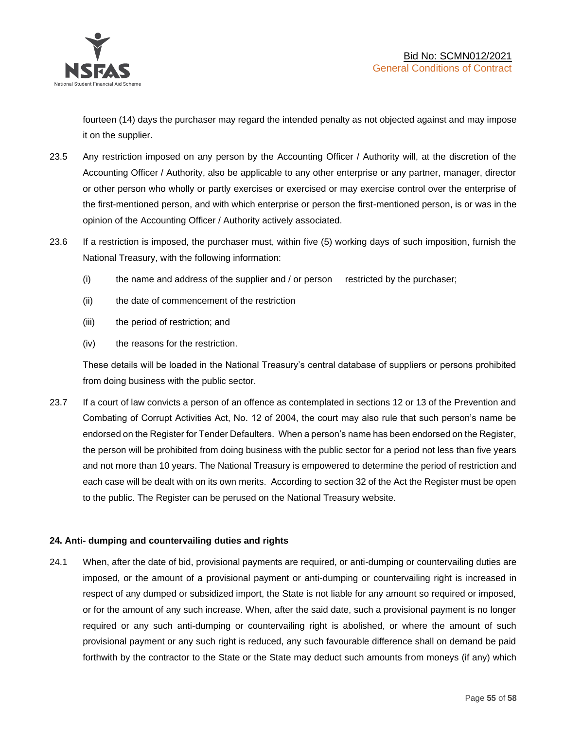fourteen (14) days the purchaser may regard the intended penalty as not objected against and may impose it on the supplier.

23.5 Any restriction imposed on any person by the Accounting Officer / Authority will, at the discretion of the Accounting Officer / Authority, also be applicable to any other enterprise or any partner, manager, director or other person who wholly or partly exercises or exercised or may exercise control over the enterprise of the first-mentioned person, and with which enterprise or person the first-mentioned person, is or was in the opinion of the Accounting Officer / Authority actively associated.

23.6 If a restriction is imposed, the purchaser must, within five (5) working days of such imposition, furnish the National Treasury, with the following information:

(i) the name and address of the supplier and / or person restricted by the purchaser;

(ii) the date of commencement of the restriction

(iii) the period of restriction; and

(iv) the reasons for the restriction.

These details will be loaded in the National Treasury's central database of suppliers or persons prohibited from doing business with the public sector.

23.7 If a court of law convicts a person of an offence as contemplated in sections 12 or 13 of the Prevention and Combating of Corrupt Activities Act, No. 12 of 2004, the court may also rule that such person's name be endorsed on the Register for Tender Defaulters. When a person's name has been endorsed on the Register, the person will be prohibited from doing business with the public sector for a period not less than five years and not more than 10 years. The National Treasury is empowered to determine the period of restriction and each case will be dealt with on its own merits. According to section 32 of the Act the Register must be open to the public. The Register can be perused on the National Treasury website.

**24. Anti- dumping and countervailing duties and rights**

24.1 When, after the date of bid, provisional payments are required, or anti-dumping or countervailing duties are imposed, or the amount of a provisional payment or anti-dumping or countervailing right is increased in respect of any dumped or subsidized import, the State is not liable for any amount so required or imposed, or for the amount of any such increase. When, after the said date, such a provisional payment is no longer required or any such anti-dumping or countervailing right is abolished, or where the amount of such provisional payment or any such right is reduced, any such favourable difference shall on demand be paid forthwith by the contractor to the State or the State may deduct such amounts from moneys (if any) which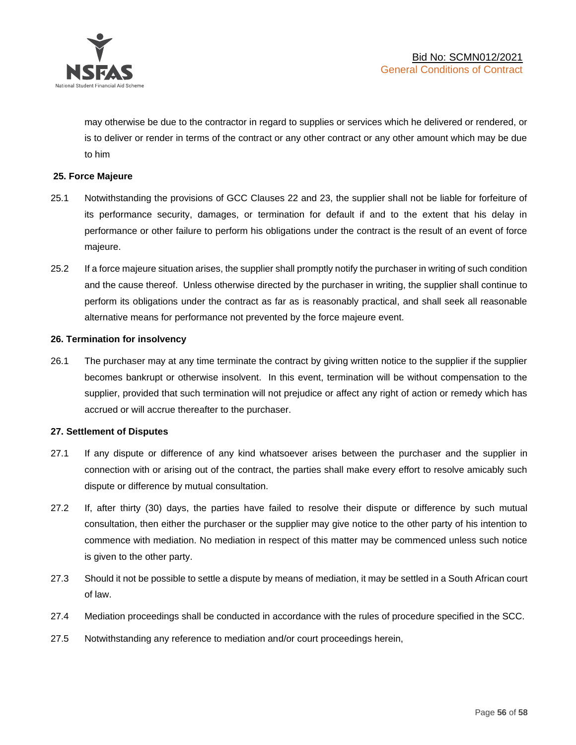may otherwise be due to the contractor in regard to supplies or services which he delivered or rendered, or is to deliver or render in terms of the contract or any other contract or any other amount which may be due to him

**25. Force Majeure**

25.1 Notwithstanding the provisions of GCC Clauses 22 and 23, the supplier shall not be liable for forfeiture of its performance security, damages, or termination for default if and to the extent that his delay in performance or other failure to perform his obligations under the contract is the result of an event of force majeure.

25.2 If a force majeure situation arises, the supplier shall promptly notify the purchaser in writing of such condition and the cause thereof. Unless otherwise directed by the purchaser in writing, the supplier shall continue to perform its obligations under the contract as far as is reasonably practical, and shall seek all reasonable alternative means for performance not prevented by the force majeure event.

**26. Termination for insolvency**

26.1 The purchaser may at any time terminate the contract by giving written notice to the supplier if the supplier becomes bankrupt or otherwise insolvent. In this event, termination will be without compensation to the supplier, provided that such termination will not prejudice or affect any right of action or remedy which has accrued or will accrue thereafter to the purchaser.

**27. Settlement of Disputes**

27.1 If any dispute or difference of any kind whatsoever arises between the purchaser and the supplier in connection with or arising out of the contract, the parties shall make every effort to resolve amicably such dispute or difference by mutual consultation.

27.2 If, after thirty (30) days, the parties have failed to resolve their dispute or difference by such mutual consultation, then either the purchaser or the supplier may give notice to the other party of his intention to commence with mediation. No mediation in respect of this matter may be commenced unless such notice is given to the other party.

27.3 Should it not be possible to settle a dispute by means of mediation, it may be settled in a South African court of law.

27.4 Mediation proceedings shall be conducted in accordance with the rules of procedure specified in the SCC.

27.5 Notwithstanding any reference to mediation and/or court proceedings herein,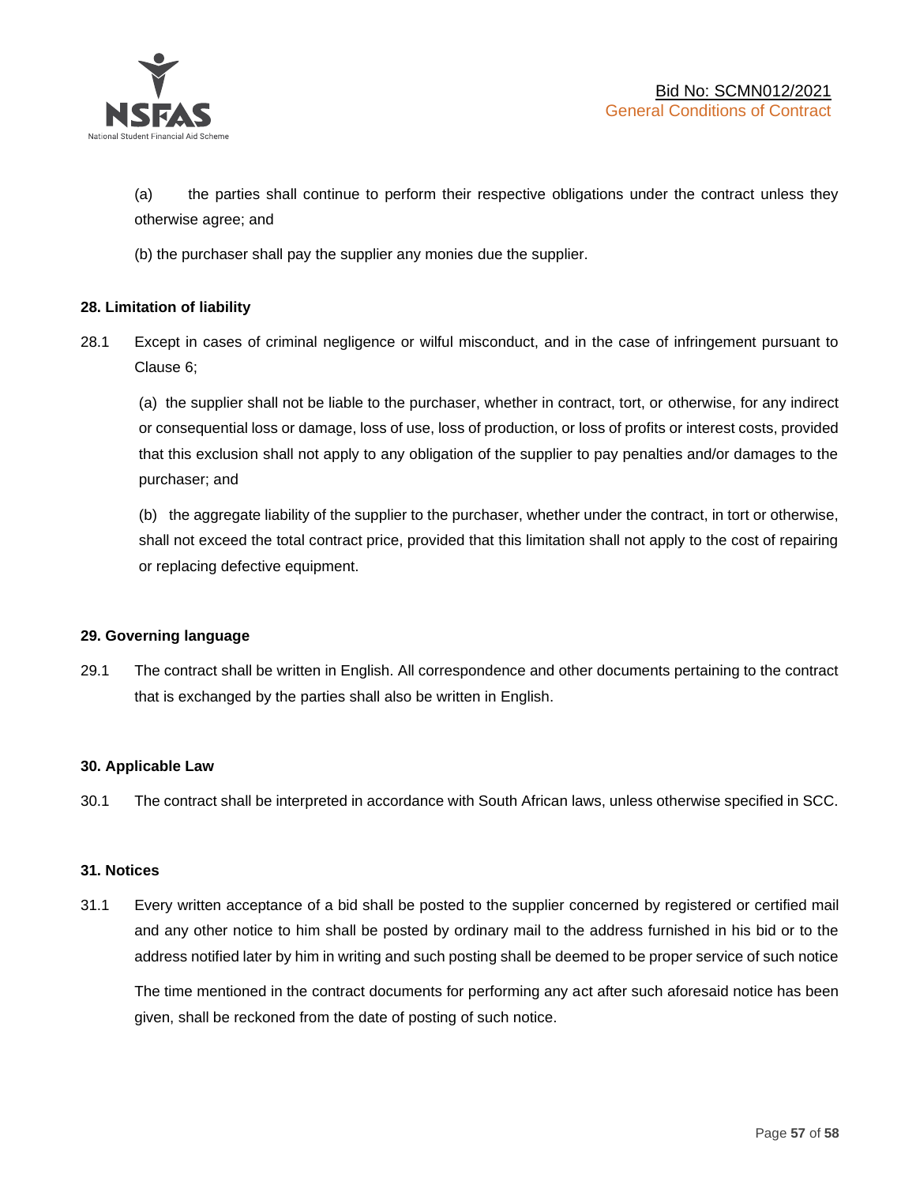(a) the parties shall continue to perform their respective obligations under the contract unless they otherwise agree; and

(b) the purchaser shall pay the supplier any monies due the supplier.

**28. Limitation of liability**

28.1 Except in cases of criminal negligence or wilful misconduct, and in the case of infringement pursuant to Clause 6;

(a) the supplier shall not be liable to the purchaser, whether in contract, tort, or otherwise, for any indirect or consequential loss or damage, loss of use, loss of production, or loss of profits or interest costs, provided that this exclusion shall not apply to any obligation of the supplier to pay penalties and/or damages to the purchaser; and

(b) the aggregate liability of the supplier to the purchaser, whether under the contract, in tort or otherwise, shall not exceed the total contract price, provided that this limitation shall not apply to the cost of repairing or replacing defective equipment.

**29. Governing language**

29.1 The contract shall be written in English. All correspondence and other documents pertaining to the contract that is exchanged by the parties shall also be written in English.

**30. Applicable Law**

30.1 The contract shall be interpreted in accordance with South African laws, unless otherwise specified in SCC.

**31. Notices**

31.1 Every written acceptance of a bid shall be posted to the supplier concerned by registered or certified mail and any other notice to him shall be posted by ordinary mail to the address furnished in his bid or to the address notified later by him in writing and such posting shall be deemed to be proper service of such notice

The time mentioned in the contract documents for performing any act after such aforesaid notice has been given, shall be reckoned from the date of posting of such notice.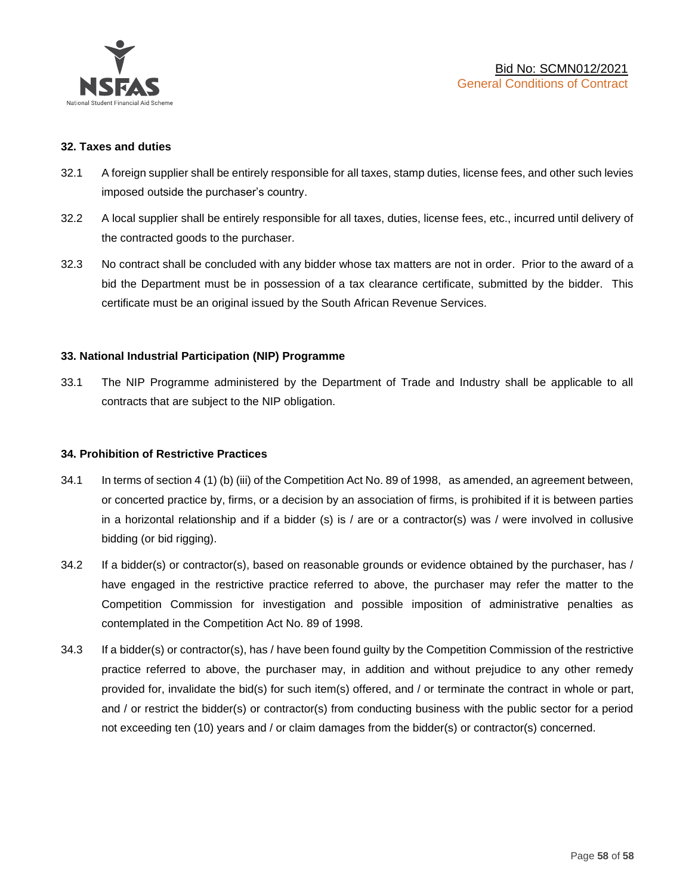### 32. Taxes and duties

32.1 A foreign supplier shall be entirely responsible for all taxes, stamp duties, license fees, and other such levies imposed outside the purchaser's country.

32.2 A local supplier shall be entirely responsible for all taxes, duties, license fees, etc., incurred until delivery of the contracted goods to the purchaser.

32.3 No contract shall be concluded with any bidder whose tax matters are not in order. Prior to the award of a bid the Department must be in possession of a tax clearance certificate, submitted by the bidder. This certificate must be an original issued by the South African Revenue Services.

### 33. National Industrial Participation (NIP) Programme

33.1 The NIP Programme administered by the Department of Trade and Industry shall be applicable to all contracts that are subject to the NIP obligation.

### 34. Prohibition of Restrictive Practices

34.1 In terms of section 4 (1) (b) (iii) of the Competition Act No. 89 of 1998, as amended, an agreement between, or concerted practice by, firms, or a decision by an association of firms, is prohibited if it is between parties in a horizontal relationship and if a bidder (s) is / are or a contractor(s) was / were involved in collusive bidding (or bid rigging).

34.2 If a bidder(s) or contractor(s), based on reasonable grounds or evidence obtained by the purchaser, has / have engaged in the restrictive practice referred to above, the purchaser may refer the matter to the Competition Commission for investigation and possible imposition of administrative penalties as contemplated in the Competition Act No. 89 of 1998.

34.3 If a bidder(s) or contractor(s), has / have been found guilty by the Competition Commission of the restrictive practice referred to above, the purchaser may, in addition and without prejudice to any other remedy provided for, invalidate the bid(s) for such item(s) offered, and / or terminate the contract in whole or part, and / or restrict the bidder(s) or contractor(s) from conducting business with the public sector for a period not exceeding ten (10) years and / or claim damages from the bidder(s) or contractor(s) concerned.